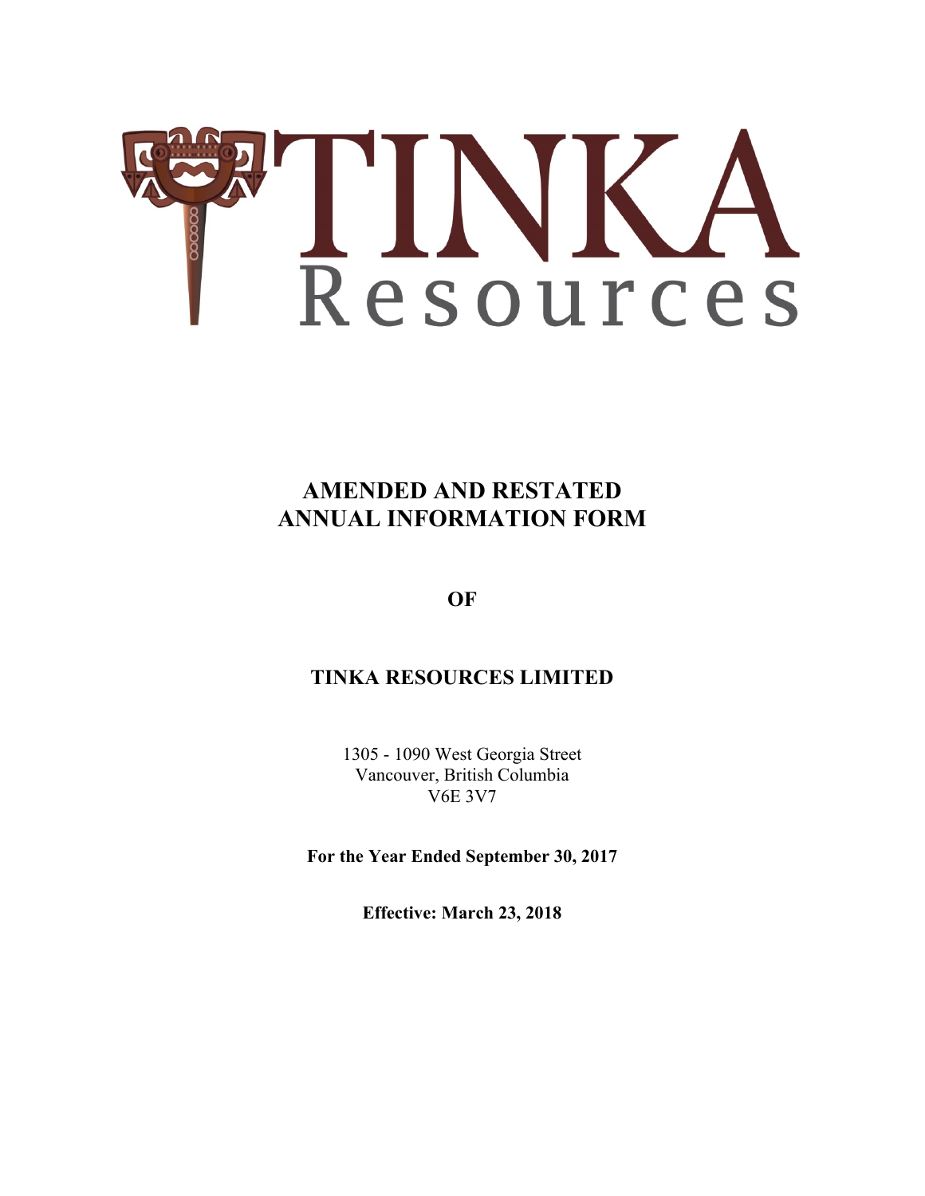TINKA
Resources

# AMENDED AND RESTATED ANNUAL INFORMATION FORM

**OF**

## TINKA RESOURCES LIMITED

1305 - 1090 West Georgia Street
Vancouver, British Columbia
V6E 3V7

**For the Year Ended September 30, 2017**

**Effective: March 23, 2018**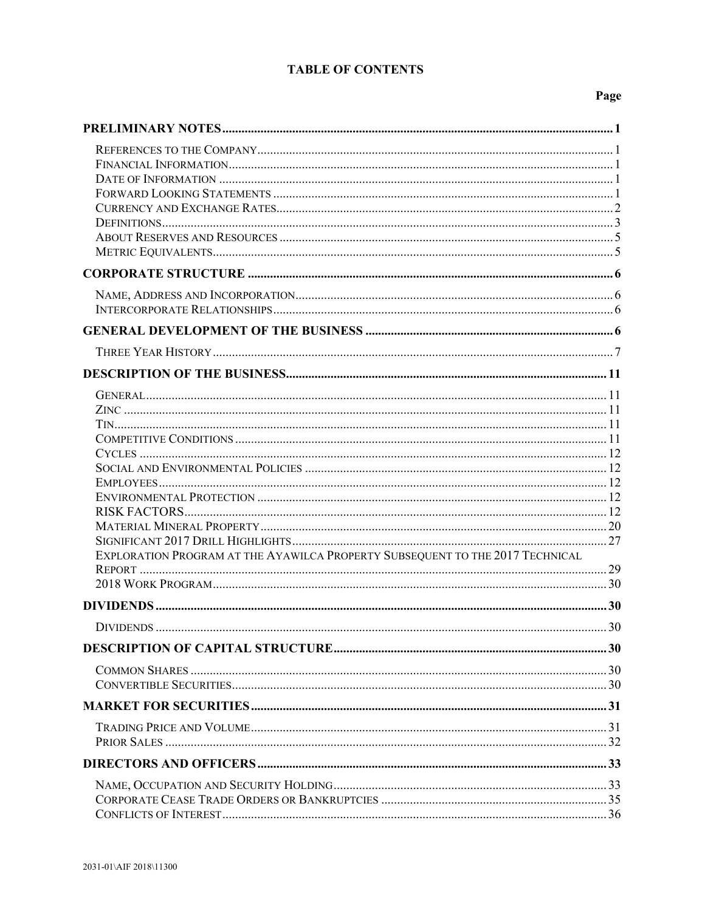# TABLE OF CONTENTS

| | Page |
|---|---|
| **PRELIMINARY NOTES** | **1** |
| References to the Company | 1 |
| Financial Information | 1 |
| Date of Information | 1 |
| Forward Looking Statements | 1 |
| Currency and Exchange Rates | 2 |
| Definitions | 3 |
| About Reserves and Resources | 5 |
| Metric Equivalents | 5 |
| **CORPORATE STRUCTURE** | **6** |
| Name, Address and Incorporation | 6 |
| Intercorporate Relationships | 6 |
| **GENERAL DEVELOPMENT OF THE BUSINESS** | **6** |
| Three Year History | 7 |
| **DESCRIPTION OF THE BUSINESS** | **11** |
| General | 11 |
| Zinc | 11 |
| Tin | 11 |
| Competitive Conditions | 11 |
| Cycles | 12 |
| Social and Environmental Policies | 12 |
| Employees | 12 |
| Environmental Protection | 12 |
| RISK FACTORS | 12 |
| Material Mineral Property | 20 |
| Significant 2017 Drill Highlights | 27 |
| Exploration Program at the Ayawilca Property Subsequent to the 2017 Technical Report | 29 |
| 2018 Work Program | 30 |
| **DIVIDENDS** | **30** |
| Dividends | 30 |
| **DESCRIPTION OF CAPITAL STRUCTURE** | **30** |
| Common Shares | 30 |
| Convertible Securities | 30 |
| **MARKET FOR SECURITIES** | **31** |
| Trading Price and Volume | 31 |
| Prior Sales | 32 |
| **DIRECTORS AND OFFICERS** | **33** |
| Name, Occupation and Security Holding | 33 |
| Corporate Cease Trade Orders or Bankruptcies | 35 |
| Conflicts of Interest | 36 |

2031-01\AIF 2018\11300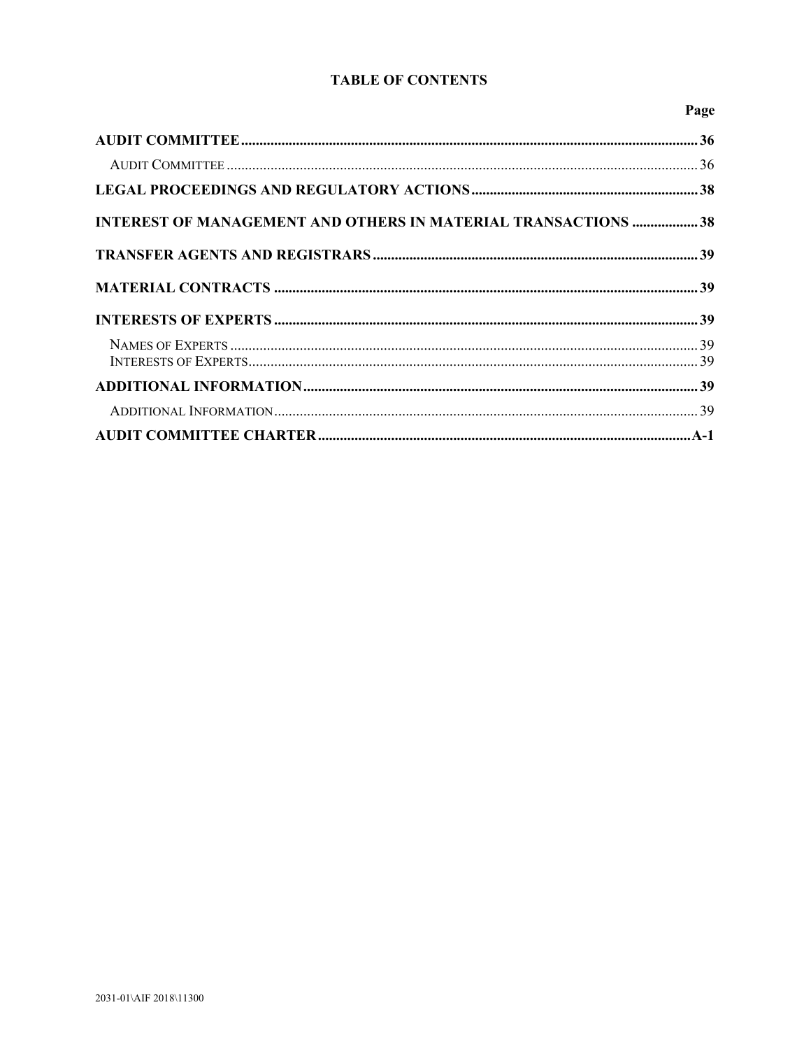# TABLE OF CONTENTS

| | Page |
|---|---|
| **AUDIT COMMITTEE** | **36** |
| Audit Committee | 36 |
| **LEGAL PROCEEDINGS AND REGULATORY ACTIONS** | **38** |
| **INTEREST OF MANAGEMENT AND OTHERS IN MATERIAL TRANSACTIONS** | **38** |
| **TRANSFER AGENTS AND REGISTRARS** | **39** |
| **MATERIAL CONTRACTS** | **39** |
| **INTERESTS OF EXPERTS** | **39** |
| Names of Experts | 39 |
| Interests of Experts | 39 |
| **ADDITIONAL INFORMATION** | **39** |
| Additional Information | 39 |
| **AUDIT COMMITTEE CHARTER** | **A-1** |

2031-01\AIF 2018\11300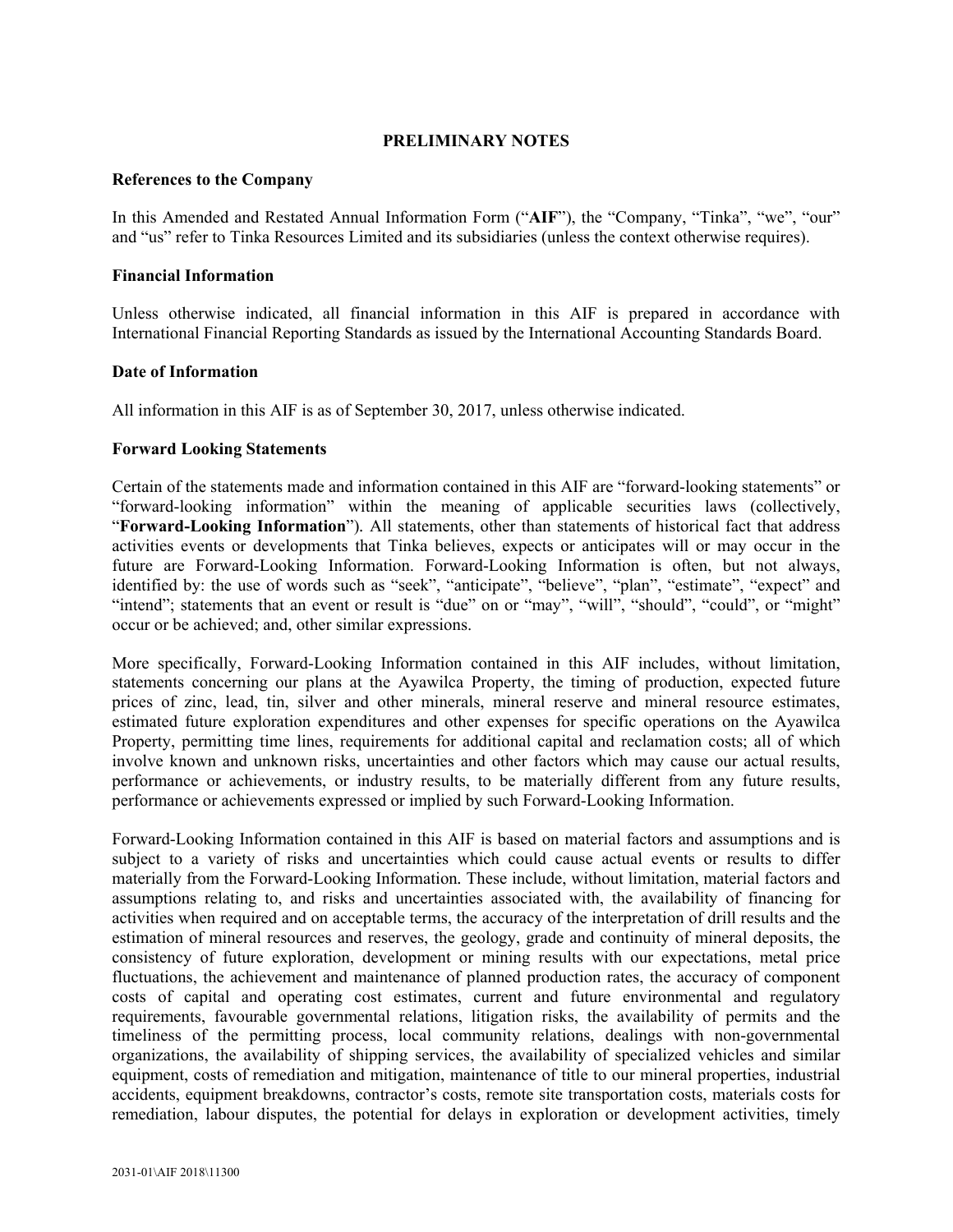## PRELIMINARY NOTES

### References to the Company

In this Amended and Restated Annual Information Form ("**AIF**"), the "Company, "Tinka", "we", "our" and "us" refer to Tinka Resources Limited and its subsidiaries (unless the context otherwise requires).

### Financial Information

Unless otherwise indicated, all financial information in this AIF is prepared in accordance with International Financial Reporting Standards as issued by the International Accounting Standards Board.

### Date of Information

All information in this AIF is as of September 30, 2017, unless otherwise indicated.

### Forward Looking Statements

Certain of the statements made and information contained in this AIF are "forward-looking statements" or "forward-looking information" within the meaning of applicable securities laws (collectively, "**Forward-Looking Information**"). All statements, other than statements of historical fact that address activities events or developments that Tinka believes, expects or anticipates will or may occur in the future are Forward-Looking Information. Forward-Looking Information is often, but not always, identified by: the use of words such as "seek", "anticipate", "believe", "plan", "estimate", "expect" and "intend"; statements that an event or result is "due" on or "may", "will", "should", "could", or "might" occur or be achieved; and, other similar expressions.

More specifically, Forward-Looking Information contained in this AIF includes, without limitation, statements concerning our plans at the Ayawilca Property, the timing of production, expected future prices of zinc, lead, tin, silver and other minerals, mineral reserve and mineral resource estimates, estimated future exploration expenditures and other expenses for specific operations on the Ayawilca Property, permitting time lines, requirements for additional capital and reclamation costs; all of which involve known and unknown risks, uncertainties and other factors which may cause our actual results, performance or achievements, or industry results, to be materially different from any future results, performance or achievements expressed or implied by such Forward-Looking Information.

Forward-Looking Information contained in this AIF is based on material factors and assumptions and is subject to a variety of risks and uncertainties which could cause actual events or results to differ materially from the Forward-Looking Information. These include, without limitation, material factors and assumptions relating to, and risks and uncertainties associated with, the availability of financing for activities when required and on acceptable terms, the accuracy of the interpretation of drill results and the estimation of mineral resources and reserves, the geology, grade and continuity of mineral deposits, the consistency of future exploration, development or mining results with our expectations, metal price fluctuations, the achievement and maintenance of planned production rates, the accuracy of component costs of capital and operating cost estimates, current and future environmental and regulatory requirements, favourable governmental relations, litigation risks, the availability of permits and the timeliness of the permitting process, local community relations, dealings with non-governmental organizations, the availability of shipping services, the availability of specialized vehicles and similar equipment, costs of remediation and mitigation, maintenance of title to our mineral properties, industrial accidents, equipment breakdowns, contractor's costs, remote site transportation costs, materials costs for remediation, labour disputes, the potential for delays in exploration or development activities, timely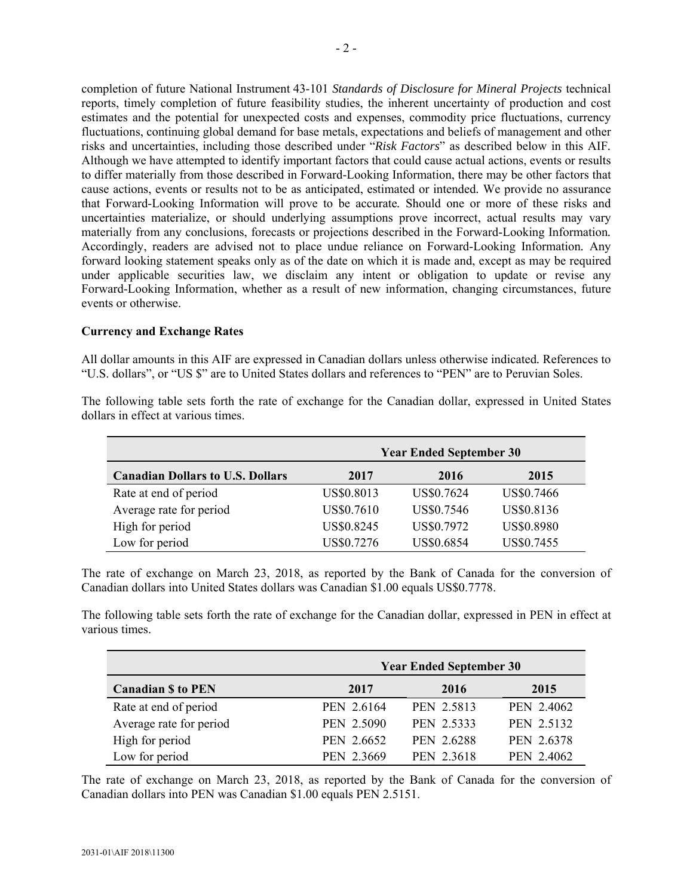completion of future National Instrument 43-101 *Standards of Disclosure for Mineral Projects* technical reports, timely completion of future feasibility studies, the inherent uncertainty of production and cost estimates and the potential for unexpected costs and expenses, commodity price fluctuations, currency fluctuations, continuing global demand for base metals, expectations and beliefs of management and other risks and uncertainties, including those described under "*Risk Factors*" as described below in this AIF. Although we have attempted to identify important factors that could cause actual actions, events or results to differ materially from those described in Forward-Looking Information, there may be other factors that cause actions, events or results not to be as anticipated, estimated or intended. We provide no assurance that Forward-Looking Information will prove to be accurate. Should one or more of these risks and uncertainties materialize, or should underlying assumptions prove incorrect, actual results may vary materially from any conclusions, forecasts or projections described in the Forward-Looking Information. Accordingly, readers are advised not to place undue reliance on Forward-Looking Information. Any forward looking statement speaks only as of the date on which it is made and, except as may be required under applicable securities law, we disclaim any intent or obligation to update or revise any Forward-Looking Information, whether as a result of new information, changing circumstances, future events or otherwise.

**Currency and Exchange Rates**

All dollar amounts in this AIF are expressed in Canadian dollars unless otherwise indicated. References to "U.S. dollars", or "US $" are to United States dollars and references to "PEN" are to Peruvian Soles.

The following table sets forth the rate of exchange for the Canadian dollar, expressed in United States dollars in effect at various times.

| | Year Ended September 30 | | |
|---|---|---|---|
| **Canadian Dollars to U.S. Dollars** | **2017** | **2016** | **2015** |
| Rate at end of period | US$0.8013 | US$0.7624 | US$0.7466 |
| Average rate for period | US$0.7610 | US$0.7546 | US$0.8136 |
| High for period | US$0.8245 | US$0.7972 | US$0.8980 |
| Low for period | US$0.7276 | US$0.6854 | US$0.7455 |

The rate of exchange on March 23, 2018, as reported by the Bank of Canada for the conversion of Canadian dollars into United States dollars was Canadian $1.00 equals US$0.7778.

The following table sets forth the rate of exchange for the Canadian dollar, expressed in PEN in effect at various times.

| | Year Ended September 30 | | |
|---|---|---|---|
| **Canadian $ to PEN** | **2017** | **2016** | **2015** |
| Rate at end of period | PEN 2.6164 | PEN 2.5813 | PEN 2.4062 |
| Average rate for period | PEN 2.5090 | PEN 2.5333 | PEN 2.5132 |
| High for period | PEN 2.6652 | PEN 2.6288 | PEN 2.6378 |
| Low for period | PEN 2.3669 | PEN 2.3618 | PEN 2.4062 |

The rate of exchange on March 23, 2018, as reported by the Bank of Canada for the conversion of Canadian dollars into PEN was Canadian $1.00 equals PEN 2.5151.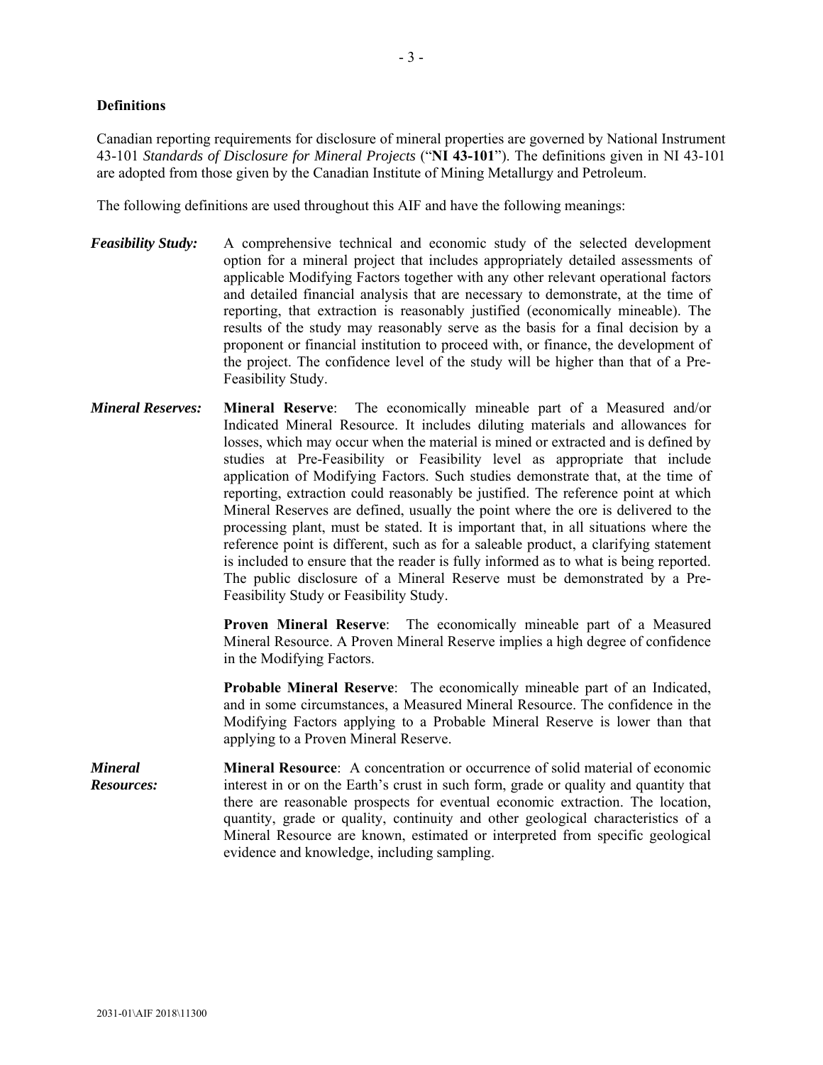### Definitions

Canadian reporting requirements for disclosure of mineral properties are governed by National Instrument 43-101 *Standards of Disclosure for Mineral Projects* ("**NI 43-101**"). The definitions given in NI 43-101 are adopted from those given by the Canadian Institute of Mining Metallurgy and Petroleum.

The following definitions are used throughout this AIF and have the following meanings:

***Feasibility Study:*** A comprehensive technical and economic study of the selected development option for a mineral project that includes appropriately detailed assessments of applicable Modifying Factors together with any other relevant operational factors and detailed financial analysis that are necessary to demonstrate, at the time of reporting, that extraction is reasonably justified (economically mineable). The results of the study may reasonably serve as the basis for a final decision by a proponent or financial institution to proceed with, or finance, the development of the project. The confidence level of the study will be higher than that of a Pre-Feasibility Study.

***Mineral Reserves:*** **Mineral Reserve**: The economically mineable part of a Measured and/or Indicated Mineral Resource. It includes diluting materials and allowances for losses, which may occur when the material is mined or extracted and is defined by studies at Pre-Feasibility or Feasibility level as appropriate that include application of Modifying Factors. Such studies demonstrate that, at the time of reporting, extraction could reasonably be justified. The reference point at which Mineral Reserves are defined, usually the point where the ore is delivered to the processing plant, must be stated. It is important that, in all situations where the reference point is different, such as for a saleable product, a clarifying statement is included to ensure that the reader is fully informed as to what is being reported. The public disclosure of a Mineral Reserve must be demonstrated by a Pre-Feasibility Study or Feasibility Study.

**Proven Mineral Reserve**: The economically mineable part of a Measured Mineral Resource. A Proven Mineral Reserve implies a high degree of confidence in the Modifying Factors.

**Probable Mineral Reserve**: The economically mineable part of an Indicated, and in some circumstances, a Measured Mineral Resource. The confidence in the Modifying Factors applying to a Probable Mineral Reserve is lower than that applying to a Proven Mineral Reserve.

***Mineral Resources:*** **Mineral Resource**: A concentration or occurrence of solid material of economic interest in or on the Earth's crust in such form, grade or quality and quantity that there are reasonable prospects for eventual economic extraction. The location, quantity, grade or quality, continuity and other geological characteristics of a Mineral Resource are known, estimated or interpreted from specific geological evidence and knowledge, including sampling.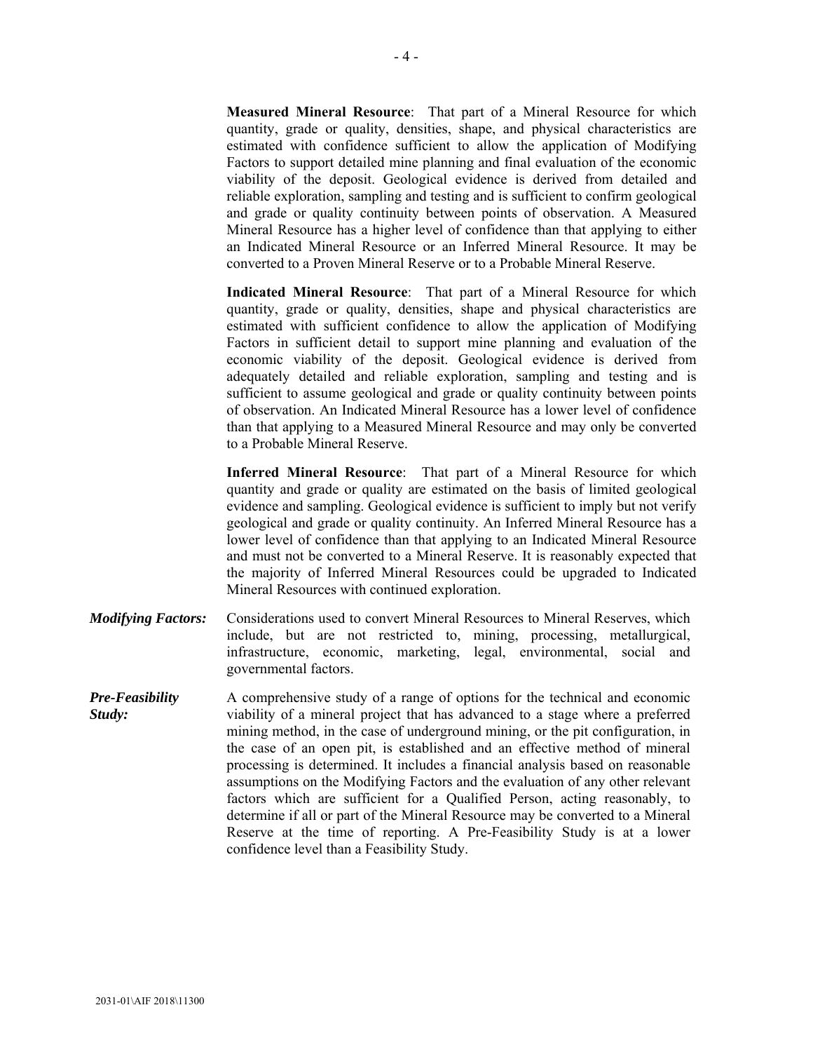**Measured Mineral Resource**: That part of a Mineral Resource for which quantity, grade or quality, densities, shape, and physical characteristics are estimated with confidence sufficient to allow the application of Modifying Factors to support detailed mine planning and final evaluation of the economic viability of the deposit. Geological evidence is derived from detailed and reliable exploration, sampling and testing and is sufficient to confirm geological and grade or quality continuity between points of observation. A Measured Mineral Resource has a higher level of confidence than that applying to either an Indicated Mineral Resource or an Inferred Mineral Resource. It may be converted to a Proven Mineral Reserve or to a Probable Mineral Reserve.

**Indicated Mineral Resource**: That part of a Mineral Resource for which quantity, grade or quality, densities, shape and physical characteristics are estimated with sufficient confidence to allow the application of Modifying Factors in sufficient detail to support mine planning and evaluation of the economic viability of the deposit. Geological evidence is derived from adequately detailed and reliable exploration, sampling and testing and is sufficient to assume geological and grade or quality continuity between points of observation. An Indicated Mineral Resource has a lower level of confidence than that applying to a Measured Mineral Resource and may only be converted to a Probable Mineral Reserve.

**Inferred Mineral Resource**: That part of a Mineral Resource for which quantity and grade or quality are estimated on the basis of limited geological evidence and sampling. Geological evidence is sufficient to imply but not verify geological and grade or quality continuity. An Inferred Mineral Resource has a lower level of confidence than that applying to an Indicated Mineral Resource and must not be converted to a Mineral Reserve. It is reasonably expected that the majority of Inferred Mineral Resources could be upgraded to Indicated Mineral Resources with continued exploration.

***Modifying Factors:*** Considerations used to convert Mineral Resources to Mineral Reserves, which include, but are not restricted to, mining, processing, metallurgical, infrastructure, economic, marketing, legal, environmental, social and governmental factors.

***Pre-Feasibility Study:*** A comprehensive study of a range of options for the technical and economic viability of a mineral project that has advanced to a stage where a preferred mining method, in the case of underground mining, or the pit configuration, in the case of an open pit, is established and an effective method of mineral processing is determined. It includes a financial analysis based on reasonable assumptions on the Modifying Factors and the evaluation of any other relevant factors which are sufficient for a Qualified Person, acting reasonably, to determine if all or part of the Mineral Resource may be converted to a Mineral Reserve at the time of reporting. A Pre-Feasibility Study is at a lower confidence level than a Feasibility Study.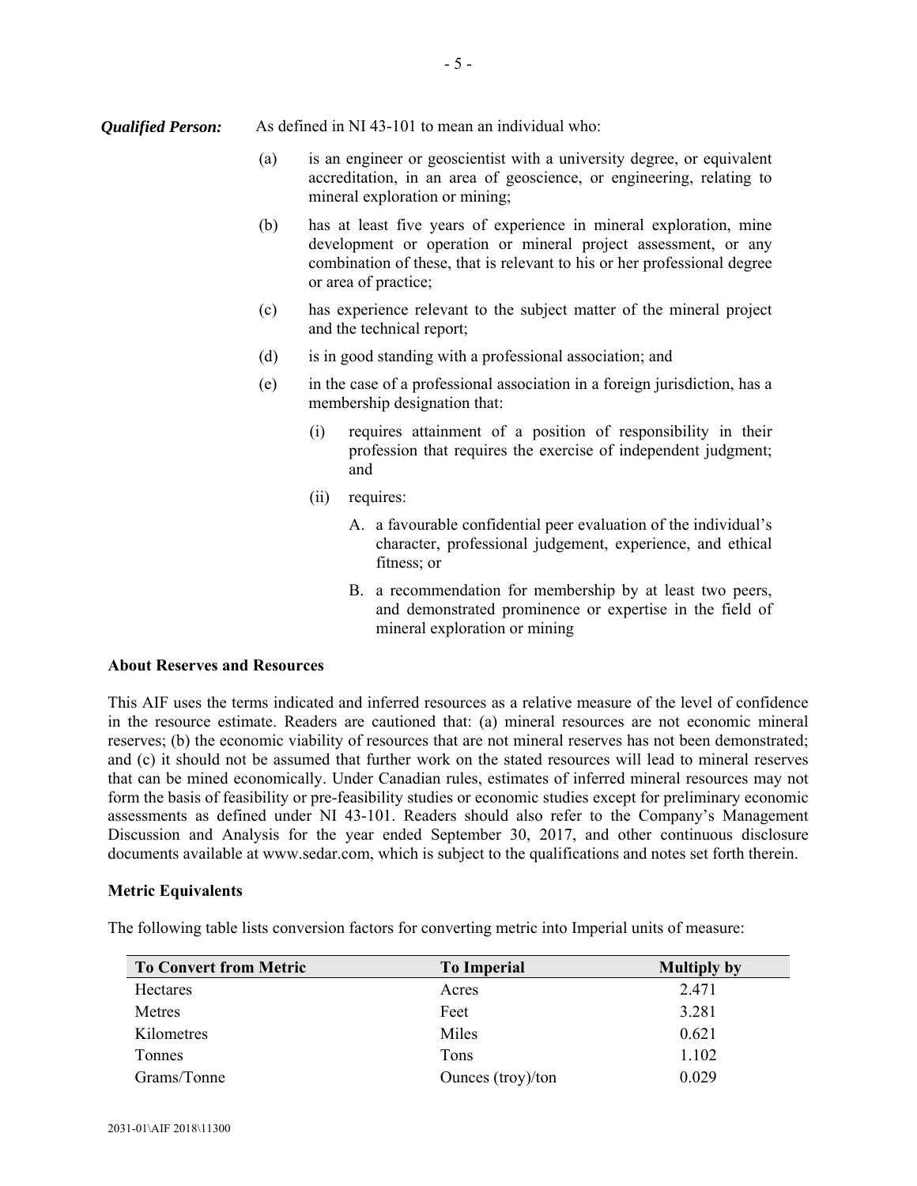***Qualified Person:*** As defined in NI 43-101 to mean an individual who:

(a) is an engineer or geoscientist with a university degree, or equivalent accreditation, in an area of geoscience, or engineering, relating to mineral exploration or mining;

(b) has at least five years of experience in mineral exploration, mine development or operation or mineral project assessment, or any combination of these, that is relevant to his or her professional degree or area of practice;

(c) has experience relevant to the subject matter of the mineral project and the technical report;

(d) is in good standing with a professional association; and

(e) in the case of a professional association in a foreign jurisdiction, has a membership designation that:

  (i) requires attainment of a position of responsibility in their profession that requires the exercise of independent judgment; and

  (ii) requires:

    A. a favourable confidential peer evaluation of the individual's character, professional judgement, experience, and ethical fitness; or

    B. a recommendation for membership by at least two peers, and demonstrated prominence or expertise in the field of mineral exploration or mining

**About Reserves and Resources**

This AIF uses the terms indicated and inferred resources as a relative measure of the level of confidence in the resource estimate. Readers are cautioned that: (a) mineral resources are not economic mineral reserves; (b) the economic viability of resources that are not mineral reserves has not been demonstrated; and (c) it should not be assumed that further work on the stated resources will lead to mineral reserves that can be mined economically. Under Canadian rules, estimates of inferred mineral resources may not form the basis of feasibility or pre-feasibility studies or economic studies except for preliminary economic assessments as defined under NI 43-101. Readers should also refer to the Company's Management Discussion and Analysis for the year ended September 30, 2017, and other continuous disclosure documents available at www.sedar.com, which is subject to the qualifications and notes set forth therein.

**Metric Equivalents**

The following table lists conversion factors for converting metric into Imperial units of measure:

| To Convert from Metric | To Imperial | Multiply by |
|---|---|---|
| Hectares | Acres | 2.471 |
| Metres | Feet | 3.281 |
| Kilometres | Miles | 0.621 |
| Tonnes | Tons | 1.102 |
| Grams/Tonne | Ounces (troy)/ton | 0.029 |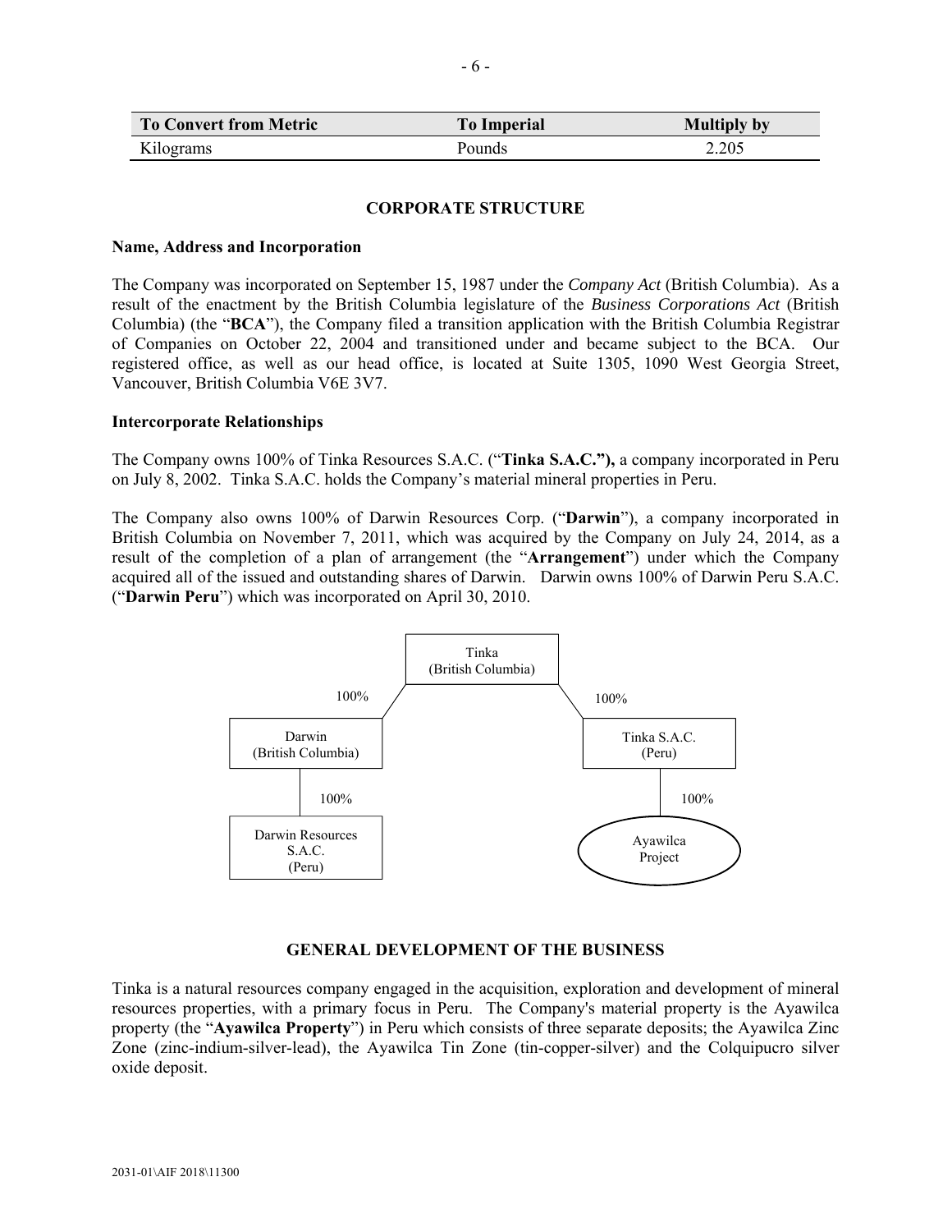| To Convert from Metric | To Imperial | Multiply by |
|---|---|---|
| Kilograms | Pounds | 2.205 |

## CORPORATE STRUCTURE

### Name, Address and Incorporation

The Company was incorporated on September 15, 1987 under the *Company Act* (British Columbia). As a result of the enactment by the British Columbia legislature of the *Business Corporations Act* (British Columbia) (the "**BCA**"), the Company filed a transition application with the British Columbia Registrar of Companies on October 22, 2004 and transitioned under and became subject to the BCA. Our registered office, as well as our head office, is located at Suite 1305, 1090 West Georgia Street, Vancouver, British Columbia V6E 3V7.

### Intercorporate Relationships

The Company owns 100% of Tinka Resources S.A.C. ("**Tinka S.A.C."),** a company incorporated in Peru on July 8, 2002. Tinka S.A.C. holds the Company's material mineral properties in Peru.

The Company also owns 100% of Darwin Resources Corp. ("**Darwin**"), a company incorporated in British Columbia on November 7, 2011, which was acquired by the Company on July 24, 2014, as a result of the completion of a plan of arrangement (the "**Arrangement**") under which the Company acquired all of the issued and outstanding shares of Darwin. Darwin owns 100% of Darwin Peru S.A.C. ("**Darwin Peru**") which was incorporated on April 30, 2010.

Tinka (British Columbia)
- 100% — Darwin (British Columbia)
  - 100% — Darwin Resources S.A.C. (Peru)
- 100% — Tinka S.A.C. (Peru)
  - 100% — Ayawilca Project

## GENERAL DEVELOPMENT OF THE BUSINESS

Tinka is a natural resources company engaged in the acquisition, exploration and development of mineral resources properties, with a primary focus in Peru. The Company's material property is the Ayawilca property (the "**Ayawilca Property**") in Peru which consists of three separate deposits; the Ayawilca Zinc Zone (zinc-indium-silver-lead), the Ayawilca Tin Zone (tin-copper-silver) and the Colquipucro silver oxide deposit.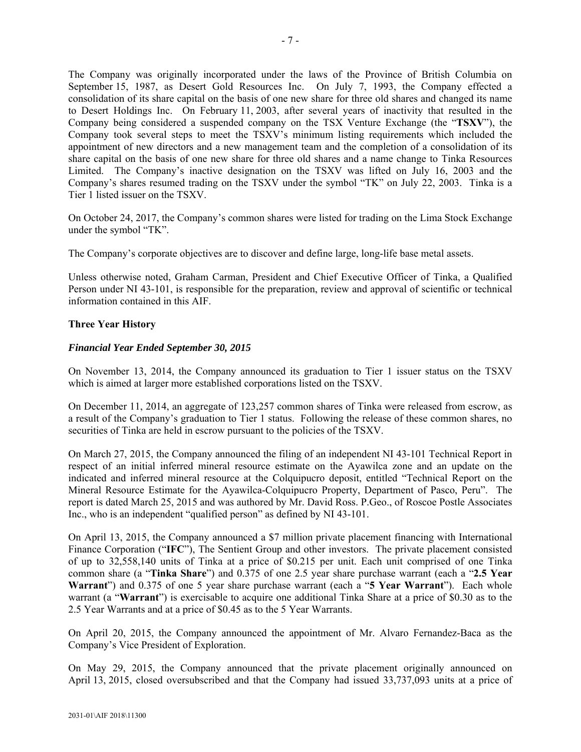The Company was originally incorporated under the laws of the Province of British Columbia on September 15, 1987, as Desert Gold Resources Inc. On July 7, 1993, the Company effected a consolidation of its share capital on the basis of one new share for three old shares and changed its name to Desert Holdings Inc. On February 11, 2003, after several years of inactivity that resulted in the Company being considered a suspended company on the TSX Venture Exchange (the "**TSXV**"), the Company took several steps to meet the TSXV's minimum listing requirements which included the appointment of new directors and a new management team and the completion of a consolidation of its share capital on the basis of one new share for three old shares and a name change to Tinka Resources Limited. The Company's inactive designation on the TSXV was lifted on July 16, 2003 and the Company's shares resumed trading on the TSXV under the symbol "TK" on July 22, 2003. Tinka is a Tier 1 listed issuer on the TSXV.

On October 24, 2017, the Company's common shares were listed for trading on the Lima Stock Exchange under the symbol "TK".

The Company's corporate objectives are to discover and define large, long-life base metal assets.

Unless otherwise noted, Graham Carman, President and Chief Executive Officer of Tinka, a Qualified Person under NI 43-101, is responsible for the preparation, review and approval of scientific or technical information contained in this AIF.

**Three Year History**

***Financial Year Ended September 30, 2015***

On November 13, 2014, the Company announced its graduation to Tier 1 issuer status on the TSXV which is aimed at larger more established corporations listed on the TSXV.

On December 11, 2014, an aggregate of 123,257 common shares of Tinka were released from escrow, as a result of the Company's graduation to Tier 1 status. Following the release of these common shares, no securities of Tinka are held in escrow pursuant to the policies of the TSXV.

On March 27, 2015, the Company announced the filing of an independent NI 43-101 Technical Report in respect of an initial inferred mineral resource estimate on the Ayawilca zone and an update on the indicated and inferred mineral resource at the Colquipucro deposit, entitled "Technical Report on the Mineral Resource Estimate for the Ayawilca-Colquipucro Property, Department of Pasco, Peru". The report is dated March 25, 2015 and was authored by Mr. David Ross. P.Geo., of Roscoe Postle Associates Inc., who is an independent "qualified person" as defined by NI 43-101.

On April 13, 2015, the Company announced a $7 million private placement financing with International Finance Corporation ("**IFC**"), The Sentient Group and other investors. The private placement consisted of up to 32,558,140 units of Tinka at a price of $0.215 per unit. Each unit comprised of one Tinka common share (a "**Tinka Share**") and 0.375 of one 2.5 year share purchase warrant (each a "**2.5 Year Warrant**") and 0.375 of one 5 year share purchase warrant (each a "**5 Year Warrant**"). Each whole warrant (a "**Warrant**") is exercisable to acquire one additional Tinka Share at a price of $0.30 as to the 2.5 Year Warrants and at a price of $0.45 as to the 5 Year Warrants.

On April 20, 2015, the Company announced the appointment of Mr. Alvaro Fernandez-Baca as the Company's Vice President of Exploration.

On May 29, 2015, the Company announced that the private placement originally announced on April 13, 2015, closed oversubscribed and that the Company had issued 33,737,093 units at a price of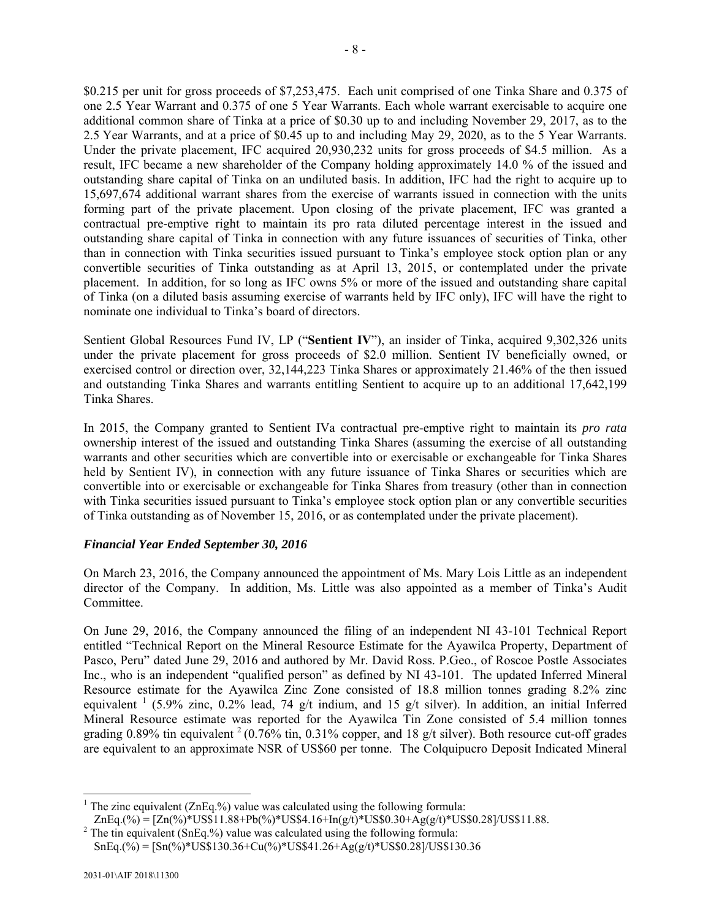$0.215 per unit for gross proceeds of $7,253,475. Each unit comprised of one Tinka Share and 0.375 of one 2.5 Year Warrant and 0.375 of one 5 Year Warrants. Each whole warrant exercisable to acquire one additional common share of Tinka at a price of $0.30 up to and including November 29, 2017, as to the 2.5 Year Warrants, and at a price of $0.45 up to and including May 29, 2020, as to the 5 Year Warrants. Under the private placement, IFC acquired 20,930,232 units for gross proceeds of $4.5 million. As a result, IFC became a new shareholder of the Company holding approximately 14.0 % of the issued and outstanding share capital of Tinka on an undiluted basis. In addition, IFC had the right to acquire up to 15,697,674 additional warrant shares from the exercise of warrants issued in connection with the units forming part of the private placement. Upon closing of the private placement, IFC was granted a contractual pre-emptive right to maintain its pro rata diluted percentage interest in the issued and outstanding share capital of Tinka in connection with any future issuances of securities of Tinka, other than in connection with Tinka securities issued pursuant to Tinka's employee stock option plan or any convertible securities of Tinka outstanding as at April 13, 2015, or contemplated under the private placement. In addition, for so long as IFC owns 5% or more of the issued and outstanding share capital of Tinka (on a diluted basis assuming exercise of warrants held by IFC only), IFC will have the right to nominate one individual to Tinka's board of directors.

Sentient Global Resources Fund IV, LP ("**Sentient IV**"), an insider of Tinka, acquired 9,302,326 units under the private placement for gross proceeds of $2.0 million. Sentient IV beneficially owned, or exercised control or direction over, 32,144,223 Tinka Shares or approximately 21.46% of the then issued and outstanding Tinka Shares and warrants entitling Sentient to acquire up to an additional 17,642,199 Tinka Shares.

In 2015, the Company granted to Sentient IVa contractual pre-emptive right to maintain its *pro rata* ownership interest of the issued and outstanding Tinka Shares (assuming the exercise of all outstanding warrants and other securities which are convertible into or exercisable or exchangeable for Tinka Shares held by Sentient IV), in connection with any future issuance of Tinka Shares or securities which are convertible into or exercisable or exchangeable for Tinka Shares from treasury (other than in connection with Tinka securities issued pursuant to Tinka's employee stock option plan or any convertible securities of Tinka outstanding as of November 15, 2016, or as contemplated under the private placement).

### *Financial Year Ended September 30, 2016*

On March 23, 2016, the Company announced the appointment of Ms. Mary Lois Little as an independent director of the Company. In addition, Ms. Little was also appointed as a member of Tinka's Audit Committee.

On June 29, 2016, the Company announced the filing of an independent NI 43-101 Technical Report entitled "Technical Report on the Mineral Resource Estimate for the Ayawilca Property, Department of Pasco, Peru" dated June 29, 2016 and authored by Mr. David Ross. P.Geo., of Roscoe Postle Associates Inc., who is an independent "qualified person" as defined by NI 43-101. The updated Inferred Mineral Resource estimate for the Ayawilca Zinc Zone consisted of 18.8 million tonnes grading 8.2% zinc equivalent [1] (5.9% zinc, 0.2% lead, 74 g/t indium, and 15 g/t silver). In addition, an initial Inferred Mineral Resource estimate was reported for the Ayawilca Tin Zone consisted of 5.4 million tonnes grading 0.89% tin equivalent [2] (0.76% tin, 0.31% copper, and 18 g/t silver). Both resource cut-off grades are equivalent to an approximate NSR of US$60 per tonne. The Colquipucro Deposit Indicated Mineral

---

[1] The zinc equivalent (ZnEq.%) value was calculated using the following formula:
ZnEq.(%) = [Zn(%)*US$11.88+Pb(%)*US$4.16+In(g/t)*US$0.30+Ag(g/t)*US$0.28]/US$11.88.

[2] The tin equivalent (SnEq.%) value was calculated using the following formula:
SnEq.(%) = [Sn(%)*US$130.36+Cu(%)*US$41.26+Ag(g/t)*US$0.28]/US$130.36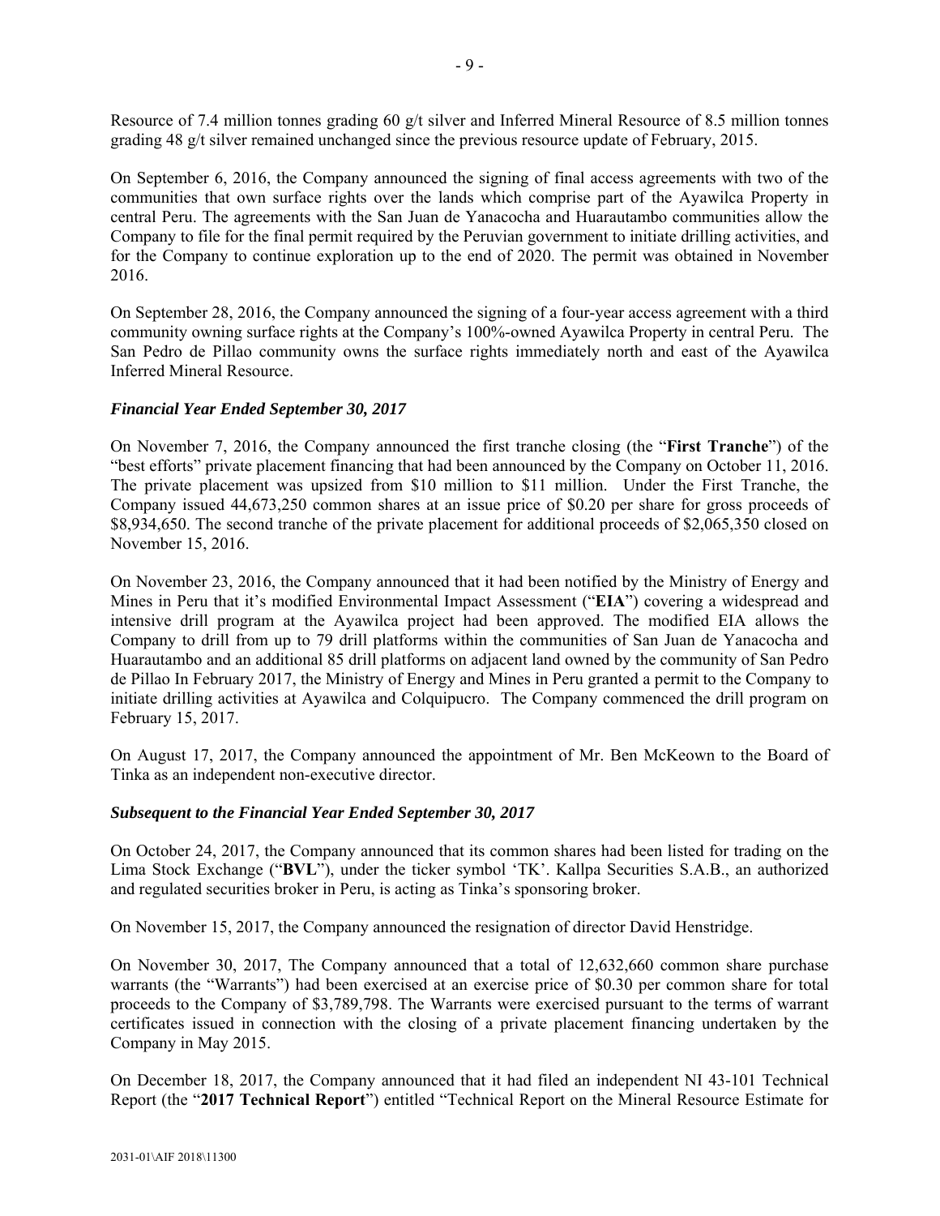Resource of 7.4 million tonnes grading 60 g/t silver and Inferred Mineral Resource of 8.5 million tonnes grading 48 g/t silver remained unchanged since the previous resource update of February, 2015.

On September 6, 2016, the Company announced the signing of final access agreements with two of the communities that own surface rights over the lands which comprise part of the Ayawilca Property in central Peru. The agreements with the San Juan de Yanacocha and Huarautambo communities allow the Company to file for the final permit required by the Peruvian government to initiate drilling activities, and for the Company to continue exploration up to the end of 2020. The permit was obtained in November 2016.

On September 28, 2016, the Company announced the signing of a four-year access agreement with a third community owning surface rights at the Company's 100%-owned Ayawilca Property in central Peru. The San Pedro de Pillao community owns the surface rights immediately north and east of the Ayawilca Inferred Mineral Resource.

***Financial Year Ended September 30, 2017***

On November 7, 2016, the Company announced the first tranche closing (the "**First Tranche**") of the "best efforts" private placement financing that had been announced by the Company on October 11, 2016. The private placement was upsized from $10 million to $11 million. Under the First Tranche, the Company issued 44,673,250 common shares at an issue price of $0.20 per share for gross proceeds of $8,934,650. The second tranche of the private placement for additional proceeds of $2,065,350 closed on November 15, 2016.

On November 23, 2016, the Company announced that it had been notified by the Ministry of Energy and Mines in Peru that it's modified Environmental Impact Assessment ("**EIA**") covering a widespread and intensive drill program at the Ayawilca project had been approved. The modified EIA allows the Company to drill from up to 79 drill platforms within the communities of San Juan de Yanacocha and Huarautambo and an additional 85 drill platforms on adjacent land owned by the community of San Pedro de Pillao In February 2017, the Ministry of Energy and Mines in Peru granted a permit to the Company to initiate drilling activities at Ayawilca and Colquipucro. The Company commenced the drill program on February 15, 2017.

On August 17, 2017, the Company announced the appointment of Mr. Ben McKeown to the Board of Tinka as an independent non-executive director.

***Subsequent to the Financial Year Ended September 30, 2017***

On October 24, 2017, the Company announced that its common shares had been listed for trading on the Lima Stock Exchange ("**BVL**"), under the ticker symbol 'TK'. Kallpa Securities S.A.B., an authorized and regulated securities broker in Peru, is acting as Tinka's sponsoring broker.

On November 15, 2017, the Company announced the resignation of director David Henstridge.

On November 30, 2017, The Company announced that a total of 12,632,660 common share purchase warrants (the "Warrants") had been exercised at an exercise price of $0.30 per common share for total proceeds to the Company of $3,789,798. The Warrants were exercised pursuant to the terms of warrant certificates issued in connection with the closing of a private placement financing undertaken by the Company in May 2015.

On December 18, 2017, the Company announced that it had filed an independent NI 43-101 Technical Report (the "**2017 Technical Report**") entitled "Technical Report on the Mineral Resource Estimate for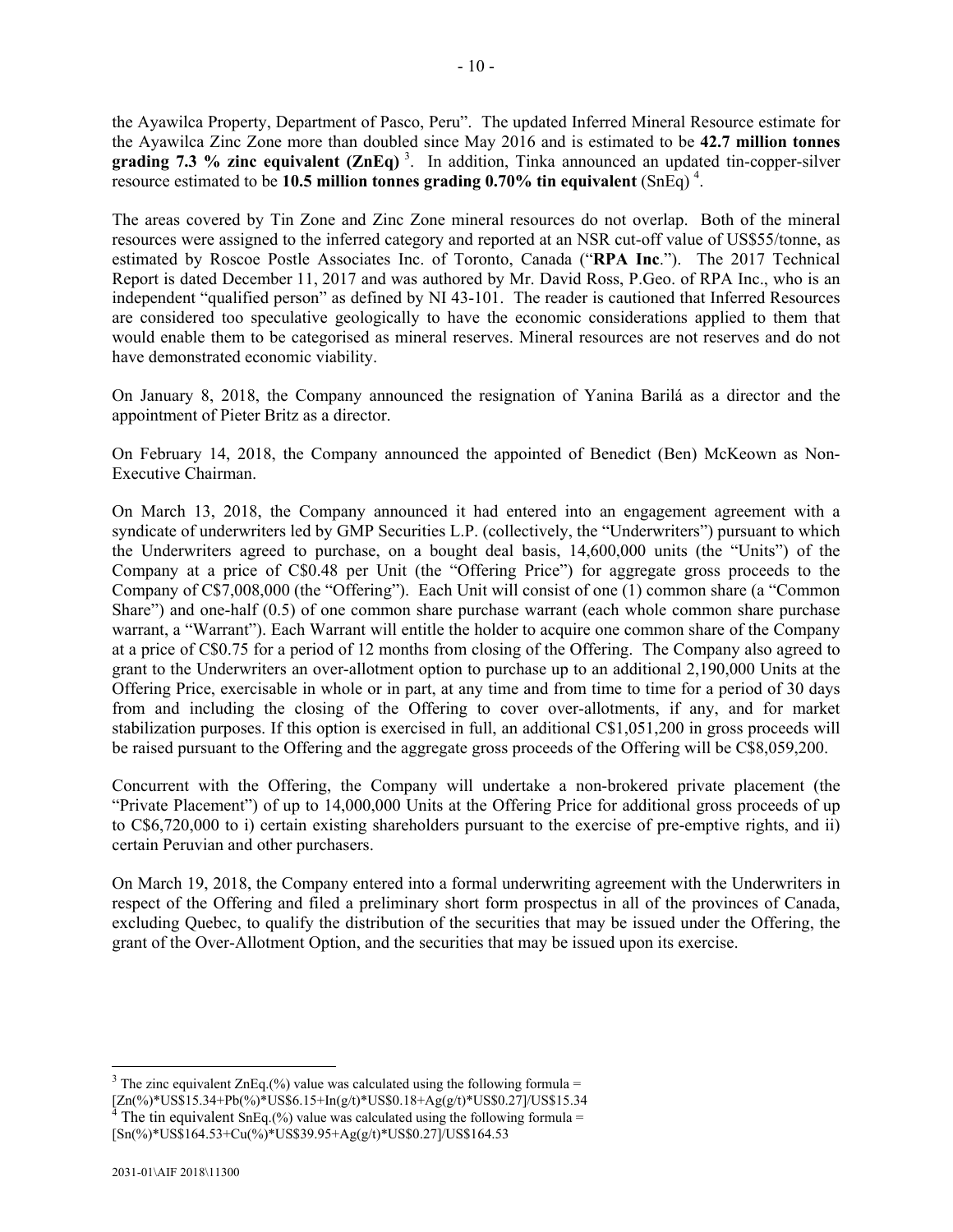the Ayawilca Property, Department of Pasco, Peru". The updated Inferred Mineral Resource estimate for the Ayawilca Zinc Zone more than doubled since May 2016 and is estimated to be **42.7 million tonnes grading 7.3 % zinc equivalent (ZnEq)** [3]. In addition, Tinka announced an updated tin-copper-silver resource estimated to be **10.5 million tonnes grading 0.70% tin equivalent** (SnEq) [4].

The areas covered by Tin Zone and Zinc Zone mineral resources do not overlap. Both of the mineral resources were assigned to the inferred category and reported at an NSR cut-off value of US$55/tonne, as estimated by Roscoe Postle Associates Inc. of Toronto, Canada ("**RPA Inc**."). The 2017 Technical Report is dated December 11, 2017 and was authored by Mr. David Ross, P.Geo. of RPA Inc., who is an independent "qualified person" as defined by NI 43-101. The reader is cautioned that Inferred Resources are considered too speculative geologically to have the economic considerations applied to them that would enable them to be categorised as mineral reserves. Mineral resources are not reserves and do not have demonstrated economic viability.

On January 8, 2018, the Company announced the resignation of Yanina Barilá as a director and the appointment of Pieter Britz as a director.

On February 14, 2018, the Company announced the appointed of Benedict (Ben) McKeown as Non-Executive Chairman.

On March 13, 2018, the Company announced it had entered into an engagement agreement with a syndicate of underwriters led by GMP Securities L.P. (collectively, the "Underwriters") pursuant to which the Underwriters agreed to purchase, on a bought deal basis, 14,600,000 units (the "Units") of the Company at a price of C$0.48 per Unit (the "Offering Price") for aggregate gross proceeds to the Company of C$7,008,000 (the "Offering"). Each Unit will consist of one (1) common share (a "Common Share") and one-half (0.5) of one common share purchase warrant (each whole common share purchase warrant, a "Warrant"). Each Warrant will entitle the holder to acquire one common share of the Company at a price of C$0.75 for a period of 12 months from closing of the Offering. The Company also agreed to grant to the Underwriters an over-allotment option to purchase up to an additional 2,190,000 Units at the Offering Price, exercisable in whole or in part, at any time and from time to time for a period of 30 days from and including the closing of the Offering to cover over-allotments, if any, and for market stabilization purposes. If this option is exercised in full, an additional C$1,051,200 in gross proceeds will be raised pursuant to the Offering and the aggregate gross proceeds of the Offering will be C$8,059,200.

Concurrent with the Offering, the Company will undertake a non-brokered private placement (the "Private Placement") of up to 14,000,000 Units at the Offering Price for additional gross proceeds of up to C$6,720,000 to i) certain existing shareholders pursuant to the exercise of pre-emptive rights, and ii) certain Peruvian and other purchasers.

On March 19, 2018, the Company entered into a formal underwriting agreement with the Underwriters in respect of the Offering and filed a preliminary short form prospectus in all of the provinces of Canada, excluding Quebec, to qualify the distribution of the securities that may be issued under the Offering, the grant of the Over-Allotment Option, and the securities that may be issued upon its exercise.

---

[3] The zinc equivalent ZnEq.(%) value was calculated using the following formula = [Zn(%)*US$15.34+Pb(%)*US$6.15+In(g/t)*US$0.18+Ag(g/t)*US$0.27]/US$15.34

[4] The tin equivalent SnEq.(%) value was calculated using the following formula = [Sn(%)*US$164.53+Cu(%)*US$39.95+Ag(g/t)*US$0.27]/US$164.53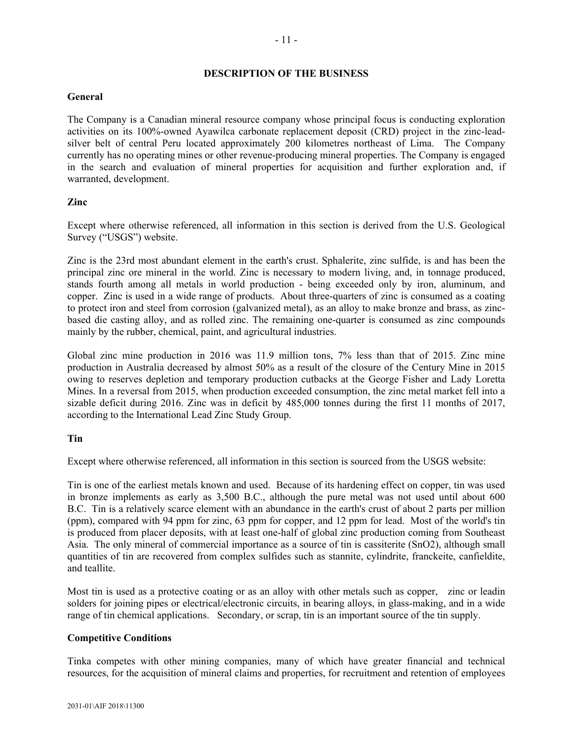## DESCRIPTION OF THE BUSINESS

### General

The Company is a Canadian mineral resource company whose principal focus is conducting exploration activities on its 100%-owned Ayawilca carbonate replacement deposit (CRD) project in the zinc-lead-silver belt of central Peru located approximately 200 kilometres northeast of Lima. The Company currently has no operating mines or other revenue-producing mineral properties. The Company is engaged in the search and evaluation of mineral properties for acquisition and further exploration and, if warranted, development.

### Zinc

Except where otherwise referenced, all information in this section is derived from the U.S. Geological Survey ("USGS") website.

Zinc is the 23rd most abundant element in the earth's crust. Sphalerite, zinc sulfide, is and has been the principal zinc ore mineral in the world. Zinc is necessary to modern living, and, in tonnage produced, stands fourth among all metals in world production - being exceeded only by iron, aluminum, and copper. Zinc is used in a wide range of products. About three-quarters of zinc is consumed as a coating to protect iron and steel from corrosion (galvanized metal), as an alloy to make bronze and brass, as zinc-based die casting alloy, and as rolled zinc. The remaining one-quarter is consumed as zinc compounds mainly by the rubber, chemical, paint, and agricultural industries.

Global zinc mine production in 2016 was 11.9 million tons, 7% less than that of 2015. Zinc mine production in Australia decreased by almost 50% as a result of the closure of the Century Mine in 2015 owing to reserves depletion and temporary production cutbacks at the George Fisher and Lady Loretta Mines. In a reversal from 2015, when production exceeded consumption, the zinc metal market fell into a sizable deficit during 2016. Zinc was in deficit by 485,000 tonnes during the first 11 months of 2017, according to the International Lead Zinc Study Group.

### Tin

Except where otherwise referenced, all information in this section is sourced from the USGS website:

Tin is one of the earliest metals known and used. Because of its hardening effect on copper, tin was used in bronze implements as early as 3,500 B.C., although the pure metal was not used until about 600 B.C. Tin is a relatively scarce element with an abundance in the earth's crust of about 2 parts per million (ppm), compared with 94 ppm for zinc, 63 ppm for copper, and 12 ppm for lead. Most of the world's tin is produced from placer deposits, with at least one-half of global zinc production coming from Southeast Asia. The only mineral of commercial importance as a source of tin is cassiterite ($SnO_2$), although small quantities of tin are recovered from complex sulfides such as stannite, cylindrite, franckeite, canfieldite, and teallite.

Most tin is used as a protective coating or as an alloy with other metals such as copper, zinc or leadin solders for joining pipes or electrical/electronic circuits, in bearing alloys, in glass-making, and in a wide range of tin chemical applications. Secondary, or scrap, tin is an important source of the tin supply.

### Competitive Conditions

Tinka competes with other mining companies, many of which have greater financial and technical resources, for the acquisition of mineral claims and properties, for recruitment and retention of employees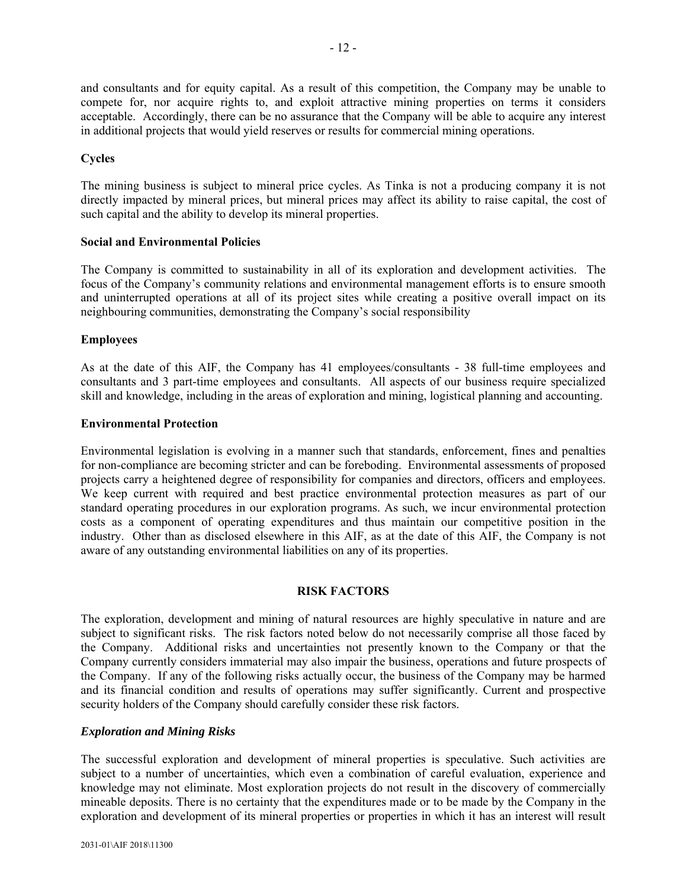and consultants and for equity capital. As a result of this competition, the Company may be unable to compete for, nor acquire rights to, and exploit attractive mining properties on terms it considers acceptable. Accordingly, there can be no assurance that the Company will be able to acquire any interest in additional projects that would yield reserves or results for commercial mining operations.

**Cycles**

The mining business is subject to mineral price cycles. As Tinka is not a producing company it is not directly impacted by mineral prices, but mineral prices may affect its ability to raise capital, the cost of such capital and the ability to develop its mineral properties.

**Social and Environmental Policies**

The Company is committed to sustainability in all of its exploration and development activities. The focus of the Company's community relations and environmental management efforts is to ensure smooth and uninterrupted operations at all of its project sites while creating a positive overall impact on its neighbouring communities, demonstrating the Company's social responsibility

**Employees**

As at the date of this AIF, the Company has 41 employees/consultants - 38 full-time employees and consultants and 3 part-time employees and consultants. All aspects of our business require specialized skill and knowledge, including in the areas of exploration and mining, logistical planning and accounting.

**Environmental Protection**

Environmental legislation is evolving in a manner such that standards, enforcement, fines and penalties for non-compliance are becoming stricter and can be foreboding. Environmental assessments of proposed projects carry a heightened degree of responsibility for companies and directors, officers and employees. We keep current with required and best practice environmental protection measures as part of our standard operating procedures in our exploration programs. As such, we incur environmental protection costs as a component of operating expenditures and thus maintain our competitive position in the industry. Other than as disclosed elsewhere in this AIF, as at the date of this AIF, the Company is not aware of any outstanding environmental liabilities on any of its properties.

## RISK FACTORS

The exploration, development and mining of natural resources are highly speculative in nature and are subject to significant risks. The risk factors noted below do not necessarily comprise all those faced by the Company. Additional risks and uncertainties not presently known to the Company or that the Company currently considers immaterial may also impair the business, operations and future prospects of the Company. If any of the following risks actually occur, the business of the Company may be harmed and its financial condition and results of operations may suffer significantly. Current and prospective security holders of the Company should carefully consider these risk factors.

***Exploration and Mining Risks***

The successful exploration and development of mineral properties is speculative. Such activities are subject to a number of uncertainties, which even a combination of careful evaluation, experience and knowledge may not eliminate. Most exploration projects do not result in the discovery of commercially mineable deposits. There is no certainty that the expenditures made or to be made by the Company in the exploration and development of its mineral properties or properties in which it has an interest will result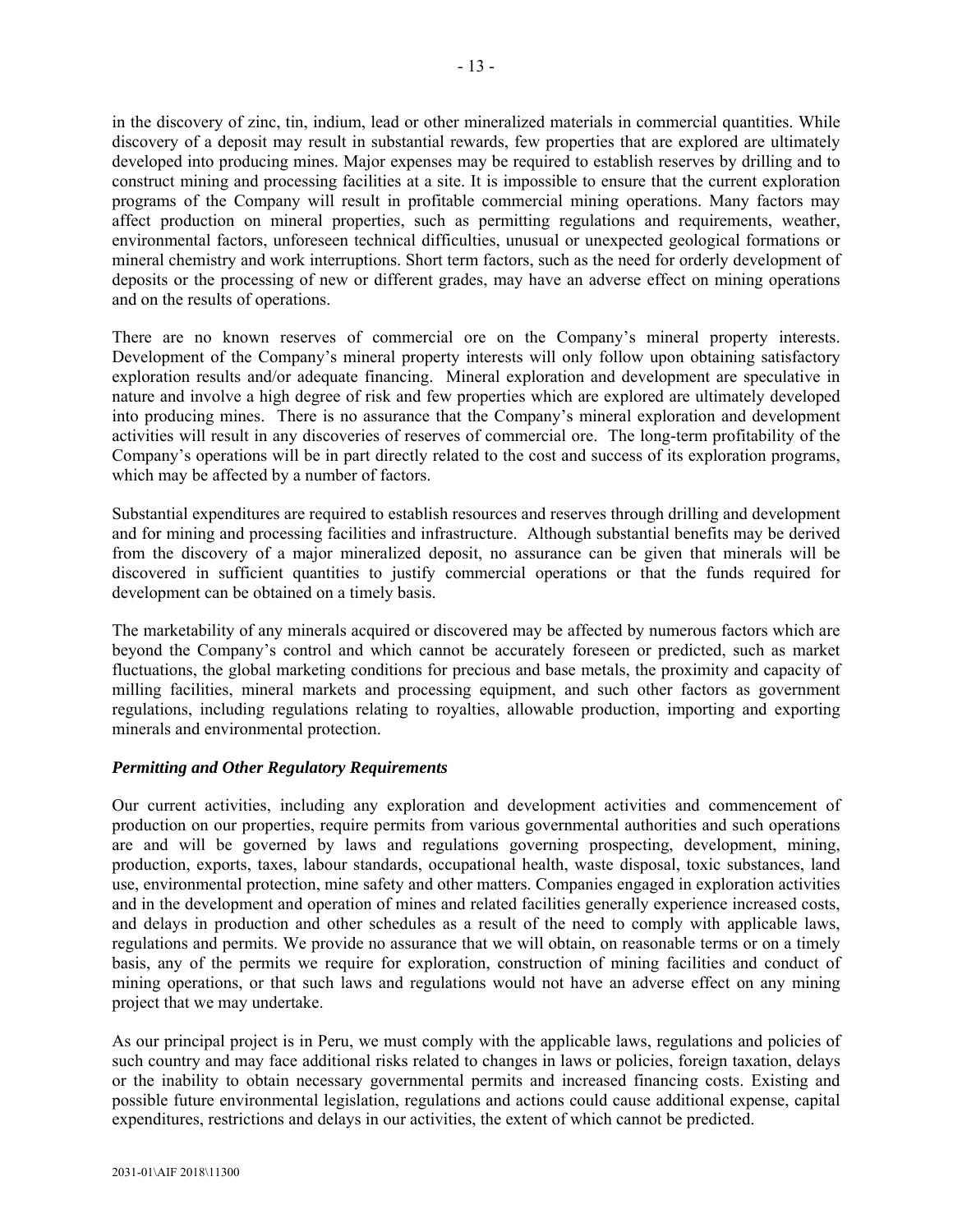in the discovery of zinc, tin, indium, lead or other mineralized materials in commercial quantities. While discovery of a deposit may result in substantial rewards, few properties that are explored are ultimately developed into producing mines. Major expenses may be required to establish reserves by drilling and to construct mining and processing facilities at a site. It is impossible to ensure that the current exploration programs of the Company will result in profitable commercial mining operations. Many factors may affect production on mineral properties, such as permitting regulations and requirements, weather, environmental factors, unforeseen technical difficulties, unusual or unexpected geological formations or mineral chemistry and work interruptions. Short term factors, such as the need for orderly development of deposits or the processing of new or different grades, may have an adverse effect on mining operations and on the results of operations.

There are no known reserves of commercial ore on the Company's mineral property interests. Development of the Company's mineral property interests will only follow upon obtaining satisfactory exploration results and/or adequate financing. Mineral exploration and development are speculative in nature and involve a high degree of risk and few properties which are explored are ultimately developed into producing mines. There is no assurance that the Company's mineral exploration and development activities will result in any discoveries of reserves of commercial ore. The long-term profitability of the Company's operations will be in part directly related to the cost and success of its exploration programs, which may be affected by a number of factors.

Substantial expenditures are required to establish resources and reserves through drilling and development and for mining and processing facilities and infrastructure. Although substantial benefits may be derived from the discovery of a major mineralized deposit, no assurance can be given that minerals will be discovered in sufficient quantities to justify commercial operations or that the funds required for development can be obtained on a timely basis.

The marketability of any minerals acquired or discovered may be affected by numerous factors which are beyond the Company's control and which cannot be accurately foreseen or predicted, such as market fluctuations, the global marketing conditions for precious and base metals, the proximity and capacity of milling facilities, mineral markets and processing equipment, and such other factors as government regulations, including regulations relating to royalties, allowable production, importing and exporting minerals and environmental protection.

***Permitting and Other Regulatory Requirements***

Our current activities, including any exploration and development activities and commencement of production on our properties, require permits from various governmental authorities and such operations are and will be governed by laws and regulations governing prospecting, development, mining, production, exports, taxes, labour standards, occupational health, waste disposal, toxic substances, land use, environmental protection, mine safety and other matters. Companies engaged in exploration activities and in the development and operation of mines and related facilities generally experience increased costs, and delays in production and other schedules as a result of the need to comply with applicable laws, regulations and permits. We provide no assurance that we will obtain, on reasonable terms or on a timely basis, any of the permits we require for exploration, construction of mining facilities and conduct of mining operations, or that such laws and regulations would not have an adverse effect on any mining project that we may undertake.

As our principal project is in Peru, we must comply with the applicable laws, regulations and policies of such country and may face additional risks related to changes in laws or policies, foreign taxation, delays or the inability to obtain necessary governmental permits and increased financing costs. Existing and possible future environmental legislation, regulations and actions could cause additional expense, capital expenditures, restrictions and delays in our activities, the extent of which cannot be predicted.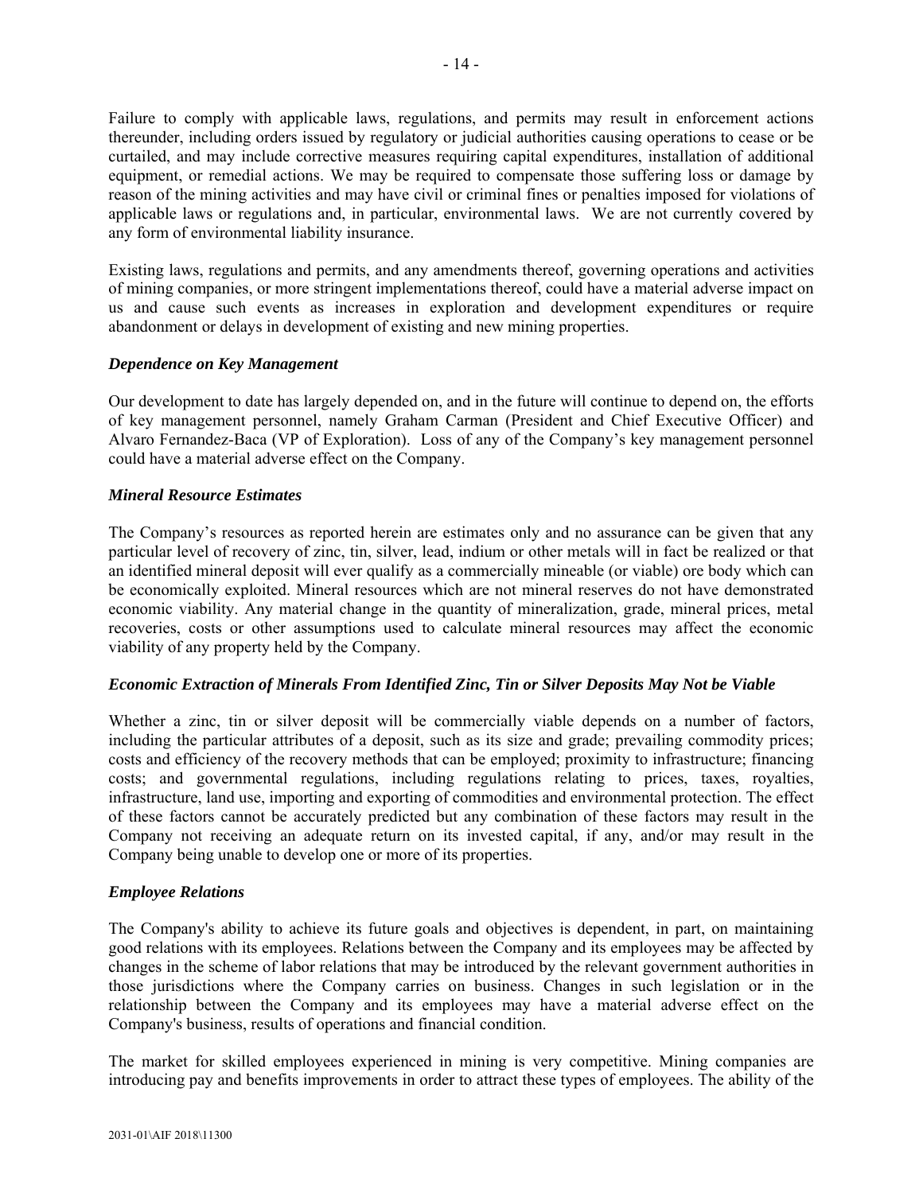Failure to comply with applicable laws, regulations, and permits may result in enforcement actions thereunder, including orders issued by regulatory or judicial authorities causing operations to cease or be curtailed, and may include corrective measures requiring capital expenditures, installation of additional equipment, or remedial actions. We may be required to compensate those suffering loss or damage by reason of the mining activities and may have civil or criminal fines or penalties imposed for violations of applicable laws or regulations and, in particular, environmental laws. We are not currently covered by any form of environmental liability insurance.

Existing laws, regulations and permits, and any amendments thereof, governing operations and activities of mining companies, or more stringent implementations thereof, could have a material adverse impact on us and cause such events as increases in exploration and development expenditures or require abandonment or delays in development of existing and new mining properties.

***Dependence on Key Management***

Our development to date has largely depended on, and in the future will continue to depend on, the efforts of key management personnel, namely Graham Carman (President and Chief Executive Officer) and Alvaro Fernandez-Baca (VP of Exploration). Loss of any of the Company's key management personnel could have a material adverse effect on the Company.

***Mineral Resource Estimates***

The Company's resources as reported herein are estimates only and no assurance can be given that any particular level of recovery of zinc, tin, silver, lead, indium or other metals will in fact be realized or that an identified mineral deposit will ever qualify as a commercially mineable (or viable) ore body which can be economically exploited. Mineral resources which are not mineral reserves do not have demonstrated economic viability. Any material change in the quantity of mineralization, grade, mineral prices, metal recoveries, costs or other assumptions used to calculate mineral resources may affect the economic viability of any property held by the Company.

***Economic Extraction of Minerals From Identified Zinc, Tin or Silver Deposits May Not be Viable***

Whether a zinc, tin or silver deposit will be commercially viable depends on a number of factors, including the particular attributes of a deposit, such as its size and grade; prevailing commodity prices; costs and efficiency of the recovery methods that can be employed; proximity to infrastructure; financing costs; and governmental regulations, including regulations relating to prices, taxes, royalties, infrastructure, land use, importing and exporting of commodities and environmental protection. The effect of these factors cannot be accurately predicted but any combination of these factors may result in the Company not receiving an adequate return on its invested capital, if any, and/or may result in the Company being unable to develop one or more of its properties.

***Employee Relations***

The Company's ability to achieve its future goals and objectives is dependent, in part, on maintaining good relations with its employees. Relations between the Company and its employees may be affected by changes in the scheme of labor relations that may be introduced by the relevant government authorities in those jurisdictions where the Company carries on business. Changes in such legislation or in the relationship between the Company and its employees may have a material adverse effect on the Company's business, results of operations and financial condition.

The market for skilled employees experienced in mining is very competitive. Mining companies are introducing pay and benefits improvements in order to attract these types of employees. The ability of the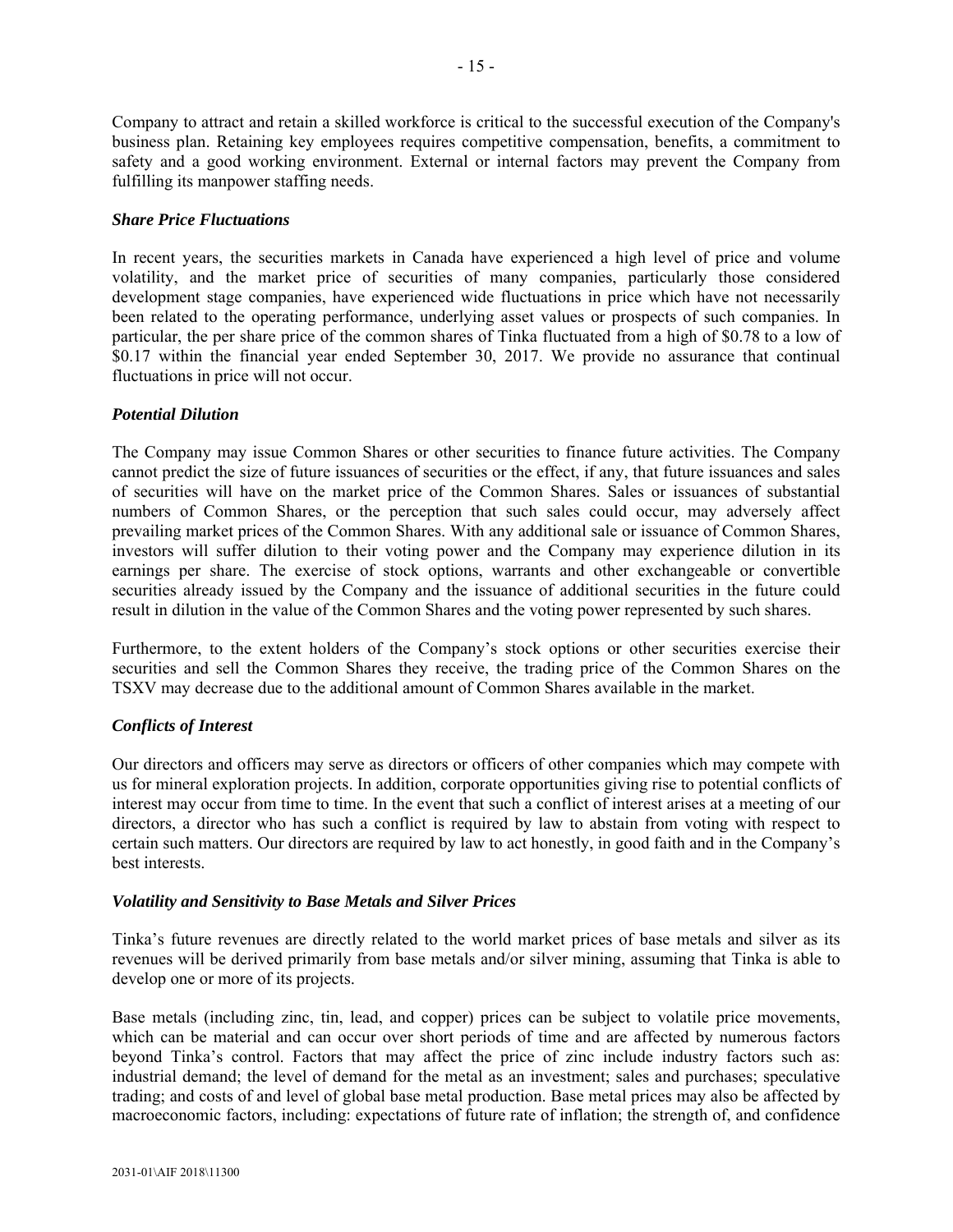Company to attract and retain a skilled workforce is critical to the successful execution of the Company's business plan. Retaining key employees requires competitive compensation, benefits, a commitment to safety and a good working environment. External or internal factors may prevent the Company from fulfilling its manpower staffing needs.

***Share Price Fluctuations***

In recent years, the securities markets in Canada have experienced a high level of price and volume volatility, and the market price of securities of many companies, particularly those considered development stage companies, have experienced wide fluctuations in price which have not necessarily been related to the operating performance, underlying asset values or prospects of such companies. In particular, the per share price of the common shares of Tinka fluctuated from a high of $0.78 to a low of $0.17 within the financial year ended September 30, 2017. We provide no assurance that continual fluctuations in price will not occur.

***Potential Dilution***

The Company may issue Common Shares or other securities to finance future activities. The Company cannot predict the size of future issuances of securities or the effect, if any, that future issuances and sales of securities will have on the market price of the Common Shares. Sales or issuances of substantial numbers of Common Shares, or the perception that such sales could occur, may adversely affect prevailing market prices of the Common Shares. With any additional sale or issuance of Common Shares, investors will suffer dilution to their voting power and the Company may experience dilution in its earnings per share. The exercise of stock options, warrants and other exchangeable or convertible securities already issued by the Company and the issuance of additional securities in the future could result in dilution in the value of the Common Shares and the voting power represented by such shares.

Furthermore, to the extent holders of the Company's stock options or other securities exercise their securities and sell the Common Shares they receive, the trading price of the Common Shares on the TSXV may decrease due to the additional amount of Common Shares available in the market.

***Conflicts of Interest***

Our directors and officers may serve as directors or officers of other companies which may compete with us for mineral exploration projects. In addition, corporate opportunities giving rise to potential conflicts of interest may occur from time to time. In the event that such a conflict of interest arises at a meeting of our directors, a director who has such a conflict is required by law to abstain from voting with respect to certain such matters. Our directors are required by law to act honestly, in good faith and in the Company's best interests.

***Volatility and Sensitivity to Base Metals and Silver Prices***

Tinka's future revenues are directly related to the world market prices of base metals and silver as its revenues will be derived primarily from base metals and/or silver mining, assuming that Tinka is able to develop one or more of its projects.

Base metals (including zinc, tin, lead, and copper) prices can be subject to volatile price movements, which can be material and can occur over short periods of time and are affected by numerous factors beyond Tinka's control. Factors that may affect the price of zinc include industry factors such as: industrial demand; the level of demand for the metal as an investment; sales and purchases; speculative trading; and costs of and level of global base metal production. Base metal prices may also be affected by macroeconomic factors, including: expectations of future rate of inflation; the strength of, and confidence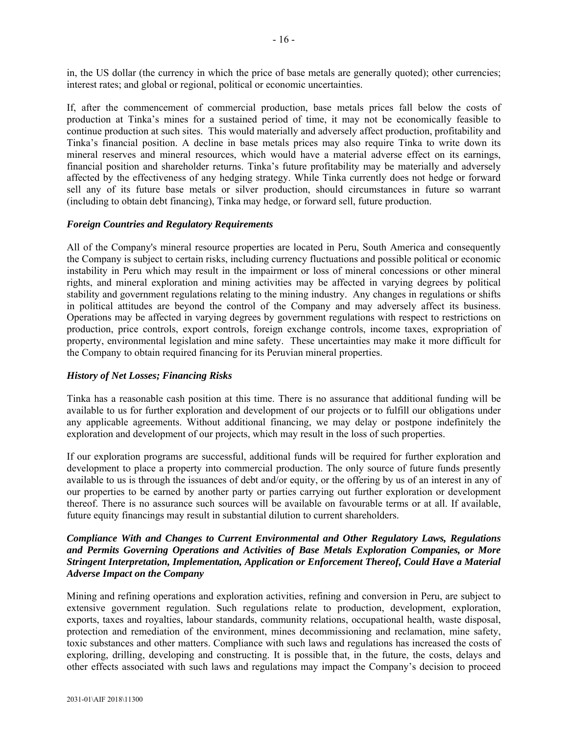in, the US dollar (the currency in which the price of base metals are generally quoted); other currencies; interest rates; and global or regional, political or economic uncertainties.

If, after the commencement of commercial production, base metals prices fall below the costs of production at Tinka's mines for a sustained period of time, it may not be economically feasible to continue production at such sites. This would materially and adversely affect production, profitability and Tinka's financial position. A decline in base metals prices may also require Tinka to write down its mineral reserves and mineral resources, which would have a material adverse effect on its earnings, financial position and shareholder returns. Tinka's future profitability may be materially and adversely affected by the effectiveness of any hedging strategy. While Tinka currently does not hedge or forward sell any of its future base metals or silver production, should circumstances in future so warrant (including to obtain debt financing), Tinka may hedge, or forward sell, future production.

### *Foreign Countries and Regulatory Requirements*

All of the Company's mineral resource properties are located in Peru, South America and consequently the Company is subject to certain risks, including currency fluctuations and possible political or economic instability in Peru which may result in the impairment or loss of mineral concessions or other mineral rights, and mineral exploration and mining activities may be affected in varying degrees by political stability and government regulations relating to the mining industry. Any changes in regulations or shifts in political attitudes are beyond the control of the Company and may adversely affect its business. Operations may be affected in varying degrees by government regulations with respect to restrictions on production, price controls, export controls, foreign exchange controls, income taxes, expropriation of property, environmental legislation and mine safety. These uncertainties may make it more difficult for the Company to obtain required financing for its Peruvian mineral properties.

### *History of Net Losses; Financing Risks*

Tinka has a reasonable cash position at this time. There is no assurance that additional funding will be available to us for further exploration and development of our projects or to fulfill our obligations under any applicable agreements. Without additional financing, we may delay or postpone indefinitely the exploration and development of our projects, which may result in the loss of such properties.

If our exploration programs are successful, additional funds will be required for further exploration and development to place a property into commercial production. The only source of future funds presently available to us is through the issuances of debt and/or equity, or the offering by us of an interest in any of our properties to be earned by another party or parties carrying out further exploration or development thereof. There is no assurance such sources will be available on favourable terms or at all. If available, future equity financings may result in substantial dilution to current shareholders.

### *Compliance With and Changes to Current Environmental and Other Regulatory Laws, Regulations and Permits Governing Operations and Activities of Base Metals Exploration Companies, or More Stringent Interpretation, Implementation, Application or Enforcement Thereof, Could Have a Material Adverse Impact on the Company*

Mining and refining operations and exploration activities, refining and conversion in Peru, are subject to extensive government regulation. Such regulations relate to production, development, exploration, exports, taxes and royalties, labour standards, community relations, occupational health, waste disposal, protection and remediation of the environment, mines decommissioning and reclamation, mine safety, toxic substances and other matters. Compliance with such laws and regulations has increased the costs of exploring, drilling, developing and constructing. It is possible that, in the future, the costs, delays and other effects associated with such laws and regulations may impact the Company's decision to proceed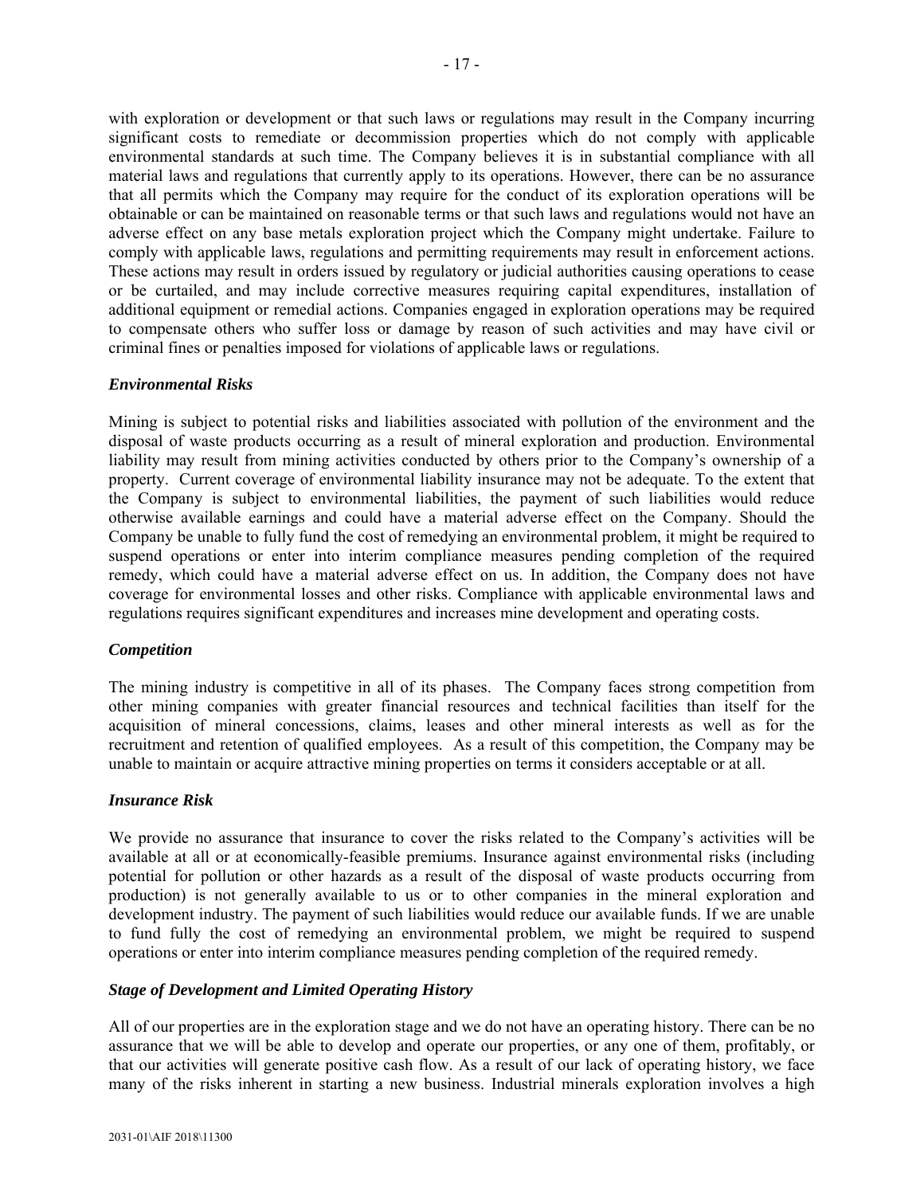with exploration or development or that such laws or regulations may result in the Company incurring significant costs to remediate or decommission properties which do not comply with applicable environmental standards at such time. The Company believes it is in substantial compliance with all material laws and regulations that currently apply to its operations. However, there can be no assurance that all permits which the Company may require for the conduct of its exploration operations will be obtainable or can be maintained on reasonable terms or that such laws and regulations would not have an adverse effect on any base metals exploration project which the Company might undertake. Failure to comply with applicable laws, regulations and permitting requirements may result in enforcement actions. These actions may result in orders issued by regulatory or judicial authorities causing operations to cease or be curtailed, and may include corrective measures requiring capital expenditures, installation of additional equipment or remedial actions. Companies engaged in exploration operations may be required to compensate others who suffer loss or damage by reason of such activities and may have civil or criminal fines or penalties imposed for violations of applicable laws or regulations.

### *Environmental Risks*

Mining is subject to potential risks and liabilities associated with pollution of the environment and the disposal of waste products occurring as a result of mineral exploration and production. Environmental liability may result from mining activities conducted by others prior to the Company's ownership of a property. Current coverage of environmental liability insurance may not be adequate. To the extent that the Company is subject to environmental liabilities, the payment of such liabilities would reduce otherwise available earnings and could have a material adverse effect on the Company. Should the Company be unable to fully fund the cost of remedying an environmental problem, it might be required to suspend operations or enter into interim compliance measures pending completion of the required remedy, which could have a material adverse effect on us. In addition, the Company does not have coverage for environmental losses and other risks. Compliance with applicable environmental laws and regulations requires significant expenditures and increases mine development and operating costs.

### *Competition*

The mining industry is competitive in all of its phases. The Company faces strong competition from other mining companies with greater financial resources and technical facilities than itself for the acquisition of mineral concessions, claims, leases and other mineral interests as well as for the recruitment and retention of qualified employees. As a result of this competition, the Company may be unable to maintain or acquire attractive mining properties on terms it considers acceptable or at all.

### *Insurance Risk*

We provide no assurance that insurance to cover the risks related to the Company's activities will be available at all or at economically-feasible premiums. Insurance against environmental risks (including potential for pollution or other hazards as a result of the disposal of waste products occurring from production) is not generally available to us or to other companies in the mineral exploration and development industry. The payment of such liabilities would reduce our available funds. If we are unable to fund fully the cost of remedying an environmental problem, we might be required to suspend operations or enter into interim compliance measures pending completion of the required remedy.

### *Stage of Development and Limited Operating History*

All of our properties are in the exploration stage and we do not have an operating history. There can be no assurance that we will be able to develop and operate our properties, or any one of them, profitably, or that our activities will generate positive cash flow. As a result of our lack of operating history, we face many of the risks inherent in starting a new business. Industrial minerals exploration involves a high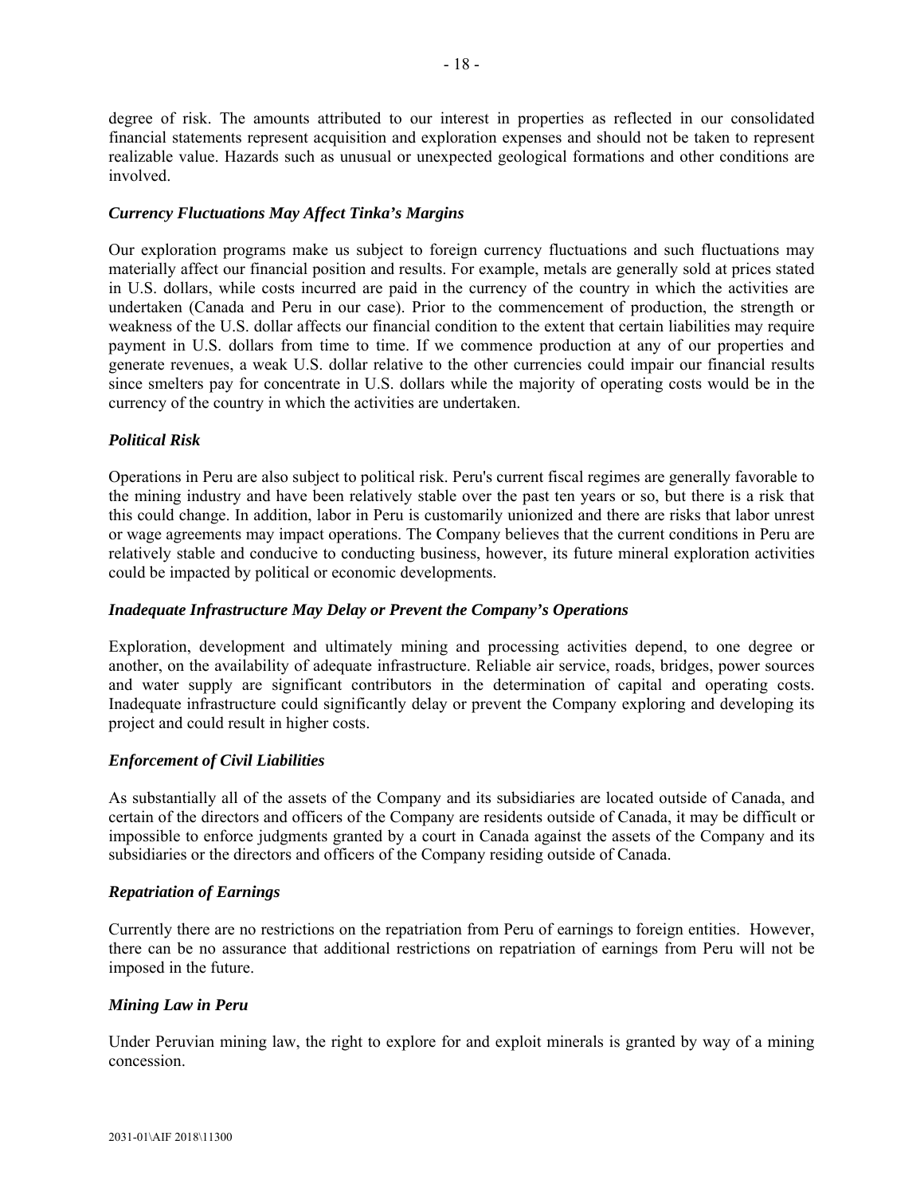degree of risk. The amounts attributed to our interest in properties as reflected in our consolidated financial statements represent acquisition and exploration expenses and should not be taken to represent realizable value. Hazards such as unusual or unexpected geological formations and other conditions are involved.

### *Currency Fluctuations May Affect Tinka's Margins*

Our exploration programs make us subject to foreign currency fluctuations and such fluctuations may materially affect our financial position and results. For example, metals are generally sold at prices stated in U.S. dollars, while costs incurred are paid in the currency of the country in which the activities are undertaken (Canada and Peru in our case). Prior to the commencement of production, the strength or weakness of the U.S. dollar affects our financial condition to the extent that certain liabilities may require payment in U.S. dollars from time to time. If we commence production at any of our properties and generate revenues, a weak U.S. dollar relative to the other currencies could impair our financial results since smelters pay for concentrate in U.S. dollars while the majority of operating costs would be in the currency of the country in which the activities are undertaken.

### *Political Risk*

Operations in Peru are also subject to political risk. Peru's current fiscal regimes are generally favorable to the mining industry and have been relatively stable over the past ten years or so, but there is a risk that this could change. In addition, labor in Peru is customarily unionized and there are risks that labor unrest or wage agreements may impact operations. The Company believes that the current conditions in Peru are relatively stable and conducive to conducting business, however, its future mineral exploration activities could be impacted by political or economic developments.

### *Inadequate Infrastructure May Delay or Prevent the Company's Operations*

Exploration, development and ultimately mining and processing activities depend, to one degree or another, on the availability of adequate infrastructure. Reliable air service, roads, bridges, power sources and water supply are significant contributors in the determination of capital and operating costs. Inadequate infrastructure could significantly delay or prevent the Company exploring and developing its project and could result in higher costs.

### *Enforcement of Civil Liabilities*

As substantially all of the assets of the Company and its subsidiaries are located outside of Canada, and certain of the directors and officers of the Company are residents outside of Canada, it may be difficult or impossible to enforce judgments granted by a court in Canada against the assets of the Company and its subsidiaries or the directors and officers of the Company residing outside of Canada.

### *Repatriation of Earnings*

Currently there are no restrictions on the repatriation from Peru of earnings to foreign entities. However, there can be no assurance that additional restrictions on repatriation of earnings from Peru will not be imposed in the future.

### *Mining Law in Peru*

Under Peruvian mining law, the right to explore for and exploit minerals is granted by way of a mining concession.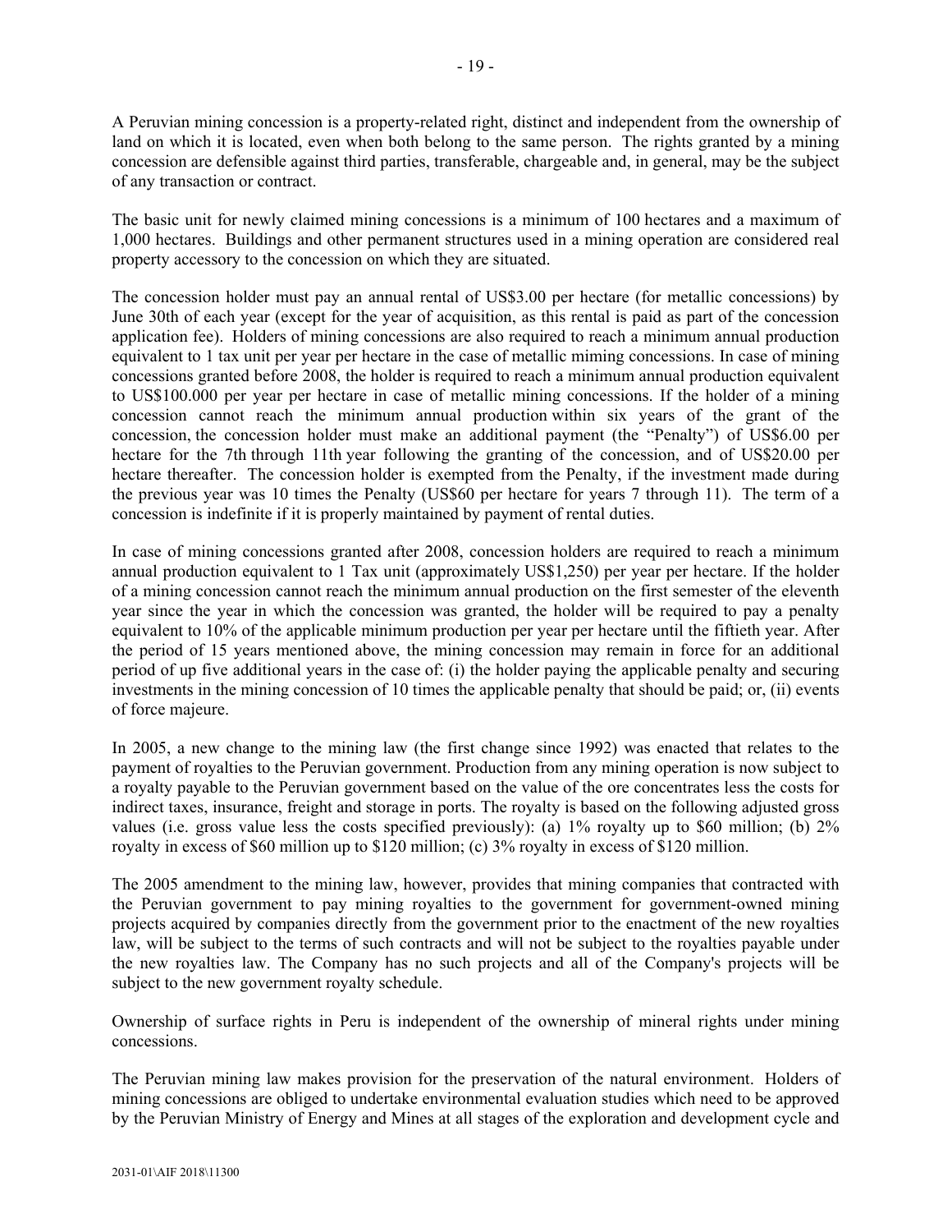A Peruvian mining concession is a property-related right, distinct and independent from the ownership of land on which it is located, even when both belong to the same person. The rights granted by a mining concession are defensible against third parties, transferable, chargeable and, in general, may be the subject of any transaction or contract.

The basic unit for newly claimed mining concessions is a minimum of 100 hectares and a maximum of 1,000 hectares. Buildings and other permanent structures used in a mining operation are considered real property accessory to the concession on which they are situated.

The concession holder must pay an annual rental of US$3.00 per hectare (for metallic concessions) by June 30th of each year (except for the year of acquisition, as this rental is paid as part of the concession application fee). Holders of mining concessions are also required to reach a minimum annual production equivalent to 1 tax unit per year per hectare in the case of metallic miming concessions. In case of mining concessions granted before 2008, the holder is required to reach a minimum annual production equivalent to US$100.000 per year per hectare in case of metallic mining concessions. If the holder of a mining concession cannot reach the minimum annual production within six years of the grant of the concession, the concession holder must make an additional payment (the "Penalty") of US$6.00 per hectare for the 7th through 11th year following the granting of the concession, and of US$20.00 per hectare thereafter. The concession holder is exempted from the Penalty, if the investment made during the previous year was 10 times the Penalty (US$60 per hectare for years 7 through 11). The term of a concession is indefinite if it is properly maintained by payment of rental duties.

In case of mining concessions granted after 2008, concession holders are required to reach a minimum annual production equivalent to 1 Tax unit (approximately US$1,250) per year per hectare. If the holder of a mining concession cannot reach the minimum annual production on the first semester of the eleventh year since the year in which the concession was granted, the holder will be required to pay a penalty equivalent to 10% of the applicable minimum production per year per hectare until the fiftieth year. After the period of 15 years mentioned above, the mining concession may remain in force for an additional period of up five additional years in the case of: (i) the holder paying the applicable penalty and securing investments in the mining concession of 10 times the applicable penalty that should be paid; or, (ii) events of force majeure.

In 2005, a new change to the mining law (the first change since 1992) was enacted that relates to the payment of royalties to the Peruvian government. Production from any mining operation is now subject to a royalty payable to the Peruvian government based on the value of the ore concentrates less the costs for indirect taxes, insurance, freight and storage in ports. The royalty is based on the following adjusted gross values (i.e. gross value less the costs specified previously): (a) 1% royalty up to $60 million; (b) 2% royalty in excess of $60 million up to $120 million; (c) 3% royalty in excess of $120 million.

The 2005 amendment to the mining law, however, provides that mining companies that contracted with the Peruvian government to pay mining royalties to the government for government-owned mining projects acquired by companies directly from the government prior to the enactment of the new royalties law, will be subject to the terms of such contracts and will not be subject to the royalties payable under the new royalties law. The Company has no such projects and all of the Company's projects will be subject to the new government royalty schedule.

Ownership of surface rights in Peru is independent of the ownership of mineral rights under mining concessions.

The Peruvian mining law makes provision for the preservation of the natural environment. Holders of mining concessions are obliged to undertake environmental evaluation studies which need to be approved by the Peruvian Ministry of Energy and Mines at all stages of the exploration and development cycle and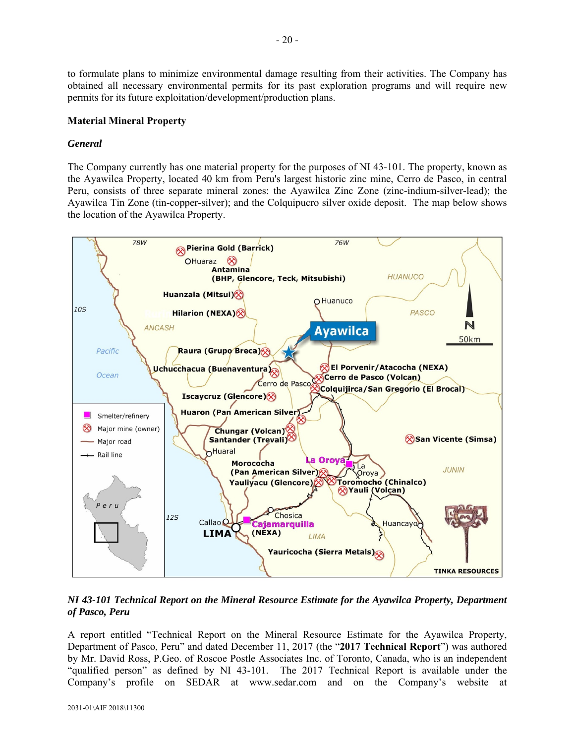to formulate plans to minimize environmental damage resulting from their activities. The Company has obtained all necessary environmental permits for its past exploration programs and will require new permits for its future exploitation/development/production plans.

**Material Mineral Property**

***General***

The Company currently has one material property for the purposes of NI 43-101. The property, known as the Ayawilca Property, located 40 km from Peru's largest historic zinc mine, Cerro de Pasco, in central Peru, consists of three separate mineral zones: the Ayawilca Zinc Zone (zinc-indium-silver-lead); the Ayawilca Tin Zone (tin-copper-silver); and the Colquipucro silver oxide deposit. The map below shows the location of the Ayawilca Property.

***NI 43-101 Technical Report on the Mineral Resource Estimate for the Ayawilca Property, Department of Pasco, Peru***

A report entitled "Technical Report on the Mineral Resource Estimate for the Ayawilca Property, Department of Pasco, Peru" and dated December 11, 2017 (the "**2017 Technical Report**") was authored by Mr. David Ross, P.Geo. of Roscoe Postle Associates Inc. of Toronto, Canada, who is an independent "qualified person" as defined by NI 43-101. The 2017 Technical Report is available under the Company's profile on SEDAR at www.sedar.com and on the Company's website at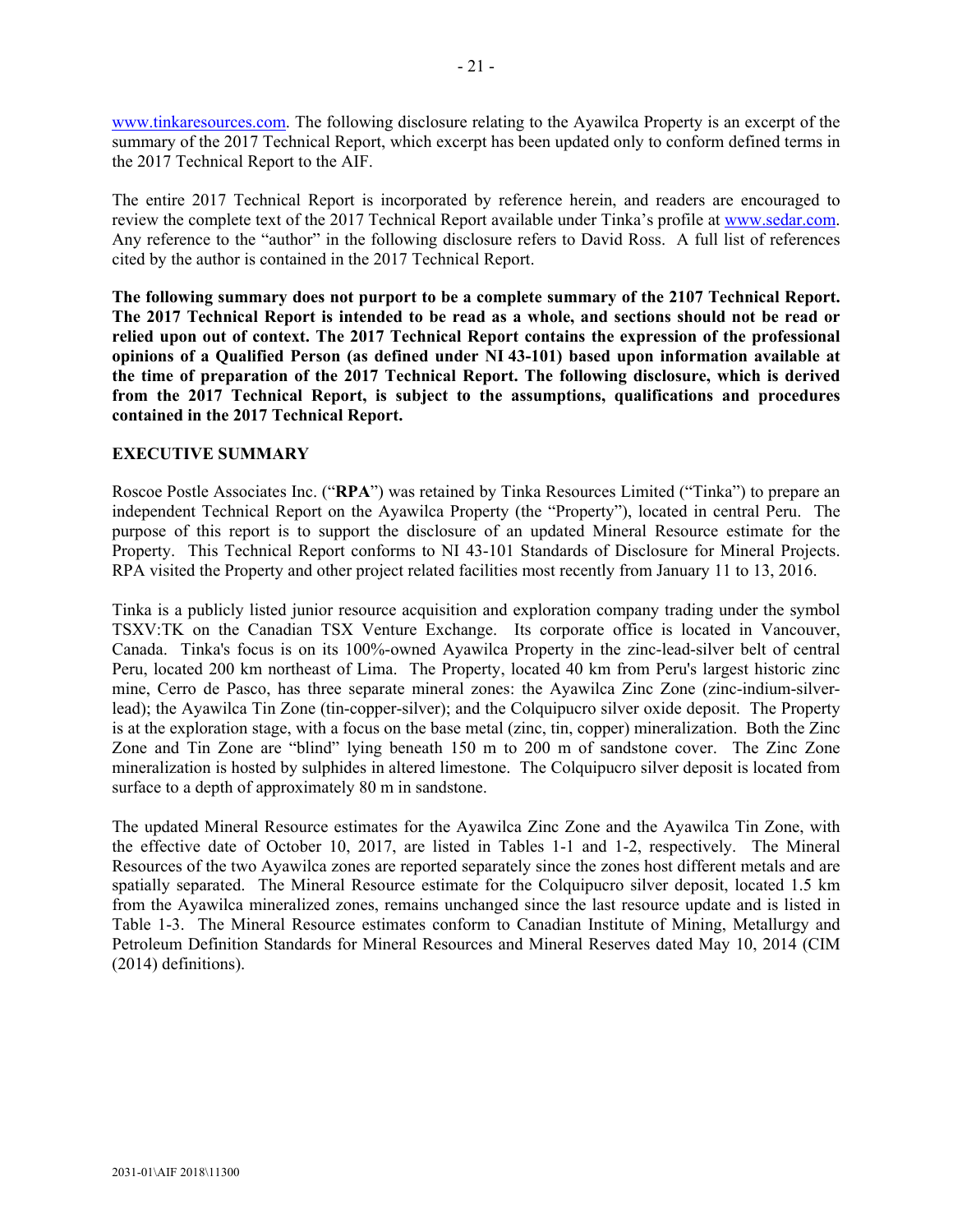www.tinkaresources.com. The following disclosure relating to the Ayawilca Property is an excerpt of the summary of the 2017 Technical Report, which excerpt has been updated only to conform defined terms in the 2017 Technical Report to the AIF.

The entire 2017 Technical Report is incorporated by reference herein, and readers are encouraged to review the complete text of the 2017 Technical Report available under Tinka's profile at www.sedar.com. Any reference to the "author" in the following disclosure refers to David Ross. A full list of references cited by the author is contained in the 2017 Technical Report.

**The following summary does not purport to be a complete summary of the 2107 Technical Report. The 2017 Technical Report is intended to be read as a whole, and sections should not be read or relied upon out of context. The 2017 Technical Report contains the expression of the professional opinions of a Qualified Person (as defined under NI 43-101) based upon information available at the time of preparation of the 2017 Technical Report. The following disclosure, which is derived from the 2017 Technical Report, is subject to the assumptions, qualifications and procedures contained in the 2017 Technical Report.**

**EXECUTIVE SUMMARY**

Roscoe Postle Associates Inc. ("**RPA**") was retained by Tinka Resources Limited ("Tinka") to prepare an independent Technical Report on the Ayawilca Property (the "Property"), located in central Peru. The purpose of this report is to support the disclosure of an updated Mineral Resource estimate for the Property. This Technical Report conforms to NI 43-101 Standards of Disclosure for Mineral Projects. RPA visited the Property and other project related facilities most recently from January 11 to 13, 2016.

Tinka is a publicly listed junior resource acquisition and exploration company trading under the symbol TSXV:TK on the Canadian TSX Venture Exchange. Its corporate office is located in Vancouver, Canada. Tinka's focus is on its 100%-owned Ayawilca Property in the zinc-lead-silver belt of central Peru, located 200 km northeast of Lima. The Property, located 40 km from Peru's largest historic zinc mine, Cerro de Pasco, has three separate mineral zones: the Ayawilca Zinc Zone (zinc-indium-silver-lead); the Ayawilca Tin Zone (tin-copper-silver); and the Colquipucro silver oxide deposit. The Property is at the exploration stage, with a focus on the base metal (zinc, tin, copper) mineralization. Both the Zinc Zone and Tin Zone are "blind" lying beneath 150 m to 200 m of sandstone cover. The Zinc Zone mineralization is hosted by sulphides in altered limestone. The Colquipucro silver deposit is located from surface to a depth of approximately 80 m in sandstone.

The updated Mineral Resource estimates for the Ayawilca Zinc Zone and the Ayawilca Tin Zone, with the effective date of October 10, 2017, are listed in Tables 1-1 and 1-2, respectively. The Mineral Resources of the two Ayawilca zones are reported separately since the zones host different metals and are spatially separated. The Mineral Resource estimate for the Colquipucro silver deposit, located 1.5 km from the Ayawilca mineralized zones, remains unchanged since the last resource update and is listed in Table 1-3. The Mineral Resource estimates conform to Canadian Institute of Mining, Metallurgy and Petroleum Definition Standards for Mineral Resources and Mineral Reserves dated May 10, 2014 (CIM (2014) definitions).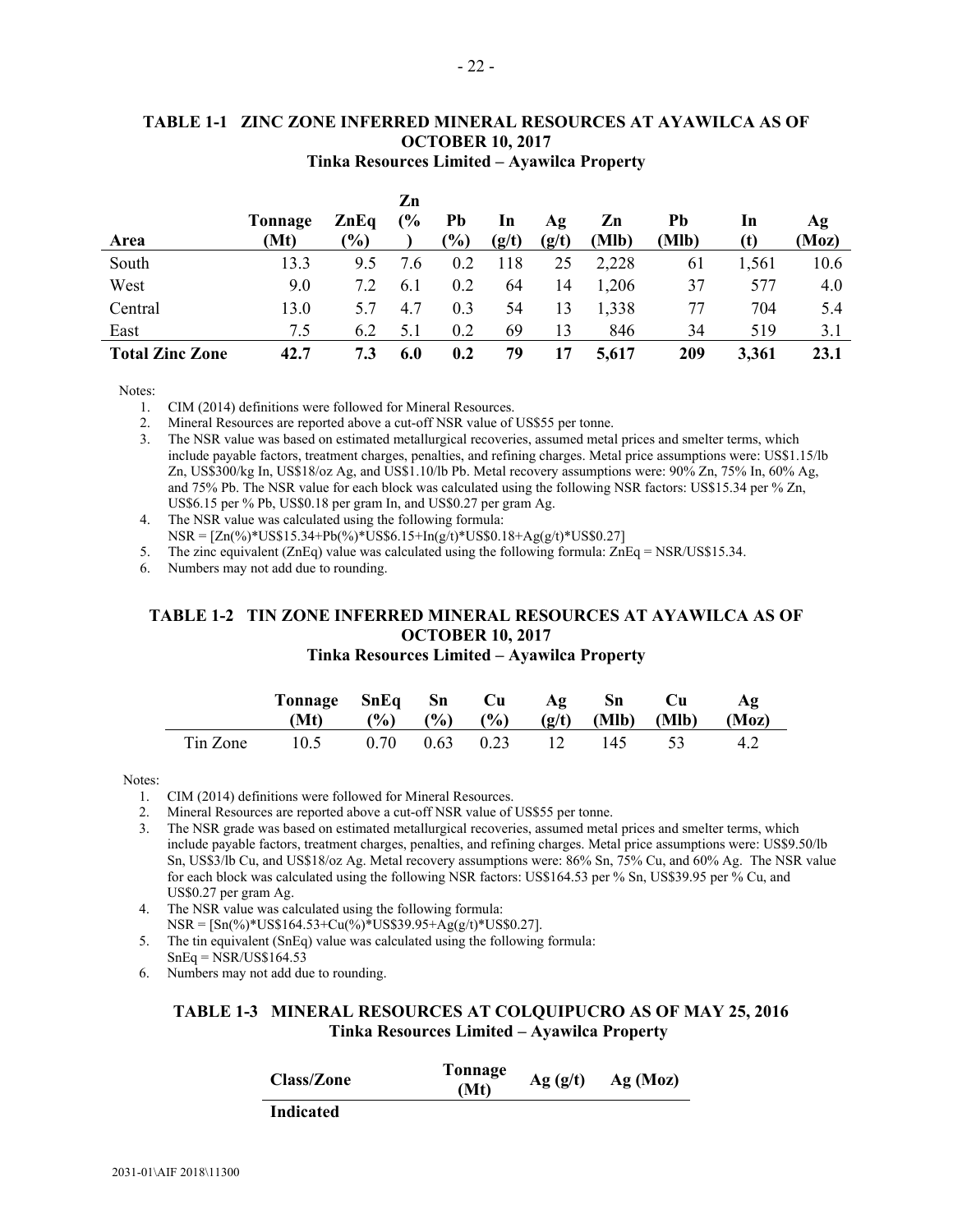### TABLE 1-1 ZINC ZONE INFERRED MINERAL RESOURCES AT AYAWILCA AS OF OCTOBER 10, 2017

**Tinka Resources Limited – Ayawilca Property**

| Area | Tonnage (Mt) | ZnEq (%) | Zn (%) | Pb (%) | In (g/t) | Ag (g/t) | Zn (Mlb) | Pb (Mlb) | In (t) | Ag (Moz) |
|---|---|---|---|---|---|---|---|---|---|---|
| South | 13.3 | 9.5 | 7.6 | 0.2 | 118 | 25 | 2,228 | 61 | 1,561 | 10.6 |
| West | 9.0 | 7.2 | 6.1 | 0.2 | 64 | 14 | 1,206 | 37 | 577 | 4.0 |
| Central | 13.0 | 5.7 | 4.7 | 0.3 | 54 | 13 | 1,338 | 77 | 704 | 5.4 |
| East | 7.5 | 6.2 | 5.1 | 0.2 | 69 | 13 | 846 | 34 | 519 | 3.1 |
| **Total Zinc Zone** | **42.7** | **7.3** | **6.0** | **0.2** | **79** | **17** | **5,617** | **209** | **3,361** | **23.1** |

Notes:

1. CIM (2014) definitions were followed for Mineral Resources.
2. Mineral Resources are reported above a cut-off NSR value of US$55 per tonne.
3. The NSR value was based on estimated metallurgical recoveries, assumed metal prices and smelter terms, which include payable factors, treatment charges, penalties, and refining charges. Metal price assumptions were: US$1.15/lb Zn, US$300/kg In, US$18/oz Ag, and US$1.10/lb Pb. Metal recovery assumptions were: 90% Zn, 75% In, 60% Ag, and 75% Pb. The NSR value for each block was calculated using the following NSR factors: US$15.34 per % Zn, US$6.15 per % Pb, US$0.18 per gram In, and US$0.27 per gram Ag.
4. The NSR value was calculated using the following formula:
   NSR = [Zn(%)*US$15.34+Pb(%)*US$6.15+In(g/t)*US$0.18+Ag(g/t)*US$0.27]
5. The zinc equivalent (ZnEq) value was calculated using the following formula: ZnEq = NSR/US$15.34.
6. Numbers may not add due to rounding.

### TABLE 1-2 TIN ZONE INFERRED MINERAL RESOURCES AT AYAWILCA AS OF OCTOBER 10, 2017

**Tinka Resources Limited – Ayawilca Property**

| | Tonnage (Mt) | SnEq (%) | Sn (%) | Cu (%) | Ag (g/t) | Sn (Mlb) | Cu (Mlb) | Ag (Moz) |
|---|---|---|---|---|---|---|---|---|
| Tin Zone | 10.5 | 0.70 | 0.63 | 0.23 | 12 | 145 | 53 | 4.2 |

Notes:

1. CIM (2014) definitions were followed for Mineral Resources.
2. Mineral Resources are reported above a cut-off NSR value of US$55 per tonne.
3. The NSR grade was based on estimated metallurgical recoveries, assumed metal prices and smelter terms, which include payable factors, treatment charges, penalties, and refining charges. Metal price assumptions were: US$9.50/lb Sn, US$3/lb Cu, and US$18/oz Ag. Metal recovery assumptions were: 86% Sn, 75% Cu, and 60% Ag. The NSR value for each block was calculated using the following NSR factors: US$164.53 per % Sn, US$39.95 per % Cu, and US$0.27 per gram Ag.
4. The NSR value was calculated using the following formula:
   NSR = [Sn(%)*US$164.53+Cu(%)*US$39.95+Ag(g/t)*US$0.27].
5. The tin equivalent (SnEq) value was calculated using the following formula:
   SnEq = NSR/US$164.53
6. Numbers may not add due to rounding.

### TABLE 1-3 MINERAL RESOURCES AT COLQUIPUCRO AS OF MAY 25, 2016

**Tinka Resources Limited – Ayawilca Property**

| Class/Zone | Tonnage (Mt) | Ag (g/t) | Ag (Moz) |
|---|---|---|---|
| **Indicated** | | | |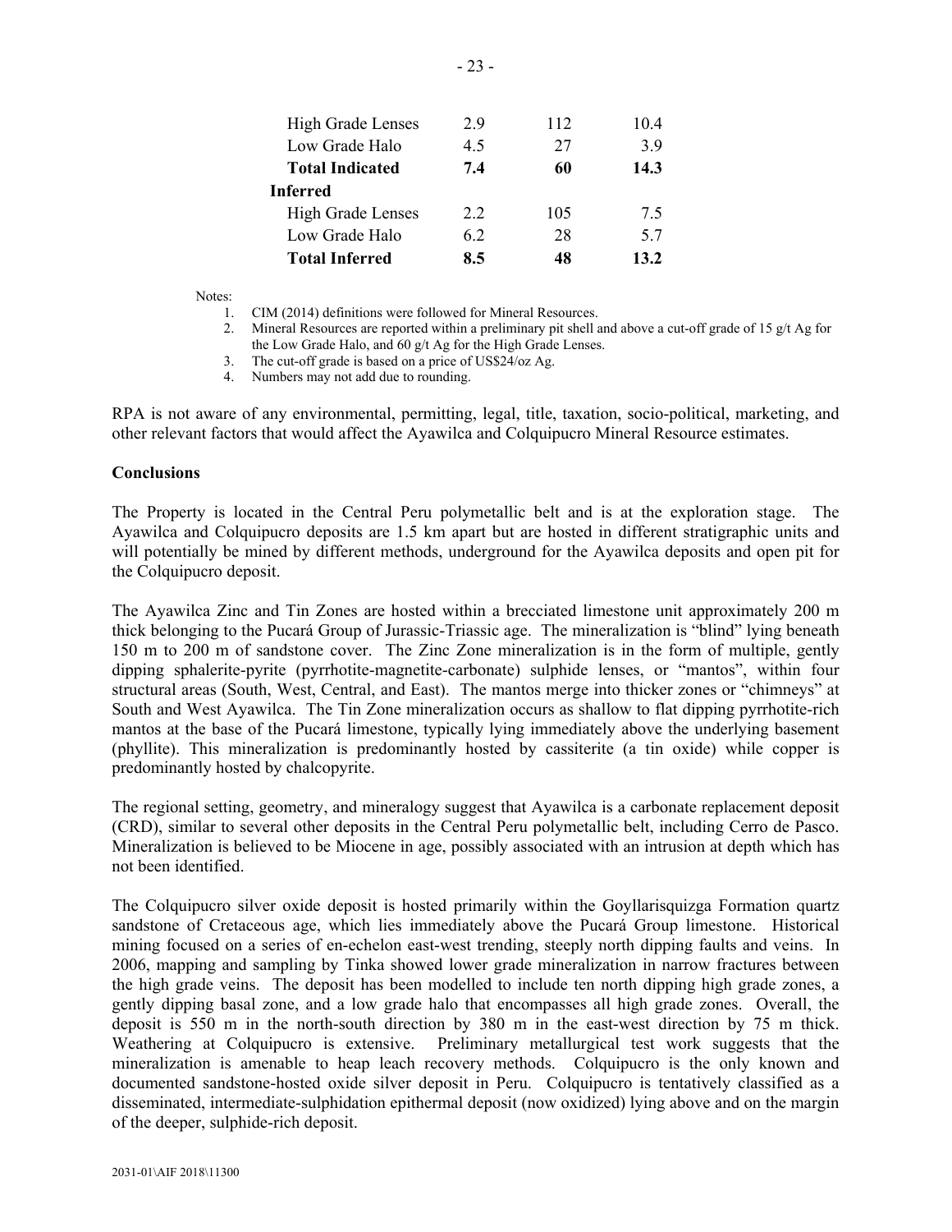| | | | |
|---|---|---|---|
| High Grade Lenses | 2.9 | 112 | 10.4 |
| Low Grade Halo | 4.5 | 27 | 3.9 |
| **Total Indicated** | **7.4** | **60** | **14.3** |
| **Inferred** | | | |
| High Grade Lenses | 2.2 | 105 | 7.5 |
| Low Grade Halo | 6.2 | 28 | 5.7 |
| **Total Inferred** | **8.5** | **48** | **13.2** |

Notes:

1. CIM (2014) definitions were followed for Mineral Resources.
2. Mineral Resources are reported within a preliminary pit shell and above a cut-off grade of 15 g/t Ag for the Low Grade Halo, and 60 g/t Ag for the High Grade Lenses.
3. The cut-off grade is based on a price of US$24/oz Ag.
4. Numbers may not add due to rounding.

RPA is not aware of any environmental, permitting, legal, title, taxation, socio-political, marketing, and other relevant factors that would affect the Ayawilca and Colquipucro Mineral Resource estimates.

**Conclusions**

The Property is located in the Central Peru polymetallic belt and is at the exploration stage. The Ayawilca and Colquipucro deposits are 1.5 km apart but are hosted in different stratigraphic units and will potentially be mined by different methods, underground for the Ayawilca deposits and open pit for the Colquipucro deposit.

The Ayawilca Zinc and Tin Zones are hosted within a brecciated limestone unit approximately 200 m thick belonging to the Pucará Group of Jurassic-Triassic age. The mineralization is "blind" lying beneath 150 m to 200 m of sandstone cover. The Zinc Zone mineralization is in the form of multiple, gently dipping sphalerite-pyrite (pyrrhotite-magnetite-carbonate) sulphide lenses, or "mantos", within four structural areas (South, West, Central, and East). The mantos merge into thicker zones or "chimneys" at South and West Ayawilca. The Tin Zone mineralization occurs as shallow to flat dipping pyrrhotite-rich mantos at the base of the Pucará limestone, typically lying immediately above the underlying basement (phyllite). This mineralization is predominantly hosted by cassiterite (a tin oxide) while copper is predominantly hosted by chalcopyrite.

The regional setting, geometry, and mineralogy suggest that Ayawilca is a carbonate replacement deposit (CRD), similar to several other deposits in the Central Peru polymetallic belt, including Cerro de Pasco. Mineralization is believed to be Miocene in age, possibly associated with an intrusion at depth which has not been identified.

The Colquipucro silver oxide deposit is hosted primarily within the Goyllarisquizga Formation quartz sandstone of Cretaceous age, which lies immediately above the Pucará Group limestone. Historical mining focused on a series of en-echelon east-west trending, steeply north dipping faults and veins. In 2006, mapping and sampling by Tinka showed lower grade mineralization in narrow fractures between the high grade veins. The deposit has been modelled to include ten north dipping high grade zones, a gently dipping basal zone, and a low grade halo that encompasses all high grade zones. Overall, the deposit is 550 m in the north-south direction by 380 m in the east-west direction by 75 m thick. Weathering at Colquipucro is extensive. Preliminary metallurgical test work suggests that the mineralization is amenable to heap leach recovery methods. Colquipucro is the only known and documented sandstone-hosted oxide silver deposit in Peru. Colquipucro is tentatively classified as a disseminated, intermediate-sulphidation epithermal deposit (now oxidized) lying above and on the margin of the deeper, sulphide-rich deposit.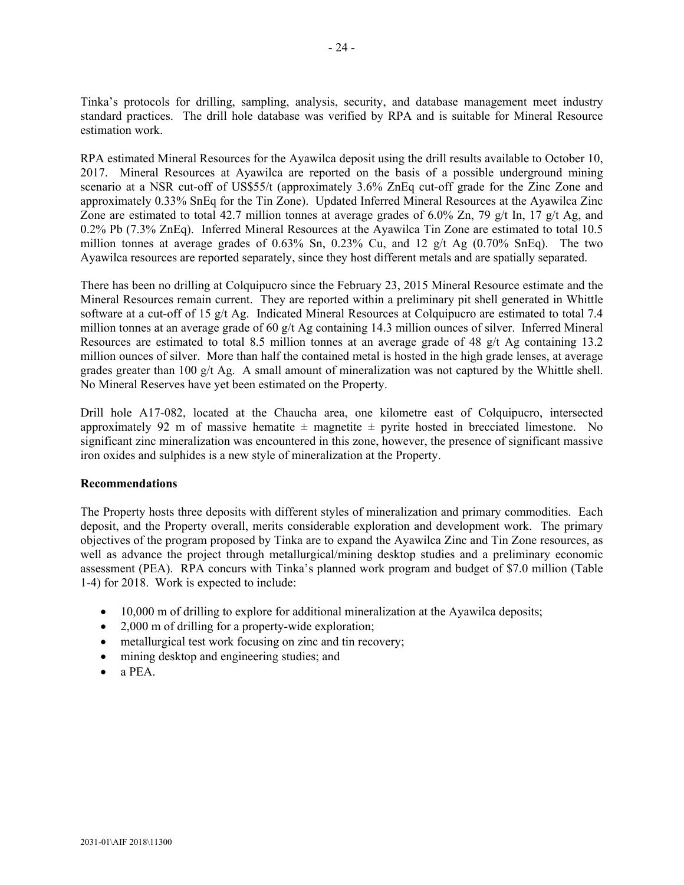Tinka's protocols for drilling, sampling, analysis, security, and database management meet industry standard practices. The drill hole database was verified by RPA and is suitable for Mineral Resource estimation work.

RPA estimated Mineral Resources for the Ayawilca deposit using the drill results available to October 10, 2017. Mineral Resources at Ayawilca are reported on the basis of a possible underground mining scenario at a NSR cut-off of US$55/t (approximately 3.6% ZnEq cut-off grade for the Zinc Zone and approximately 0.33% SnEq for the Tin Zone). Updated Inferred Mineral Resources at the Ayawilca Zinc Zone are estimated to total 42.7 million tonnes at average grades of 6.0% Zn, 79 g/t In, 17 g/t Ag, and 0.2% Pb (7.3% ZnEq). Inferred Mineral Resources at the Ayawilca Tin Zone are estimated to total 10.5 million tonnes at average grades of 0.63% Sn, 0.23% Cu, and 12 g/t Ag (0.70% SnEq). The two Ayawilca resources are reported separately, since they host different metals and are spatially separated.

There has been no drilling at Colquipucro since the February 23, 2015 Mineral Resource estimate and the Mineral Resources remain current. They are reported within a preliminary pit shell generated in Whittle software at a cut-off of 15 g/t Ag. Indicated Mineral Resources at Colquipucro are estimated to total 7.4 million tonnes at an average grade of 60 g/t Ag containing 14.3 million ounces of silver. Inferred Mineral Resources are estimated to total 8.5 million tonnes at an average grade of 48 g/t Ag containing 13.2 million ounces of silver. More than half the contained metal is hosted in the high grade lenses, at average grades greater than 100 g/t Ag. A small amount of mineralization was not captured by the Whittle shell. No Mineral Reserves have yet been estimated on the Property.

Drill hole A17-082, located at the Chaucha area, one kilometre east of Colquipucro, intersected approximately 92 m of massive hematite ± magnetite ± pyrite hosted in brecciated limestone. No significant zinc mineralization was encountered in this zone, however, the presence of significant massive iron oxides and sulphides is a new style of mineralization at the Property.

**Recommendations**

The Property hosts three deposits with different styles of mineralization and primary commodities. Each deposit, and the Property overall, merits considerable exploration and development work. The primary objectives of the program proposed by Tinka are to expand the Ayawilca Zinc and Tin Zone resources, as well as advance the project through metallurgical/mining desktop studies and a preliminary economic assessment (PEA). RPA concurs with Tinka's planned work program and budget of $7.0 million (Table 1-4) for 2018. Work is expected to include:

- 10,000 m of drilling to explore for additional mineralization at the Ayawilca deposits;
- 2,000 m of drilling for a property-wide exploration;
- metallurgical test work focusing on zinc and tin recovery;
- mining desktop and engineering studies; and
- a PEA.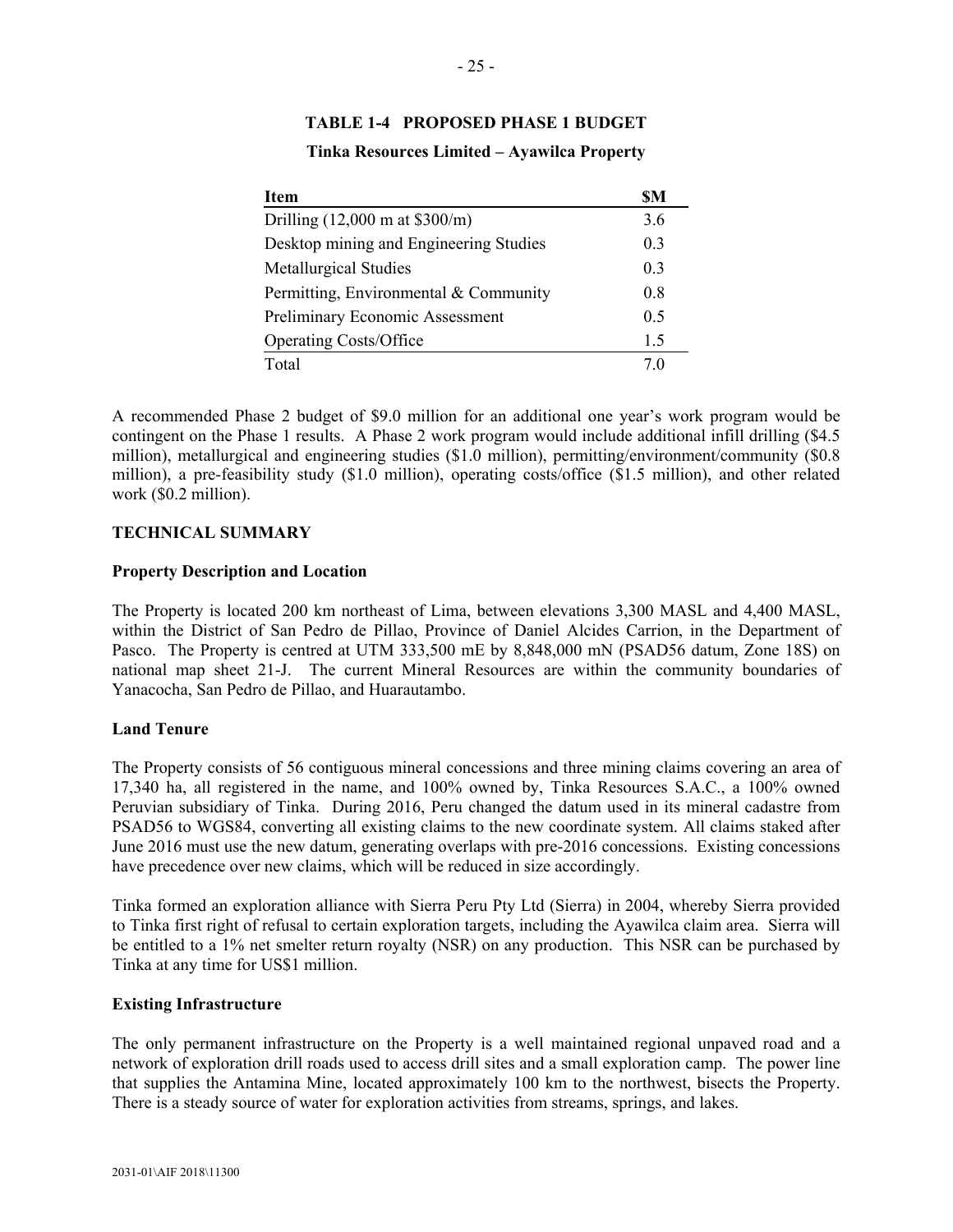**TABLE 1-4 PROPOSED PHASE 1 BUDGET**

**Tinka Resources Limited – Ayawilca Property**

| Item | $M |
|---|---|
| Drilling (12,000 m at $300/m) | 3.6 |
| Desktop mining and Engineering Studies | 0.3 |
| Metallurgical Studies | 0.3 |
| Permitting, Environmental & Community | 0.8 |
| Preliminary Economic Assessment | 0.5 |
| Operating Costs/Office | 1.5 |
| Total | 7.0 |

A recommended Phase 2 budget of $9.0 million for an additional one year's work program would be contingent on the Phase 1 results. A Phase 2 work program would include additional infill drilling ($4.5 million), metallurgical and engineering studies ($1.0 million), permitting/environment/community ($0.8 million), a pre-feasibility study ($1.0 million), operating costs/office ($1.5 million), and other related work ($0.2 million).

## TECHNICAL SUMMARY

### Property Description and Location

The Property is located 200 km northeast of Lima, between elevations 3,300 MASL and 4,400 MASL, within the District of San Pedro de Pillao, Province of Daniel Alcides Carrion, in the Department of Pasco. The Property is centred at UTM 333,500 mE by 8,848,000 mN (PSAD56 datum, Zone 18S) on national map sheet 21-J. The current Mineral Resources are within the community boundaries of Yanacocha, San Pedro de Pillao, and Huarautambo.

### Land Tenure

The Property consists of 56 contiguous mineral concessions and three mining claims covering an area of 17,340 ha, all registered in the name, and 100% owned by, Tinka Resources S.A.C., a 100% owned Peruvian subsidiary of Tinka. During 2016, Peru changed the datum used in its mineral cadastre from PSAD56 to WGS84, converting all existing claims to the new coordinate system. All claims staked after June 2016 must use the new datum, generating overlaps with pre-2016 concessions. Existing concessions have precedence over new claims, which will be reduced in size accordingly.

Tinka formed an exploration alliance with Sierra Peru Pty Ltd (Sierra) in 2004, whereby Sierra provided to Tinka first right of refusal to certain exploration targets, including the Ayawilca claim area. Sierra will be entitled to a 1% net smelter return royalty (NSR) on any production. This NSR can be purchased by Tinka at any time for US$1 million.

### Existing Infrastructure

The only permanent infrastructure on the Property is a well maintained regional unpaved road and a network of exploration drill roads used to access drill sites and a small exploration camp. The power line that supplies the Antamina Mine, located approximately 100 km to the northwest, bisects the Property. There is a steady source of water for exploration activities from streams, springs, and lakes.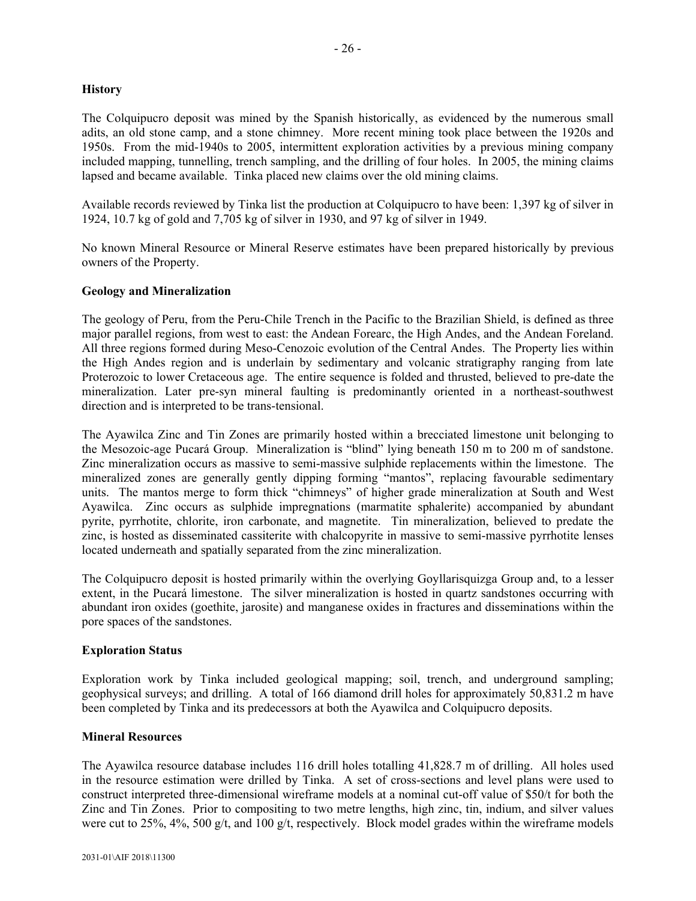**History**

The Colquipucro deposit was mined by the Spanish historically, as evidenced by the numerous small adits, an old stone camp, and a stone chimney. More recent mining took place between the 1920s and 1950s. From the mid-1940s to 2005, intermittent exploration activities by a previous mining company included mapping, tunnelling, trench sampling, and the drilling of four holes. In 2005, the mining claims lapsed and became available. Tinka placed new claims over the old mining claims.

Available records reviewed by Tinka list the production at Colquipucro to have been: 1,397 kg of silver in 1924, 10.7 kg of gold and 7,705 kg of silver in 1930, and 97 kg of silver in 1949.

No known Mineral Resource or Mineral Reserve estimates have been prepared historically by previous owners of the Property.

**Geology and Mineralization**

The geology of Peru, from the Peru-Chile Trench in the Pacific to the Brazilian Shield, is defined as three major parallel regions, from west to east: the Andean Forearc, the High Andes, and the Andean Foreland. All three regions formed during Meso-Cenozoic evolution of the Central Andes. The Property lies within the High Andes region and is underlain by sedimentary and volcanic stratigraphy ranging from late Proterozoic to lower Cretaceous age. The entire sequence is folded and thrusted, believed to pre-date the mineralization. Later pre-syn mineral faulting is predominantly oriented in a northeast-southwest direction and is interpreted to be trans-tensional.

The Ayawilca Zinc and Tin Zones are primarily hosted within a brecciated limestone unit belonging to the Mesozoic-age Pucará Group. Mineralization is "blind" lying beneath 150 m to 200 m of sandstone. Zinc mineralization occurs as massive to semi-massive sulphide replacements within the limestone. The mineralized zones are generally gently dipping forming "mantos", replacing favourable sedimentary units. The mantos merge to form thick "chimneys" of higher grade mineralization at South and West Ayawilca. Zinc occurs as sulphide impregnations (marmatite sphalerite) accompanied by abundant pyrite, pyrrhotite, chlorite, iron carbonate, and magnetite. Tin mineralization, believed to predate the zinc, is hosted as disseminated cassiterite with chalcopyrite in massive to semi-massive pyrrhotite lenses located underneath and spatially separated from the zinc mineralization.

The Colquipucro deposit is hosted primarily within the overlying Goyllarisquizga Group and, to a lesser extent, in the Pucará limestone. The silver mineralization is hosted in quartz sandstones occurring with abundant iron oxides (goethite, jarosite) and manganese oxides in fractures and disseminations within the pore spaces of the sandstones.

**Exploration Status**

Exploration work by Tinka included geological mapping; soil, trench, and underground sampling; geophysical surveys; and drilling. A total of 166 diamond drill holes for approximately 50,831.2 m have been completed by Tinka and its predecessors at both the Ayawilca and Colquipucro deposits.

**Mineral Resources**

The Ayawilca resource database includes 116 drill holes totalling 41,828.7 m of drilling. All holes used in the resource estimation were drilled by Tinka. A set of cross-sections and level plans were used to construct interpreted three-dimensional wireframe models at a nominal cut-off value of $50/t for both the Zinc and Tin Zones. Prior to compositing to two metre lengths, high zinc, tin, indium, and silver values were cut to 25%, 4%, 500 g/t, and 100 g/t, respectively. Block model grades within the wireframe models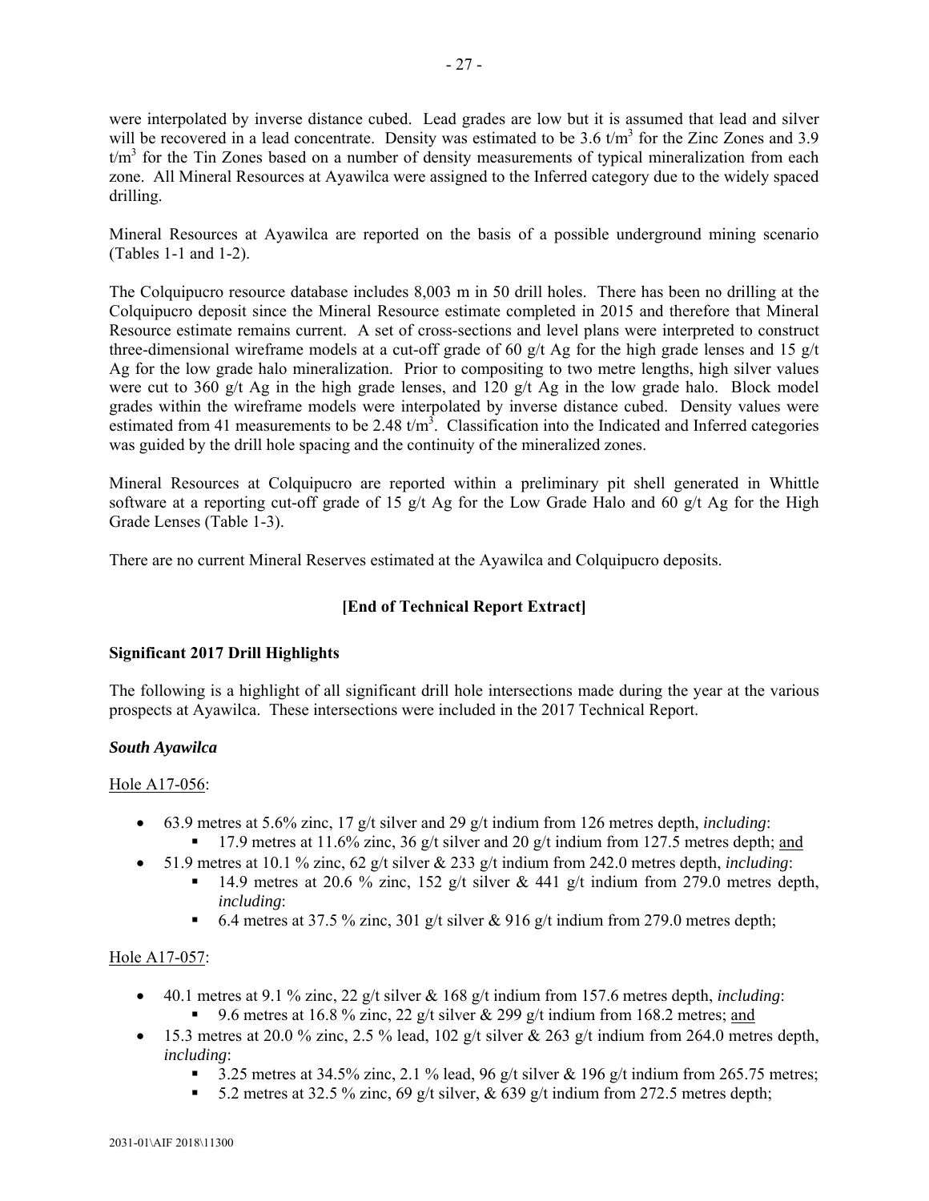were interpolated by inverse distance cubed. Lead grades are low but it is assumed that lead and silver will be recovered in a lead concentrate. Density was estimated to be 3.6 $t/m^3$ for the Zinc Zones and 3.9 $t/m^3$ for the Tin Zones based on a number of density measurements of typical mineralization from each zone. All Mineral Resources at Ayawilca were assigned to the Inferred category due to the widely spaced drilling.

Mineral Resources at Ayawilca are reported on the basis of a possible underground mining scenario (Tables 1-1 and 1-2).

The Colquipucro resource database includes 8,003 m in 50 drill holes. There has been no drilling at the Colquipucro deposit since the Mineral Resource estimate completed in 2015 and therefore that Mineral Resource estimate remains current. A set of cross-sections and level plans were interpreted to construct three-dimensional wireframe models at a cut-off grade of 60 g/t Ag for the high grade lenses and 15 g/t Ag for the low grade halo mineralization. Prior to compositing to two metre lengths, high silver values were cut to 360 g/t Ag in the high grade lenses, and 120 g/t Ag in the low grade halo. Block model grades within the wireframe models were interpolated by inverse distance cubed. Density values were estimated from 41 measurements to be 2.48 $t/m^3$. Classification into the Indicated and Inferred categories was guided by the drill hole spacing and the continuity of the mineralized zones.

Mineral Resources at Colquipucro are reported within a preliminary pit shell generated in Whittle software at a reporting cut-off grade of 15 g/t Ag for the Low Grade Halo and 60 g/t Ag for the High Grade Lenses (Table 1-3).

There are no current Mineral Reserves estimated at the Ayawilca and Colquipucro deposits.

**[End of Technical Report Extract]**

**Significant 2017 Drill Highlights**

The following is a highlight of all significant drill hole intersections made during the year at the various prospects at Ayawilca. These intersections were included in the 2017 Technical Report.

***South Ayawilca***

Hole A17-056:

- 63.9 metres at 5.6% zinc, 17 g/t silver and 29 g/t indium from 126 metres depth, *including*:
  - 17.9 metres at 11.6% zinc, 36 g/t silver and 20 g/t indium from 127.5 metres depth; and
- 51.9 metres at 10.1 % zinc, 62 g/t silver & 233 g/t indium from 242.0 metres depth, *including*:
  - 14.9 metres at 20.6 % zinc, 152 g/t silver & 441 g/t indium from 279.0 metres depth, *including*:
  - 6.4 metres at 37.5 % zinc, 301 g/t silver & 916 g/t indium from 279.0 metres depth;

Hole A17-057:

- 40.1 metres at 9.1 % zinc, 22 g/t silver & 168 g/t indium from 157.6 metres depth, *including*:
  - 9.6 metres at 16.8 % zinc, 22 g/t silver & 299 g/t indium from 168.2 metres; and
- 15.3 metres at 20.0 % zinc, 2.5 % lead, 102 g/t silver & 263 g/t indium from 264.0 metres depth, *including*:
  - 3.25 metres at 34.5% zinc, 2.1 % lead, 96 g/t silver & 196 g/t indium from 265.75 metres;
  - 5.2 metres at 32.5 % zinc, 69 g/t silver, & 639 g/t indium from 272.5 metres depth;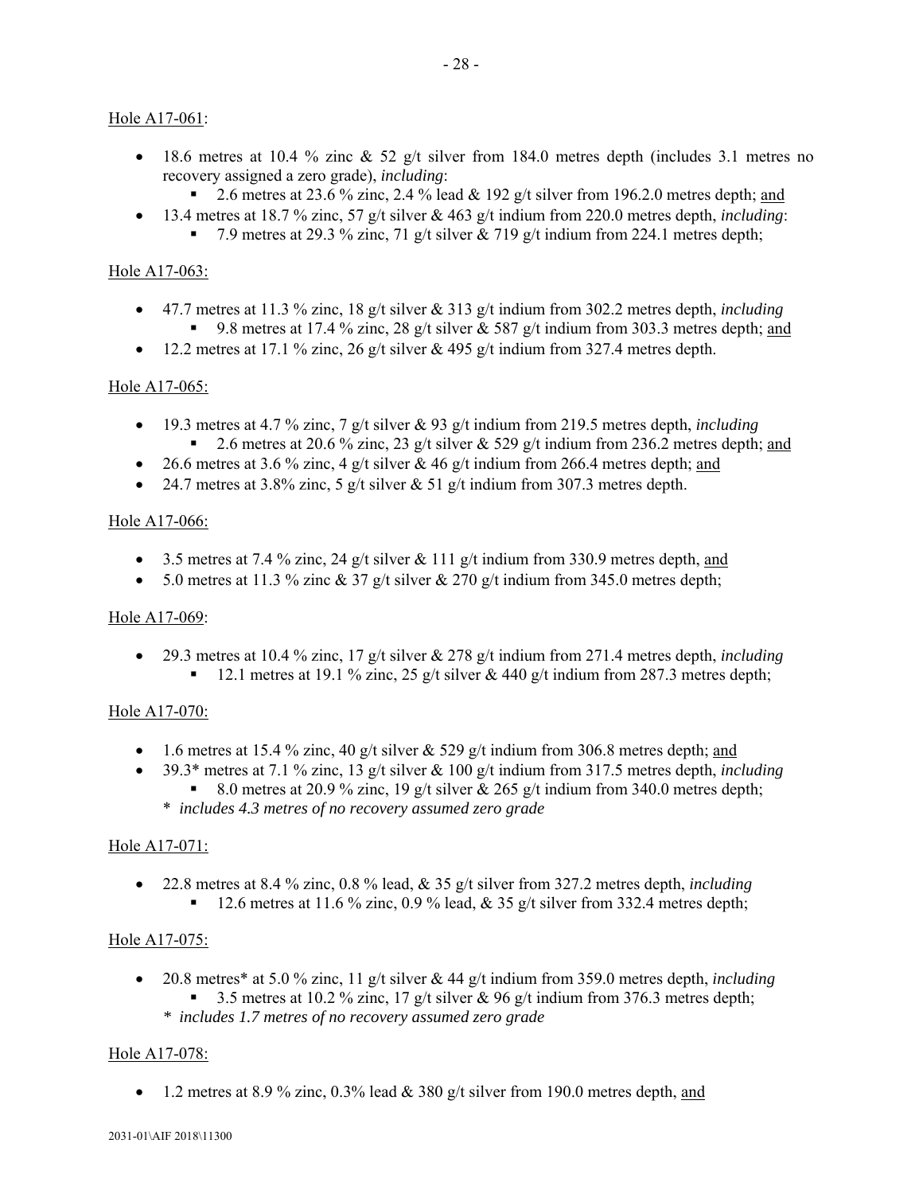Hole A17-061:

- 18.6 metres at 10.4 % zinc & 52 g/t silver from 184.0 metres depth (includes 3.1 metres no recovery assigned a zero grade), *including*:
  - 2.6 metres at 23.6 % zinc, 2.4 % lead & 192 g/t silver from 196.2.0 metres depth; and
- 13.4 metres at 18.7 % zinc, 57 g/t silver & 463 g/t indium from 220.0 metres depth, *including*:
  - 7.9 metres at 29.3 % zinc, 71 g/t silver & 719 g/t indium from 224.1 metres depth;

Hole A17-063:

- 47.7 metres at 11.3 % zinc, 18 g/t silver & 313 g/t indium from 302.2 metres depth, *including*
  - 9.8 metres at 17.4 % zinc, 28 g/t silver & 587 g/t indium from 303.3 metres depth; and
- 12.2 metres at 17.1 % zinc, 26 g/t silver & 495 g/t indium from 327.4 metres depth.

Hole A17-065:

- 19.3 metres at 4.7 % zinc, 7 g/t silver & 93 g/t indium from 219.5 metres depth, *including*
  - 2.6 metres at 20.6 % zinc, 23 g/t silver & 529 g/t indium from 236.2 metres depth; and
- 26.6 metres at 3.6 % zinc, 4 g/t silver & 46 g/t indium from 266.4 metres depth; and
- 24.7 metres at 3.8% zinc, 5 g/t silver & 51 g/t indium from 307.3 metres depth.

Hole A17-066:

- 3.5 metres at 7.4 % zinc, 24 g/t silver & 111 g/t indium from 330.9 metres depth, and
- 5.0 metres at 11.3 % zinc & 37 g/t silver & 270 g/t indium from 345.0 metres depth;

Hole A17-069:

- 29.3 metres at 10.4 % zinc, 17 g/t silver & 278 g/t indium from 271.4 metres depth, *including*
  - 12.1 metres at 19.1 % zinc, 25 g/t silver & 440 g/t indium from 287.3 metres depth;

Hole A17-070:

- 1.6 metres at 15.4 % zinc, 40 g/t silver & 529 g/t indium from 306.8 metres depth; and
- 39.3* metres at 7.1 % zinc, 13 g/t silver & 100 g/t indium from 317.5 metres depth, *including*
  - 8.0 metres at 20.9 % zinc, 19 g/t silver & 265 g/t indium from 340.0 metres depth;

  \* *includes 4.3 metres of no recovery assumed zero grade*

Hole A17-071:

- 22.8 metres at 8.4 % zinc, 0.8 % lead, & 35 g/t silver from 327.2 metres depth, *including*
  - 12.6 metres at 11.6 % zinc, 0.9 % lead, & 35 g/t silver from 332.4 metres depth;

Hole A17-075:

- 20.8 metres* at 5.0 % zinc, 11 g/t silver & 44 g/t indium from 359.0 metres depth, *including*
  - 3.5 metres at 10.2 % zinc, 17 g/t silver & 96 g/t indium from 376.3 metres depth;

  \* *includes 1.7 metres of no recovery assumed zero grade*

Hole A17-078:

- 1.2 metres at 8.9 % zinc, 0.3% lead & 380 g/t silver from 190.0 metres depth, and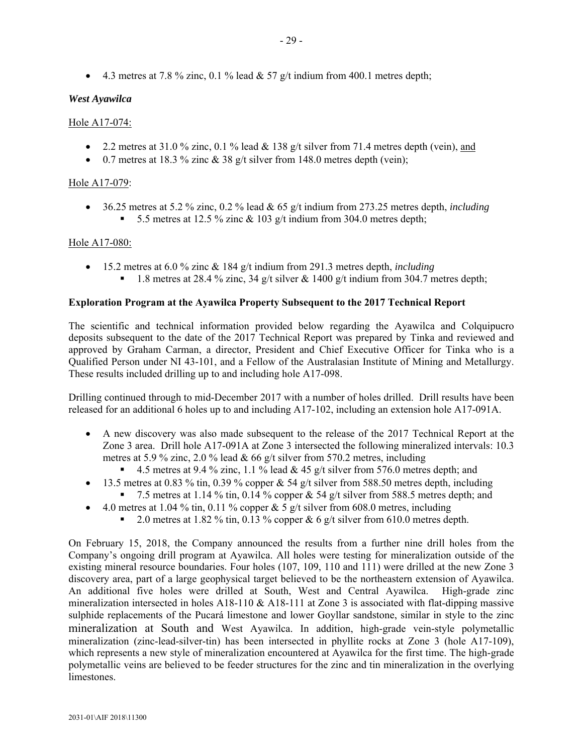- 4.3 metres at 7.8 % zinc, 0.1 % lead & 57 g/t indium from 400.1 metres depth;

***West Ayawilca***

Hole A17-074:

- 2.2 metres at 31.0 % zinc, 0.1 % lead & 138 g/t silver from 71.4 metres depth (vein), and
- 0.7 metres at 18.3 % zinc & 38 g/t silver from 148.0 metres depth (vein);

Hole A17-079:

- 36.25 metres at 5.2 % zinc, 0.2 % lead & 65 g/t indium from 273.25 metres depth, *including*
  - 5.5 metres at 12.5 % zinc & 103 g/t indium from 304.0 metres depth;

Hole A17-080:

- 15.2 metres at 6.0 % zinc & 184 g/t indium from 291.3 metres depth, *including*
  - 1.8 metres at 28.4 % zinc, 34 g/t silver & 1400 g/t indium from 304.7 metres depth;

**Exploration Program at the Ayawilca Property Subsequent to the 2017 Technical Report**

The scientific and technical information provided below regarding the Ayawilca and Colquipucro deposits subsequent to the date of the 2017 Technical Report was prepared by Tinka and reviewed and approved by Graham Carman, a director, President and Chief Executive Officer for Tinka who is a Qualified Person under NI 43-101, and a Fellow of the Australasian Institute of Mining and Metallurgy. These results included drilling up to and including hole A17-098.

Drilling continued through to mid-December 2017 with a number of holes drilled. Drill results have been released for an additional 6 holes up to and including A17-102, including an extension hole A17-091A.

- A new discovery was also made subsequent to the release of the 2017 Technical Report at the Zone 3 area. Drill hole A17-091A at Zone 3 intersected the following mineralized intervals: 10.3 metres at 5.9 % zinc, 2.0 % lead & 66 g/t silver from 570.2 metres, including
  - 4.5 metres at 9.4 % zinc, 1.1 % lead & 45 g/t silver from 576.0 metres depth; and
- 13.5 metres at 0.83 % tin, 0.39 % copper & 54 g/t silver from 588.50 metres depth, including
  - 7.5 metres at 1.14 % tin, 0.14 % copper & 54 g/t silver from 588.5 metres depth; and
- 4.0 metres at 1.04 % tin, 0.11 % copper & 5 g/t silver from 608.0 metres, including
  - 2.0 metres at 1.82 % tin, 0.13 % copper & 6 g/t silver from 610.0 metres depth.

On February 15, 2018, the Company announced the results from a further nine drill holes from the Company's ongoing drill program at Ayawilca. All holes were testing for mineralization outside of the existing mineral resource boundaries. Four holes (107, 109, 110 and 111) were drilled at the new Zone 3 discovery area, part of a large geophysical target believed to be the northeastern extension of Ayawilca. An additional five holes were drilled at South, West and Central Ayawilca. High-grade zinc mineralization intersected in holes A18-110 & A18-111 at Zone 3 is associated with flat-dipping massive sulphide replacements of the Pucará limestone and lower Goyllar sandstone, similar in style to the zinc mineralization at South and West Ayawilca. In addition, high-grade vein-style polymetallic mineralization (zinc-lead-silver-tin) has been intersected in phyllite rocks at Zone 3 (hole A17-109), which represents a new style of mineralization encountered at Ayawilca for the first time. The high-grade polymetallic veins are believed to be feeder structures for the zinc and tin mineralization in the overlying limestones.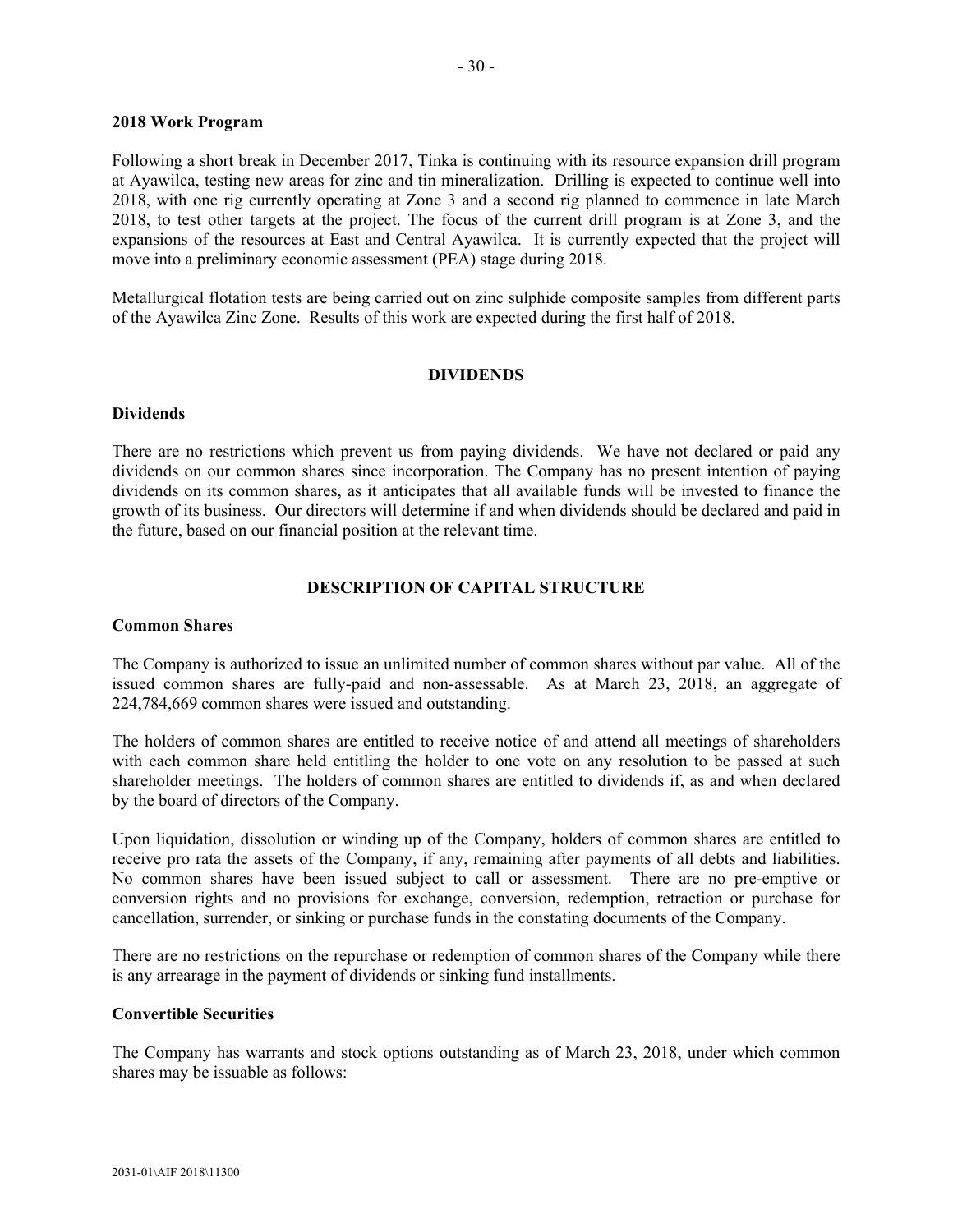### 2018 Work Program

Following a short break in December 2017, Tinka is continuing with its resource expansion drill program at Ayawilca, testing new areas for zinc and tin mineralization. Drilling is expected to continue well into 2018, with one rig currently operating at Zone 3 and a second rig planned to commence in late March 2018, to test other targets at the project. The focus of the current drill program is at Zone 3, and the expansions of the resources at East and Central Ayawilca. It is currently expected that the project will move into a preliminary economic assessment (PEA) stage during 2018.

Metallurgical flotation tests are being carried out on zinc sulphide composite samples from different parts of the Ayawilca Zinc Zone. Results of this work are expected during the first half of 2018.

## DIVIDENDS

### Dividends

There are no restrictions which prevent us from paying dividends. We have not declared or paid any dividends on our common shares since incorporation. The Company has no present intention of paying dividends on its common shares, as it anticipates that all available funds will be invested to finance the growth of its business. Our directors will determine if and when dividends should be declared and paid in the future, based on our financial position at the relevant time.

## DESCRIPTION OF CAPITAL STRUCTURE

### Common Shares

The Company is authorized to issue an unlimited number of common shares without par value. All of the issued common shares are fully-paid and non-assessable. As at March 23, 2018, an aggregate of 224,784,669 common shares were issued and outstanding.

The holders of common shares are entitled to receive notice of and attend all meetings of shareholders with each common share held entitling the holder to one vote on any resolution to be passed at such shareholder meetings. The holders of common shares are entitled to dividends if, as and when declared by the board of directors of the Company.

Upon liquidation, dissolution or winding up of the Company, holders of common shares are entitled to receive pro rata the assets of the Company, if any, remaining after payments of all debts and liabilities. No common shares have been issued subject to call or assessment. There are no pre-emptive or conversion rights and no provisions for exchange, conversion, redemption, retraction or purchase for cancellation, surrender, or sinking or purchase funds in the constating documents of the Company.

There are no restrictions on the repurchase or redemption of common shares of the Company while there is any arrearage in the payment of dividends or sinking fund installments.

### Convertible Securities

The Company has warrants and stock options outstanding as of March 23, 2018, under which common shares may be issuable as follows: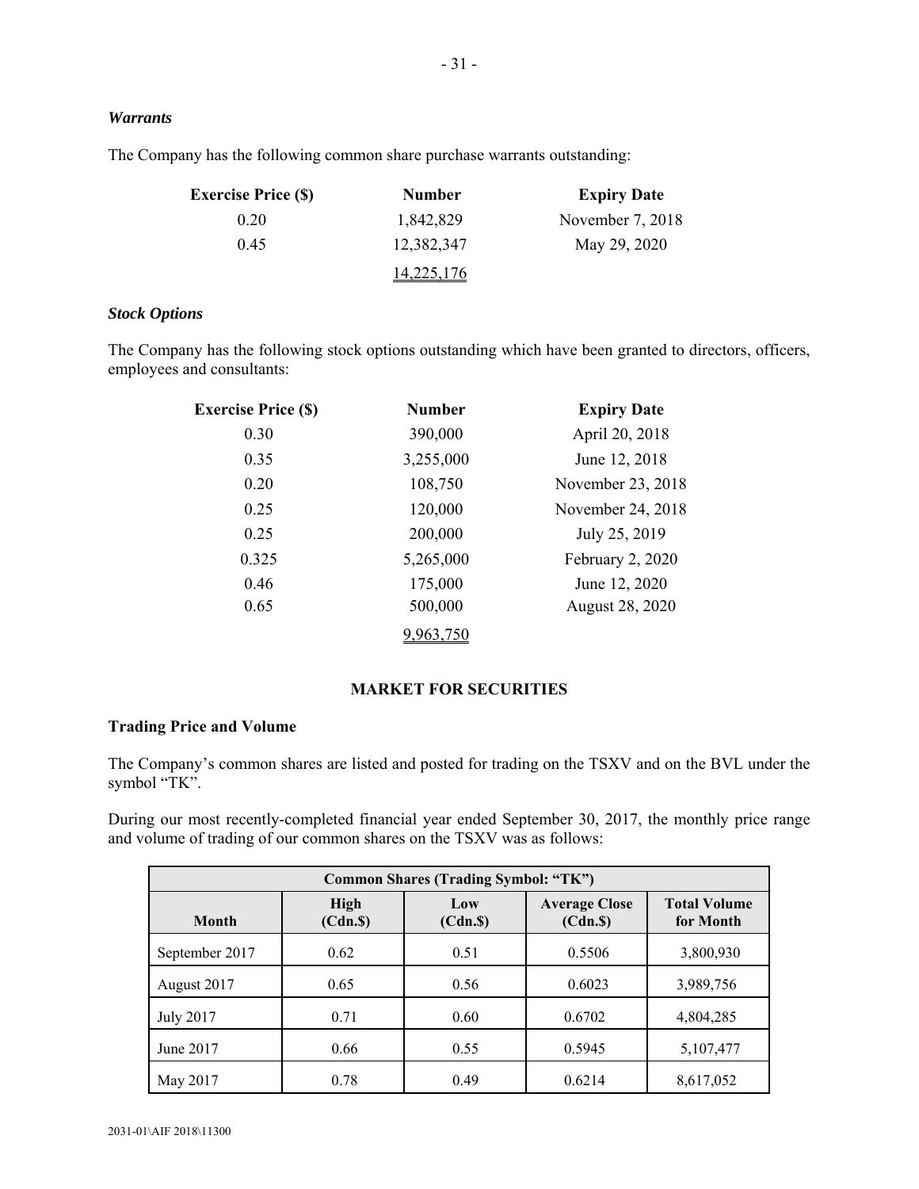***Warrants***

The Company has the following common share purchase warrants outstanding:

| Exercise Price ($) | Number | Expiry Date |
| --- | --- | --- |
| 0.20 | 1,842,829 | November 7, 2018 |
| 0.45 | 12,382,347 | May 29, 2020 |
| | 14,225,176 | |

***Stock Options***

The Company has the following stock options outstanding which have been granted to directors, officers, employees and consultants:

| Exercise Price ($) | Number | Expiry Date |
| --- | --- | --- |
| 0.30 | 390,000 | April 20, 2018 |
| 0.35 | 3,255,000 | June 12, 2018 |
| 0.20 | 108,750 | November 23, 2018 |
| 0.25 | 120,000 | November 24, 2018 |
| 0.25 | 200,000 | July 25, 2019 |
| 0.325 | 5,265,000 | February 2, 2020 |
| 0.46 | 175,000 | June 12, 2020 |
| 0.65 | 500,000 | August 28, 2020 |
| | 9,963,750 | |

## MARKET FOR SECURITIES

**Trading Price and Volume**

The Company's common shares are listed and posted for trading on the TSXV and on the BVL under the symbol "TK".

During our most recently-completed financial year ended September 30, 2017, the monthly price range and volume of trading of our common shares on the TSXV was as follows:

| Common Shares (Trading Symbol: "TK") | | | | |
| --- | --- | --- | --- | --- |
| **Month** | **High (Cdn.$)** | **Low (Cdn.$)** | **Average Close (Cdn.$)** | **Total Volume for Month** |
| September 2017 | 0.62 | 0.51 | 0.5506 | 3,800,930 |
| August 2017 | 0.65 | 0.56 | 0.6023 | 3,989,756 |
| July 2017 | 0.71 | 0.60 | 0.6702 | 4,804,285 |
| June 2017 | 0.66 | 0.55 | 0.5945 | 5,107,477 |
| May 2017 | 0.78 | 0.49 | 0.6214 | 8,617,052 |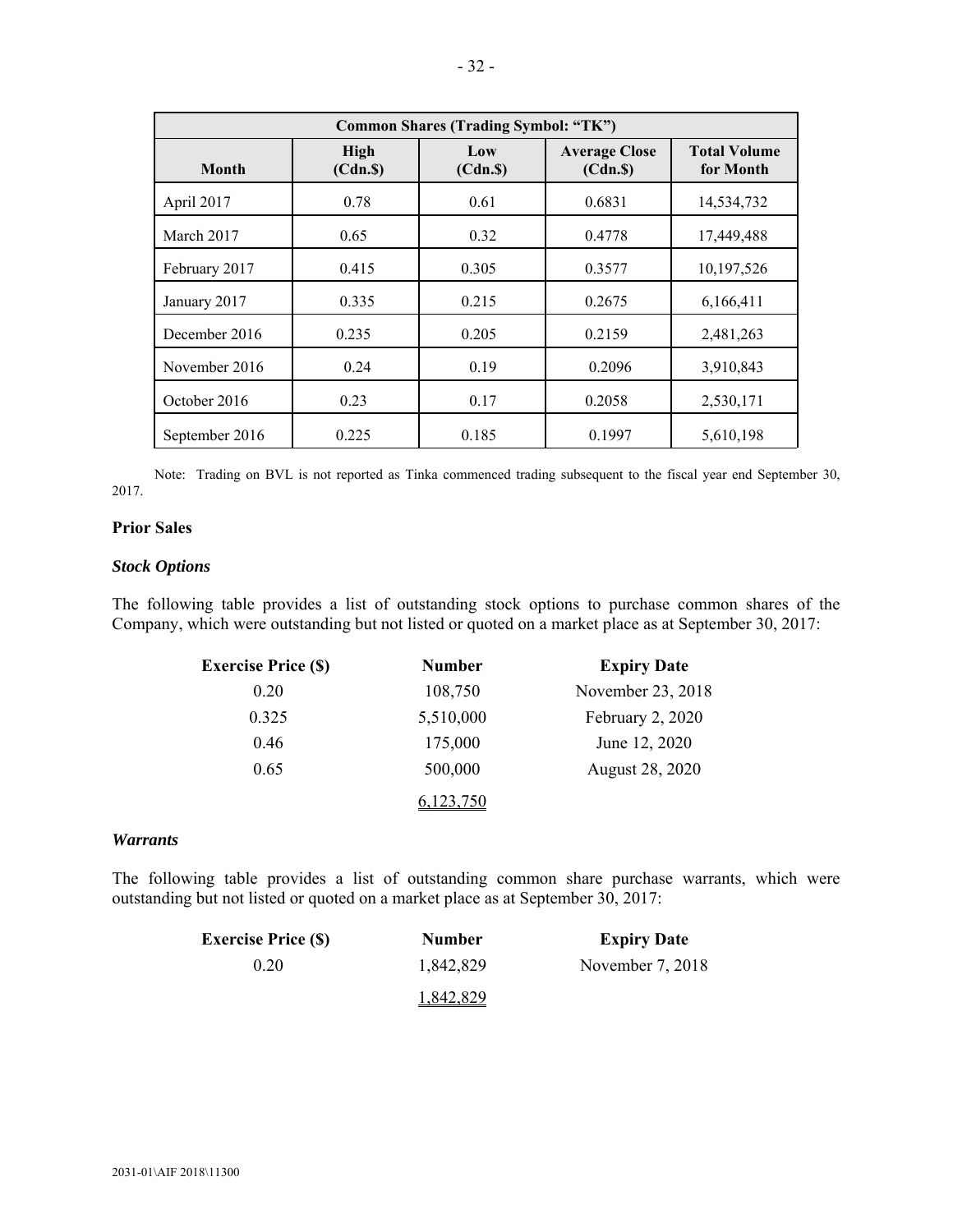| Common Shares (Trading Symbol: "TK") | | | | |
|---|---|---|---|---|
| Month | High (Cdn.$) | Low (Cdn.$) | Average Close (Cdn.$) | Total Volume for Month |
| April 2017 | 0.78 | 0.61 | 0.6831 | 14,534,732 |
| March 2017 | 0.65 | 0.32 | 0.4778 | 17,449,488 |
| February 2017 | 0.415 | 0.305 | 0.3577 | 10,197,526 |
| January 2017 | 0.335 | 0.215 | 0.2675 | 6,166,411 |
| December 2016 | 0.235 | 0.205 | 0.2159 | 2,481,263 |
| November 2016 | 0.24 | 0.19 | 0.2096 | 3,910,843 |
| October 2016 | 0.23 | 0.17 | 0.2058 | 2,530,171 |
| September 2016 | 0.225 | 0.185 | 0.1997 | 5,610,198 |

Note: Trading on BVL is not reported as Tinka commenced trading subsequent to the fiscal year end September 30, 2017.

## Prior Sales

### *Stock Options*

The following table provides a list of outstanding stock options to purchase common shares of the Company, which were outstanding but not listed or quoted on a market place as at September 30, 2017:

| Exercise Price ($) | Number | Expiry Date |
|---|---|---|
| 0.20 | 108,750 | November 23, 2018 |
| 0.325 | 5,510,000 | February 2, 2020 |
| 0.46 | 175,000 | June 12, 2020 |
| 0.65 | 500,000 | August 28, 2020 |
| | 6,123,750 | |

### *Warrants*

The following table provides a list of outstanding common share purchase warrants, which were outstanding but not listed or quoted on a market place as at September 30, 2017:

| Exercise Price ($) | Number | Expiry Date |
|---|---|---|
| 0.20 | 1,842,829 | November 7, 2018 |
| | 1,842,829 | |

2031-01\AIF 2018\11300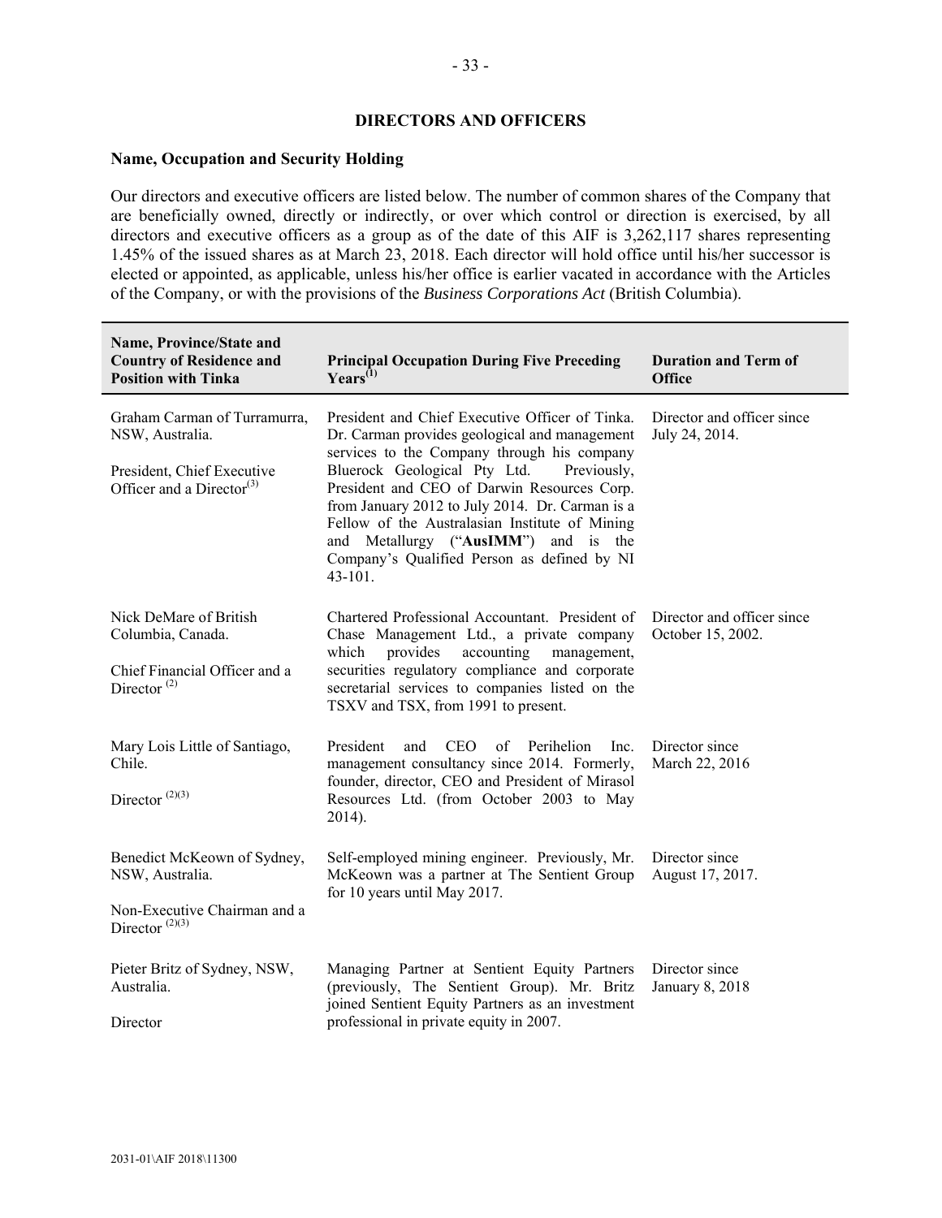## DIRECTORS AND OFFICERS

### Name, Occupation and Security Holding

Our directors and executive officers are listed below. The number of common shares of the Company that are beneficially owned, directly or indirectly, or over which control or direction is exercised, by all directors and executive officers as a group as of the date of this AIF is 3,262,117 shares representing 1.45% of the issued shares as at March 23, 2018. Each director will hold office until his/her successor is elected or appointed, as applicable, unless his/her office is earlier vacated in accordance with the Articles of the Company, or with the provisions of the *Business Corporations Act* (British Columbia).

| Name, Province/State and Country of Residence and Position with Tinka | Principal Occupation During Five Preceding Years[1] | Duration and Term of Office |
|---|---|---|
| Graham Carman of Turramurra, NSW, Australia.<br><br>President, Chief Executive Officer and a Director[3] | President and Chief Executive Officer of Tinka. Dr. Carman provides geological and management services to the Company through his company Bluerock Geological Pty Ltd. Previously, President and CEO of Darwin Resources Corp. from January 2012 to July 2014. Dr. Carman is a Fellow of the Australasian Institute of Mining and Metallurgy ("**AusIMM**") and is the Company's Qualified Person as defined by NI 43-101. | Director and officer since July 24, 2014. |
| Nick DeMare of British Columbia, Canada.<br><br>Chief Financial Officer and a Director [2] | Chartered Professional Accountant. President of Chase Management Ltd., a private company which provides accounting management, securities regulatory compliance and corporate secretarial services to companies listed on the TSXV and TSX, from 1991 to present. | Director and officer since October 15, 2002. |
| Mary Lois Little of Santiago, Chile.<br><br>Director [2][3] | President and CEO of Perihelion Inc. management consultancy since 2014. Formerly, founder, director, CEO and President of Mirasol Resources Ltd. (from October 2003 to May 2014). | Director since March 22, 2016 |
| Benedict McKeown of Sydney, NSW, Australia.<br><br>Non-Executive Chairman and a Director [2][3] | Self-employed mining engineer. Previously, Mr. McKeown was a partner at The Sentient Group for 10 years until May 2017. | Director since August 17, 2017. |
| Pieter Britz of Sydney, NSW, Australia.<br><br>Director | Managing Partner at Sentient Equity Partners (previously, The Sentient Group). Mr. Britz joined Sentient Equity Partners as an investment professional in private equity in 2007. | Director since January 8, 2018 |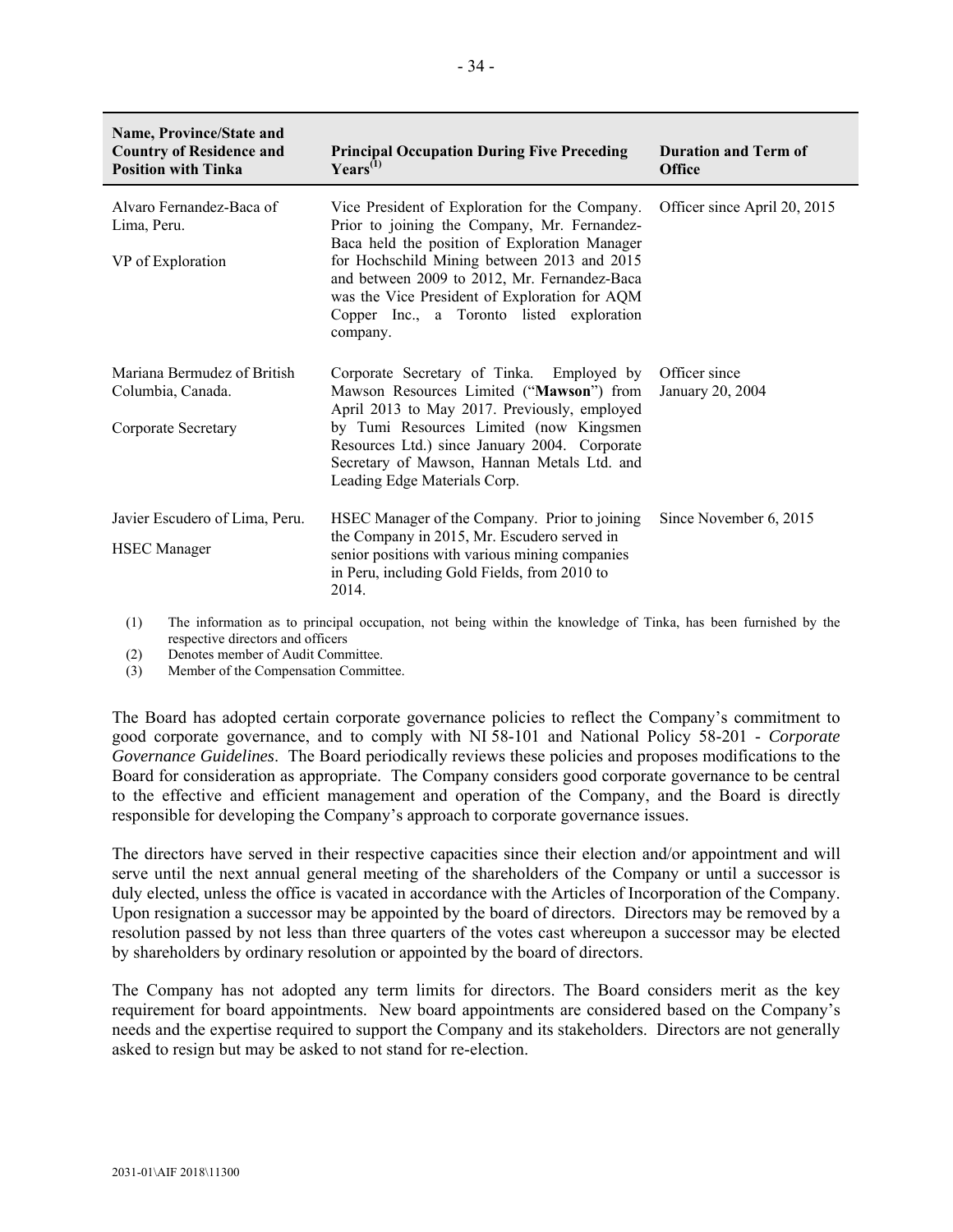| Name, Province/State and Country of Residence and Position with Tinka | Principal Occupation During Five Preceding Years[(1)] | Duration and Term of Office |
|---|---|---|
| Alvaro Fernandez-Baca of Lima, Peru.<br><br>VP of Exploration | Vice President of Exploration for the Company. Prior to joining the Company, Mr. Fernandez-Baca held the position of Exploration Manager for Hochschild Mining between 2013 and 2015 and between 2009 to 2012, Mr. Fernandez-Baca was the Vice President of Exploration for AQM Copper Inc., a Toronto listed exploration company. | Officer since April 20, 2015 |
| Mariana Bermudez of British Columbia, Canada.<br><br>Corporate Secretary | Corporate Secretary of Tinka. Employed by Mawson Resources Limited ("**Mawson**") from April 2013 to May 2017. Previously, employed by Tumi Resources Limited (now Kingsmen Resources Ltd.) since January 2004. Corporate Secretary of Mawson, Hannan Metals Ltd. and Leading Edge Materials Corp. | Officer since January 20, 2004 |
| Javier Escudero of Lima, Peru.<br><br>HSEC Manager | HSEC Manager of the Company. Prior to joining the Company in 2015, Mr. Escudero served in senior positions with various mining companies in Peru, including Gold Fields, from 2010 to 2014. | Since November 6, 2015 |

(1) The information as to principal occupation, not being within the knowledge of Tinka, has been furnished by the respective directors and officers
(2) Denotes member of Audit Committee.
(3) Member of the Compensation Committee.

The Board has adopted certain corporate governance policies to reflect the Company's commitment to good corporate governance, and to comply with NI 58-101 and National Policy 58-201 - *Corporate Governance Guidelines*. The Board periodically reviews these policies and proposes modifications to the Board for consideration as appropriate. The Company considers good corporate governance to be central to the effective and efficient management and operation of the Company, and the Board is directly responsible for developing the Company's approach to corporate governance issues.

The directors have served in their respective capacities since their election and/or appointment and will serve until the next annual general meeting of the shareholders of the Company or until a successor is duly elected, unless the office is vacated in accordance with the Articles of Incorporation of the Company. Upon resignation a successor may be appointed by the board of directors. Directors may be removed by a resolution passed by not less than three quarters of the votes cast whereupon a successor may be elected by shareholders by ordinary resolution or appointed by the board of directors.

The Company has not adopted any term limits for directors. The Board considers merit as the key requirement for board appointments. New board appointments are considered based on the Company's needs and the expertise required to support the Company and its stakeholders. Directors are not generally asked to resign but may be asked to not stand for re-election.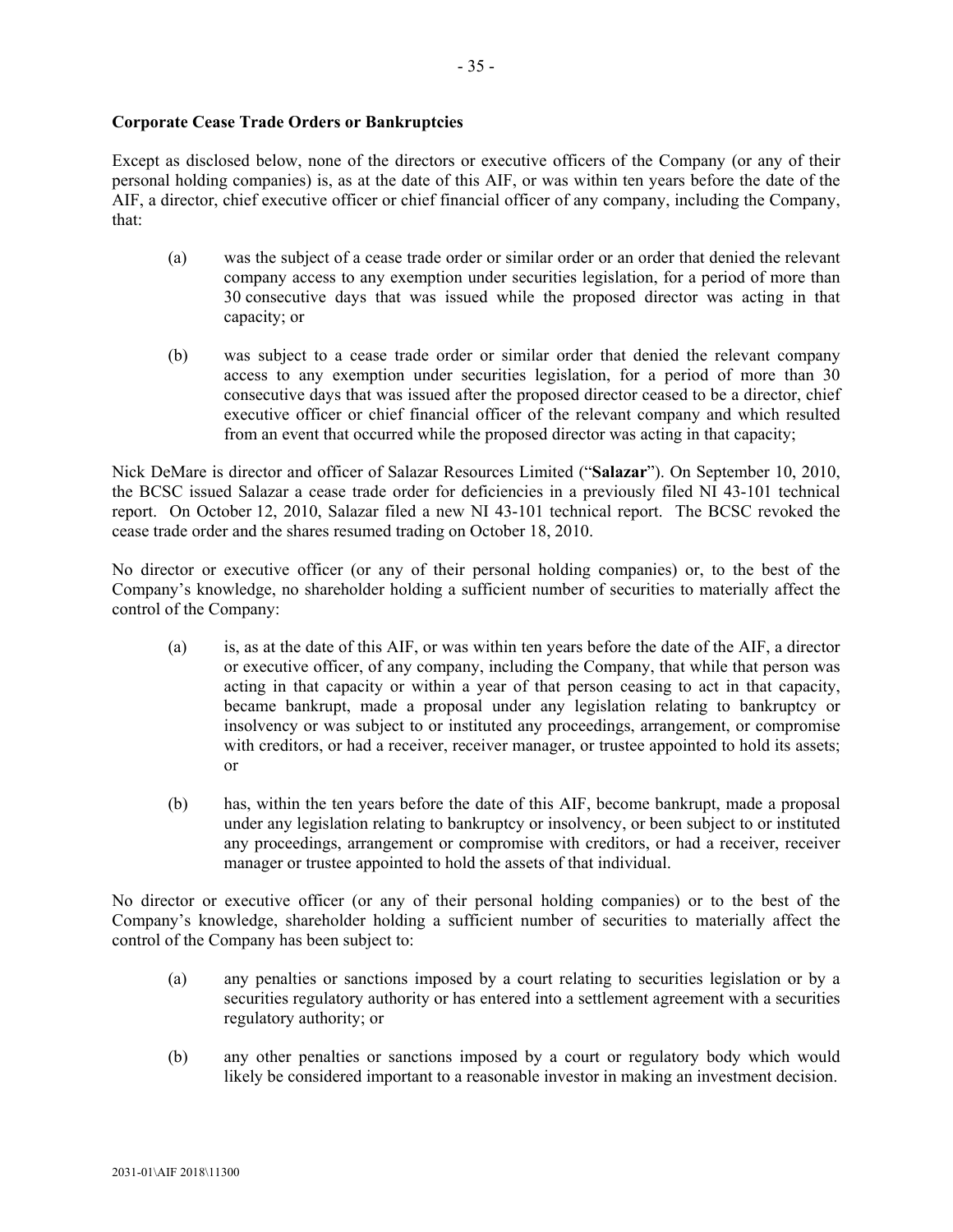**Corporate Cease Trade Orders or Bankruptcies**

Except as disclosed below, none of the directors or executive officers of the Company (or any of their personal holding companies) is, as at the date of this AIF, or was within ten years before the date of the AIF, a director, chief executive officer or chief financial officer of any company, including the Company, that:

(a) was the subject of a cease trade order or similar order or an order that denied the relevant company access to any exemption under securities legislation, for a period of more than 30 consecutive days that was issued while the proposed director was acting in that capacity; or

(b) was subject to a cease trade order or similar order that denied the relevant company access to any exemption under securities legislation, for a period of more than 30 consecutive days that was issued after the proposed director ceased to be a director, chief executive officer or chief financial officer of the relevant company and which resulted from an event that occurred while the proposed director was acting in that capacity;

Nick DeMare is director and officer of Salazar Resources Limited ("**Salazar**"). On September 10, 2010, the BCSC issued Salazar a cease trade order for deficiencies in a previously filed NI 43-101 technical report. On October 12, 2010, Salazar filed a new NI 43-101 technical report. The BCSC revoked the cease trade order and the shares resumed trading on October 18, 2010.

No director or executive officer (or any of their personal holding companies) or, to the best of the Company's knowledge, no shareholder holding a sufficient number of securities to materially affect the control of the Company:

(a) is, as at the date of this AIF, or was within ten years before the date of the AIF, a director or executive officer, of any company, including the Company, that while that person was acting in that capacity or within a year of that person ceasing to act in that capacity, became bankrupt, made a proposal under any legislation relating to bankruptcy or insolvency or was subject to or instituted any proceedings, arrangement, or compromise with creditors, or had a receiver, receiver manager, or trustee appointed to hold its assets; or

(b) has, within the ten years before the date of this AIF, become bankrupt, made a proposal under any legislation relating to bankruptcy or insolvency, or been subject to or instituted any proceedings, arrangement or compromise with creditors, or had a receiver, receiver manager or trustee appointed to hold the assets of that individual.

No director or executive officer (or any of their personal holding companies) or to the best of the Company's knowledge, shareholder holding a sufficient number of securities to materially affect the control of the Company has been subject to:

(a) any penalties or sanctions imposed by a court relating to securities legislation or by a securities regulatory authority or has entered into a settlement agreement with a securities regulatory authority; or

(b) any other penalties or sanctions imposed by a court or regulatory body which would likely be considered important to a reasonable investor in making an investment decision.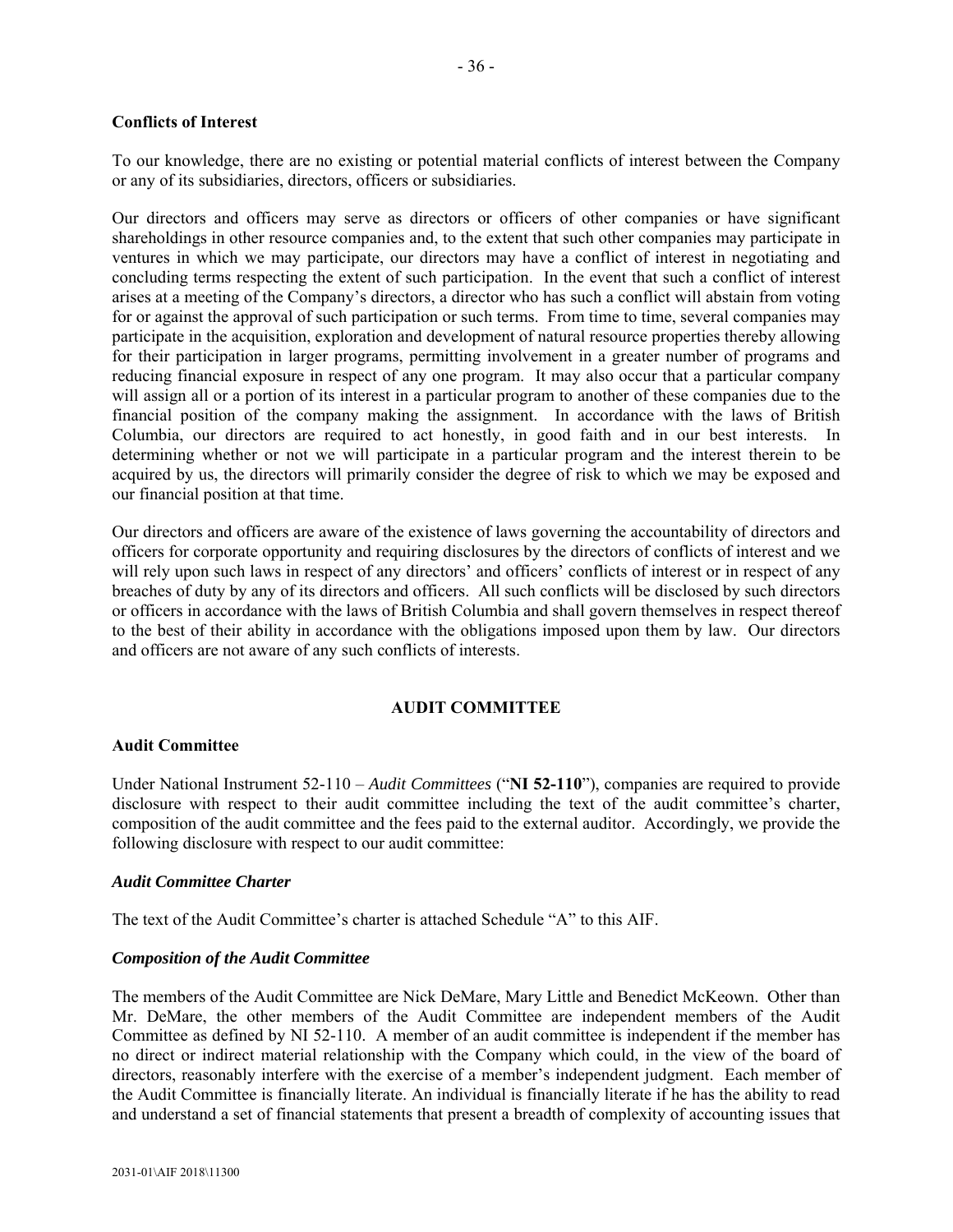**Conflicts of Interest**

To our knowledge, there are no existing or potential material conflicts of interest between the Company or any of its subsidiaries, directors, officers or subsidiaries.

Our directors and officers may serve as directors or officers of other companies or have significant shareholdings in other resource companies and, to the extent that such other companies may participate in ventures in which we may participate, our directors may have a conflict of interest in negotiating and concluding terms respecting the extent of such participation. In the event that such a conflict of interest arises at a meeting of the Company's directors, a director who has such a conflict will abstain from voting for or against the approval of such participation or such terms. From time to time, several companies may participate in the acquisition, exploration and development of natural resource properties thereby allowing for their participation in larger programs, permitting involvement in a greater number of programs and reducing financial exposure in respect of any one program. It may also occur that a particular company will assign all or a portion of its interest in a particular program to another of these companies due to the financial position of the company making the assignment. In accordance with the laws of British Columbia, our directors are required to act honestly, in good faith and in our best interests. In determining whether or not we will participate in a particular program and the interest therein to be acquired by us, the directors will primarily consider the degree of risk to which we may be exposed and our financial position at that time.

Our directors and officers are aware of the existence of laws governing the accountability of directors and officers for corporate opportunity and requiring disclosures by the directors of conflicts of interest and we will rely upon such laws in respect of any directors' and officers' conflicts of interest or in respect of any breaches of duty by any of its directors and officers. All such conflicts will be disclosed by such directors or officers in accordance with the laws of British Columbia and shall govern themselves in respect thereof to the best of their ability in accordance with the obligations imposed upon them by law. Our directors and officers are not aware of any such conflicts of interests.

## AUDIT COMMITTEE

**Audit Committee**

Under National Instrument 52-110 – *Audit Committees* ("**NI 52-110**"), companies are required to provide disclosure with respect to their audit committee including the text of the audit committee's charter, composition of the audit committee and the fees paid to the external auditor. Accordingly, we provide the following disclosure with respect to our audit committee:

***Audit Committee Charter***

The text of the Audit Committee's charter is attached Schedule "A" to this AIF.

***Composition of the Audit Committee***

The members of the Audit Committee are Nick DeMare, Mary Little and Benedict McKeown. Other than Mr. DeMare, the other members of the Audit Committee are independent members of the Audit Committee as defined by NI 52-110. A member of an audit committee is independent if the member has no direct or indirect material relationship with the Company which could, in the view of the board of directors, reasonably interfere with the exercise of a member's independent judgment. Each member of the Audit Committee is financially literate. An individual is financially literate if he has the ability to read and understand a set of financial statements that present a breadth of complexity of accounting issues that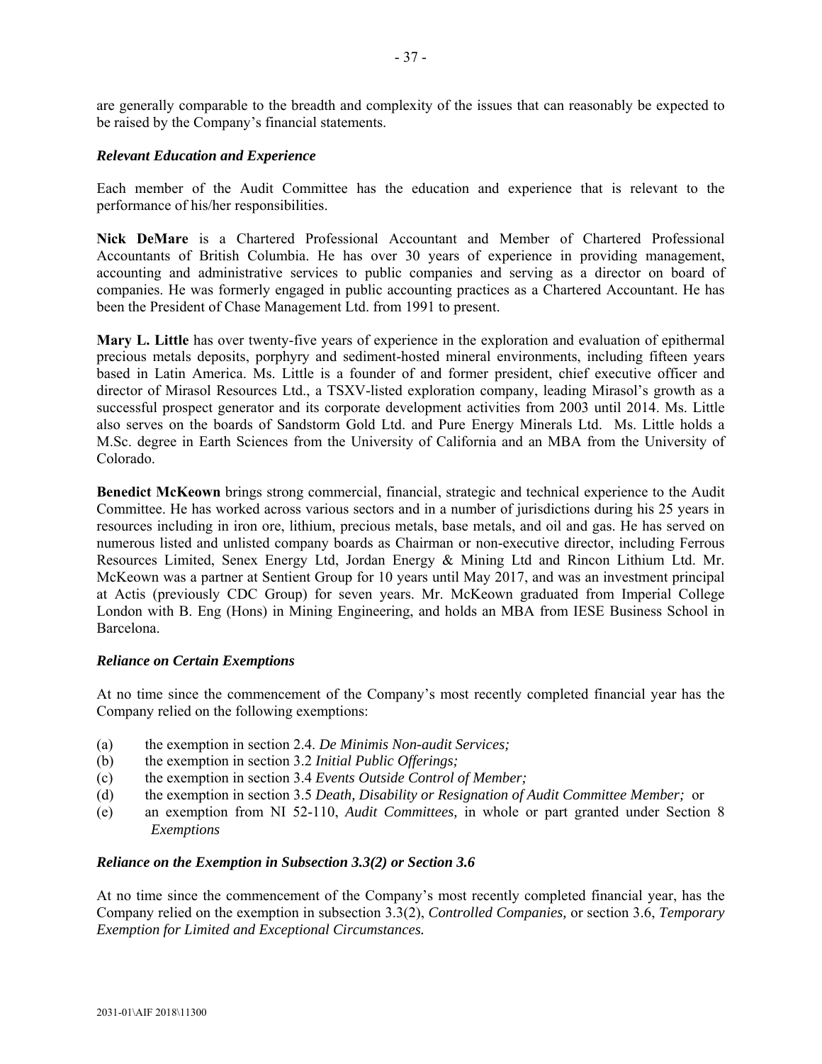are generally comparable to the breadth and complexity of the issues that can reasonably be expected to be raised by the Company's financial statements.

***Relevant Education and Experience***

Each member of the Audit Committee has the education and experience that is relevant to the performance of his/her responsibilities.

**Nick DeMare** is a Chartered Professional Accountant and Member of Chartered Professional Accountants of British Columbia. He has over 30 years of experience in providing management, accounting and administrative services to public companies and serving as a director on board of companies. He was formerly engaged in public accounting practices as a Chartered Accountant. He has been the President of Chase Management Ltd. from 1991 to present.

**Mary L. Little** has over twenty-five years of experience in the exploration and evaluation of epithermal precious metals deposits, porphyry and sediment-hosted mineral environments, including fifteen years based in Latin America. Ms. Little is a founder of and former president, chief executive officer and director of Mirasol Resources Ltd., a TSXV-listed exploration company, leading Mirasol's growth as a successful prospect generator and its corporate development activities from 2003 until 2014. Ms. Little also serves on the boards of Sandstorm Gold Ltd. and Pure Energy Minerals Ltd. Ms. Little holds a M.Sc. degree in Earth Sciences from the University of California and an MBA from the University of Colorado.

**Benedict McKeown** brings strong commercial, financial, strategic and technical experience to the Audit Committee. He has worked across various sectors and in a number of jurisdictions during his 25 years in resources including in iron ore, lithium, precious metals, base metals, and oil and gas. He has served on numerous listed and unlisted company boards as Chairman or non-executive director, including Ferrous Resources Limited, Senex Energy Ltd, Jordan Energy & Mining Ltd and Rincon Lithium Ltd. Mr. McKeown was a partner at Sentient Group for 10 years until May 2017, and was an investment principal at Actis (previously CDC Group) for seven years. Mr. McKeown graduated from Imperial College London with B. Eng (Hons) in Mining Engineering, and holds an MBA from IESE Business School in Barcelona.

***Reliance on Certain Exemptions***

At no time since the commencement of the Company's most recently completed financial year has the Company relied on the following exemptions:

(a) the exemption in section 2.4. *De Minimis Non-audit Services;*
(b) the exemption in section 3.2 *Initial Public Offerings;*
(c) the exemption in section 3.4 *Events Outside Control of Member;*
(d) the exemption in section 3.5 *Death, Disability or Resignation of Audit Committee Member;* or
(e) an exemption from NI 52-110, *Audit Committees,* in whole or part granted under Section 8 *Exemptions*

***Reliance on the Exemption in Subsection 3.3(2) or Section 3.6***

At no time since the commencement of the Company's most recently completed financial year, has the Company relied on the exemption in subsection 3.3(2), *Controlled Companies,* or section 3.6, *Temporary Exemption for Limited and Exceptional Circumstances.*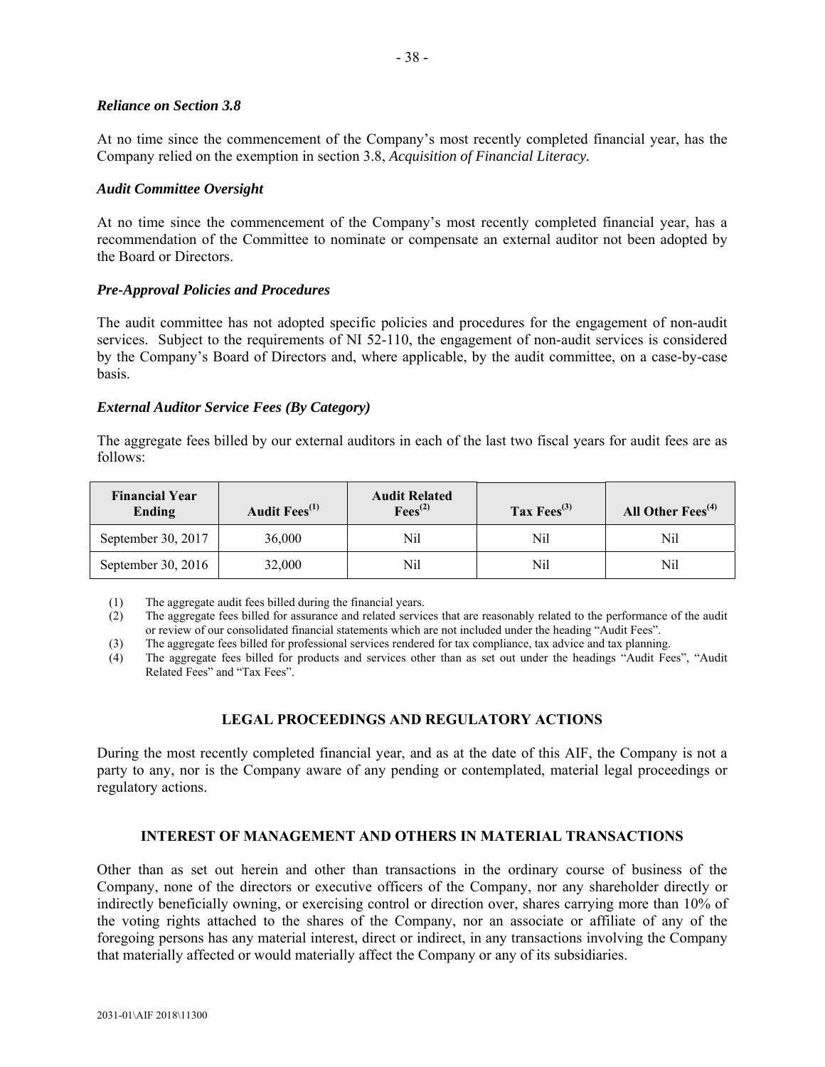### *Reliance on Section 3.8*

At no time since the commencement of the Company's most recently completed financial year, has the Company relied on the exemption in section 3.8, *Acquisition of Financial Literacy.*

### *Audit Committee Oversight*

At no time since the commencement of the Company's most recently completed financial year, has a recommendation of the Committee to nominate or compensate an external auditor not been adopted by the Board or Directors.

### *Pre-Approval Policies and Procedures*

The audit committee has not adopted specific policies and procedures for the engagement of non-audit services. Subject to the requirements of NI 52-110, the engagement of non-audit services is considered by the Company's Board of Directors and, where applicable, by the audit committee, on a case-by-case basis.

### *External Auditor Service Fees (By Category)*

The aggregate fees billed by our external auditors in each of the last two fiscal years for audit fees are as follows:

| Financial Year Ending | Audit Fees[(1)] | Audit Related Fees[(2)] | Tax Fees[(3)] | All Other Fees[(4)] |
|---|---|---|---|---|
| September 30, 2017 | 36,000 | Nil | Nil | Nil |
| September 30, 2016 | 32,000 | Nil | Nil | Nil |

(1) The aggregate audit fees billed during the financial years.
(2) The aggregate fees billed for assurance and related services that are reasonably related to the performance of the audit or review of our consolidated financial statements which are not included under the heading "Audit Fees".
(3) The aggregate fees billed for professional services rendered for tax compliance, tax advice and tax planning.
(4) The aggregate fees billed for products and services other than as set out under the headings "Audit Fees", "Audit Related Fees" and "Tax Fees".

## LEGAL PROCEEDINGS AND REGULATORY ACTIONS

During the most recently completed financial year, and as at the date of this AIF, the Company is not a party to any, nor is the Company aware of any pending or contemplated, material legal proceedings or regulatory actions.

## INTEREST OF MANAGEMENT AND OTHERS IN MATERIAL TRANSACTIONS

Other than as set out herein and other than transactions in the ordinary course of business of the Company, none of the directors or executive officers of the Company, nor any shareholder directly or indirectly beneficially owning, or exercising control or direction over, shares carrying more than 10% of the voting rights attached to the shares of the Company, nor an associate or affiliate of any of the foregoing persons has any material interest, direct or indirect, in any transactions involving the Company that materially affected or would materially affect the Company or any of its subsidiaries.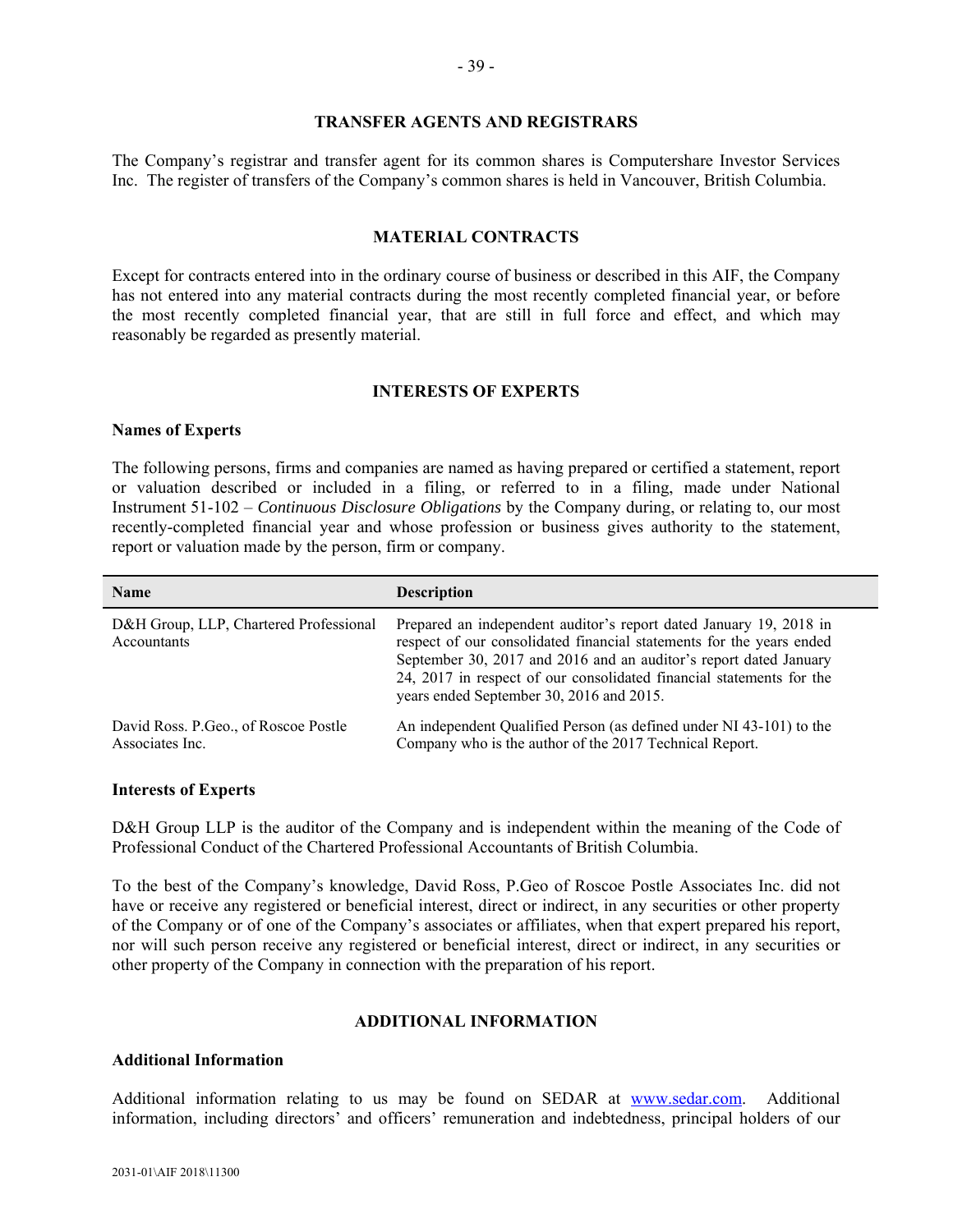## TRANSFER AGENTS AND REGISTRARS

The Company's registrar and transfer agent for its common shares is Computershare Investor Services Inc. The register of transfers of the Company's common shares is held in Vancouver, British Columbia.

## MATERIAL CONTRACTS

Except for contracts entered into in the ordinary course of business or described in this AIF, the Company has not entered into any material contracts during the most recently completed financial year, or before the most recently completed financial year, that are still in full force and effect, and which may reasonably be regarded as presently material.

## INTERESTS OF EXPERTS

### Names of Experts

The following persons, firms and companies are named as having prepared or certified a statement, report or valuation described or included in a filing, or referred to in a filing, made under National Instrument 51-102 – *Continuous Disclosure Obligations* by the Company during, or relating to, our most recently-completed financial year and whose profession or business gives authority to the statement, report or valuation made by the person, firm or company.

| Name | Description |
|---|---|
| D&H Group, LLP, Chartered Professional Accountants | Prepared an independent auditor's report dated January 19, 2018 in respect of our consolidated financial statements for the years ended September 30, 2017 and 2016 and an auditor's report dated January 24, 2017 in respect of our consolidated financial statements for the years ended September 30, 2016 and 2015. |
| David Ross. P.Geo., of Roscoe Postle Associates Inc. | An independent Qualified Person (as defined under NI 43-101) to the Company who is the author of the 2017 Technical Report. |

### Interests of Experts

D&H Group LLP is the auditor of the Company and is independent within the meaning of the Code of Professional Conduct of the Chartered Professional Accountants of British Columbia.

To the best of the Company's knowledge, David Ross, P.Geo of Roscoe Postle Associates Inc. did not have or receive any registered or beneficial interest, direct or indirect, in any securities or other property of the Company or of one of the Company's associates or affiliates, when that expert prepared his report, nor will such person receive any registered or beneficial interest, direct or indirect, in any securities or other property of the Company in connection with the preparation of his report.

## ADDITIONAL INFORMATION

### Additional Information

Additional information relating to us may be found on SEDAR at www.sedar.com. Additional information, including directors' and officers' remuneration and indebtedness, principal holders of our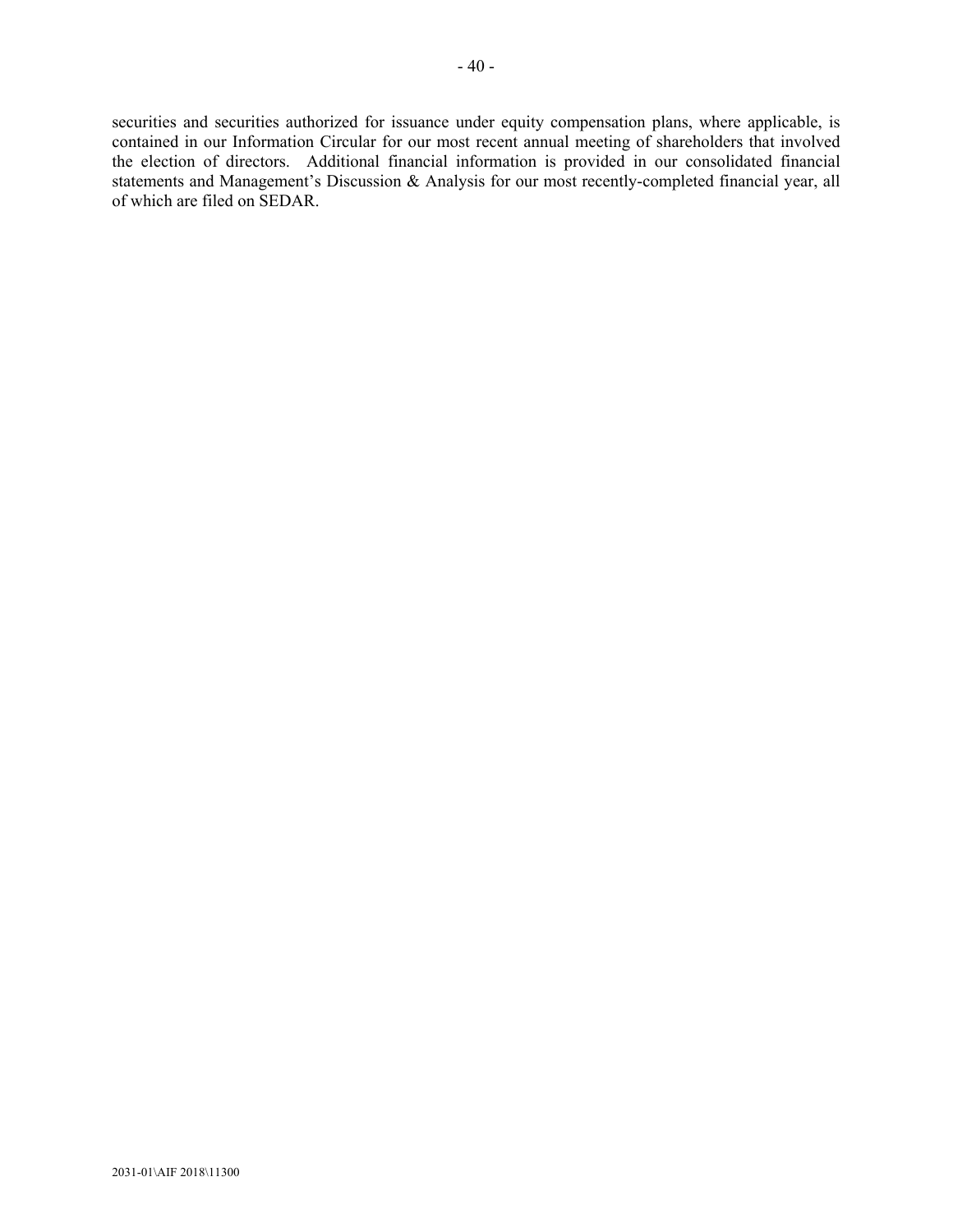securities and securities authorized for issuance under equity compensation plans, where applicable, is contained in our Information Circular for our most recent annual meeting of shareholders that involved the election of directors. Additional financial information is provided in our consolidated financial statements and Management's Discussion & Analysis for our most recently-completed financial year, all of which are filed on SEDAR.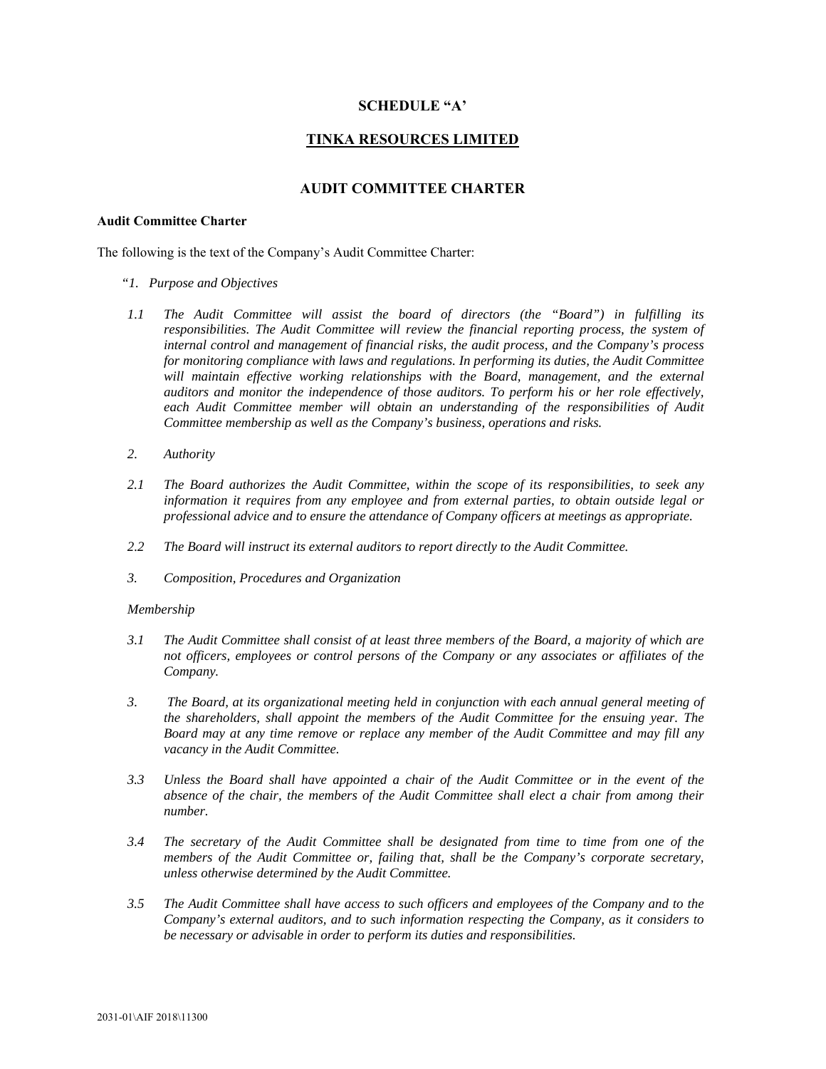# SCHEDULE "A'

## TINKA RESOURCES LIMITED

## AUDIT COMMITTEE CHARTER

**Audit Committee Charter**

The following is the text of the Company's Audit Committee Charter:

*"1. Purpose and Objectives*

*1.1 The Audit Committee will assist the board of directors (the "Board") in fulfilling its responsibilities. The Audit Committee will review the financial reporting process, the system of internal control and management of financial risks, the audit process, and the Company's process for monitoring compliance with laws and regulations. In performing its duties, the Audit Committee will maintain effective working relationships with the Board, management, and the external auditors and monitor the independence of those auditors. To perform his or her role effectively, each Audit Committee member will obtain an understanding of the responsibilities of Audit Committee membership as well as the Company's business, operations and risks.*

*2. Authority*

*2.1 The Board authorizes the Audit Committee, within the scope of its responsibilities, to seek any information it requires from any employee and from external parties, to obtain outside legal or professional advice and to ensure the attendance of Company officers at meetings as appropriate.*

*2.2 The Board will instruct its external auditors to report directly to the Audit Committee.*

*3. Composition, Procedures and Organization*

*Membership*

*3.1 The Audit Committee shall consist of at least three members of the Board, a majority of which are not officers, employees or control persons of the Company or any associates or affiliates of the Company.*

*3. The Board, at its organizational meeting held in conjunction with each annual general meeting of the shareholders, shall appoint the members of the Audit Committee for the ensuing year. The Board may at any time remove or replace any member of the Audit Committee and may fill any vacancy in the Audit Committee.*

*3.3 Unless the Board shall have appointed a chair of the Audit Committee or in the event of the absence of the chair, the members of the Audit Committee shall elect a chair from among their number.*

*3.4 The secretary of the Audit Committee shall be designated from time to time from one of the members of the Audit Committee or, failing that, shall be the Company's corporate secretary, unless otherwise determined by the Audit Committee.*

*3.5 The Audit Committee shall have access to such officers and employees of the Company and to the Company's external auditors, and to such information respecting the Company, as it considers to be necessary or advisable in order to perform its duties and responsibilities.*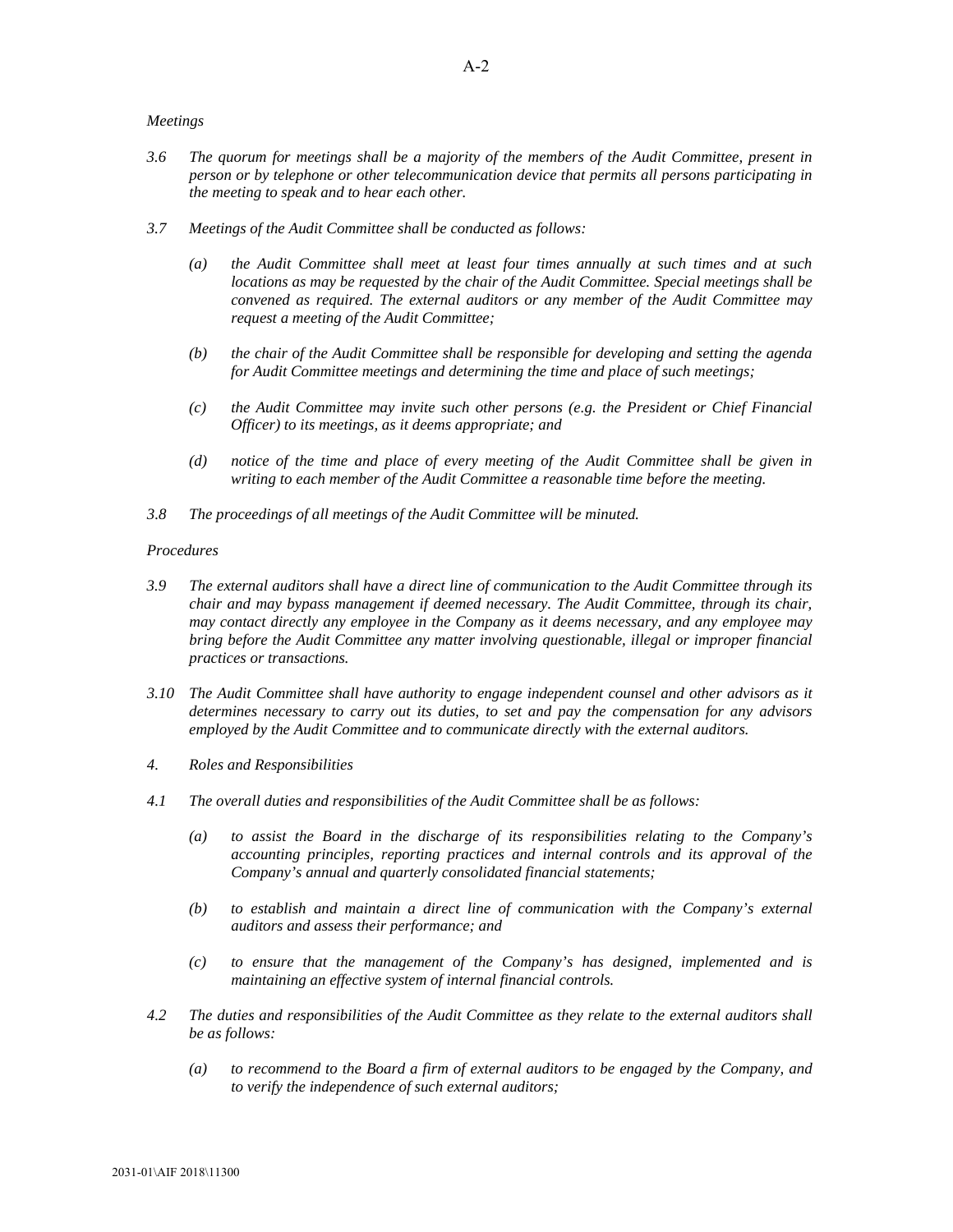*Meetings*

*3.6 The quorum for meetings shall be a majority of the members of the Audit Committee, present in person or by telephone or other telecommunication device that permits all persons participating in the meeting to speak and to hear each other.*

*3.7 Meetings of the Audit Committee shall be conducted as follows:*

*(a) the Audit Committee shall meet at least four times annually at such times and at such locations as may be requested by the chair of the Audit Committee. Special meetings shall be convened as required. The external auditors or any member of the Audit Committee may request a meeting of the Audit Committee;*

*(b) the chair of the Audit Committee shall be responsible for developing and setting the agenda for Audit Committee meetings and determining the time and place of such meetings;*

*(c) the Audit Committee may invite such other persons (e.g. the President or Chief Financial Officer) to its meetings, as it deems appropriate; and*

*(d) notice of the time and place of every meeting of the Audit Committee shall be given in writing to each member of the Audit Committee a reasonable time before the meeting.*

*3.8 The proceedings of all meetings of the Audit Committee will be minuted.*

*Procedures*

*3.9 The external auditors shall have a direct line of communication to the Audit Committee through its chair and may bypass management if deemed necessary. The Audit Committee, through its chair, may contact directly any employee in the Company as it deems necessary, and any employee may bring before the Audit Committee any matter involving questionable, illegal or improper financial practices or transactions.*

*3.10 The Audit Committee shall have authority to engage independent counsel and other advisors as it determines necessary to carry out its duties, to set and pay the compensation for any advisors employed by the Audit Committee and to communicate directly with the external auditors.*

*4. Roles and Responsibilities*

*4.1 The overall duties and responsibilities of the Audit Committee shall be as follows:*

*(a) to assist the Board in the discharge of its responsibilities relating to the Company's accounting principles, reporting practices and internal controls and its approval of the Company's annual and quarterly consolidated financial statements;*

*(b) to establish and maintain a direct line of communication with the Company's external auditors and assess their performance; and*

*(c) to ensure that the management of the Company's has designed, implemented and is maintaining an effective system of internal financial controls.*

*4.2 The duties and responsibilities of the Audit Committee as they relate to the external auditors shall be as follows:*

*(a) to recommend to the Board a firm of external auditors to be engaged by the Company, and to verify the independence of such external auditors;*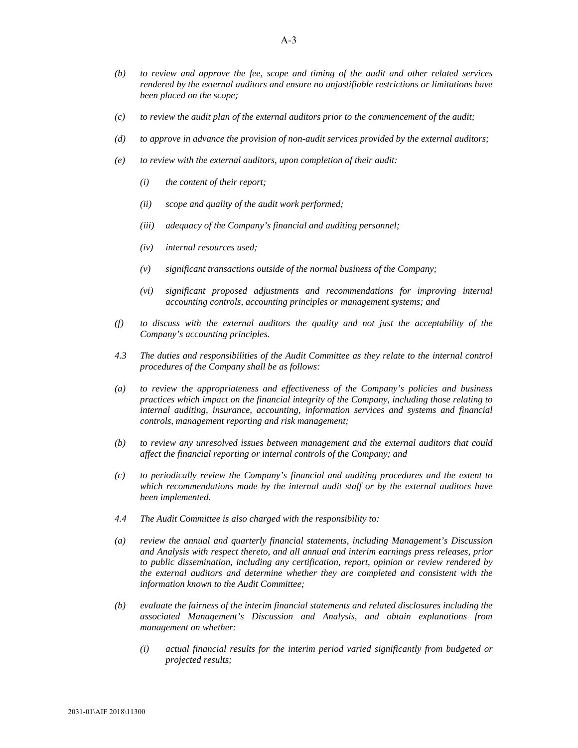*(b) to review and approve the fee, scope and timing of the audit and other related services rendered by the external auditors and ensure no unjustifiable restrictions or limitations have been placed on the scope;*

*(c) to review the audit plan of the external auditors prior to the commencement of the audit;*

*(d) to approve in advance the provision of non-audit services provided by the external auditors;*

*(e) to review with the external auditors, upon completion of their audit:*

> *(i) the content of their report;*
>
> *(ii) scope and quality of the audit work performed;*
>
> *(iii) adequacy of the Company's financial and auditing personnel;*
>
> *(iv) internal resources used;*
>
> *(v) significant transactions outside of the normal business of the Company;*
>
> *(vi) significant proposed adjustments and recommendations for improving internal accounting controls, accounting principles or management systems; and*

*(f) to discuss with the external auditors the quality and not just the acceptability of the Company's accounting principles.*

*4.3 The duties and responsibilities of the Audit Committee as they relate to the internal control procedures of the Company shall be as follows:*

*(a) to review the appropriateness and effectiveness of the Company's policies and business practices which impact on the financial integrity of the Company, including those relating to internal auditing, insurance, accounting, information services and systems and financial controls, management reporting and risk management;*

*(b) to review any unresolved issues between management and the external auditors that could affect the financial reporting or internal controls of the Company; and*

*(c) to periodically review the Company's financial and auditing procedures and the extent to which recommendations made by the internal audit staff or by the external auditors have been implemented.*

*4.4 The Audit Committee is also charged with the responsibility to:*

*(a) review the annual and quarterly financial statements, including Management's Discussion and Analysis with respect thereto, and all annual and interim earnings press releases, prior to public dissemination, including any certification, report, opinion or review rendered by the external auditors and determine whether they are completed and consistent with the information known to the Audit Committee;*

*(b) evaluate the fairness of the interim financial statements and related disclosures including the associated Management's Discussion and Analysis, and obtain explanations from management on whether:*

> *(i) actual financial results for the interim period varied significantly from budgeted or projected results;*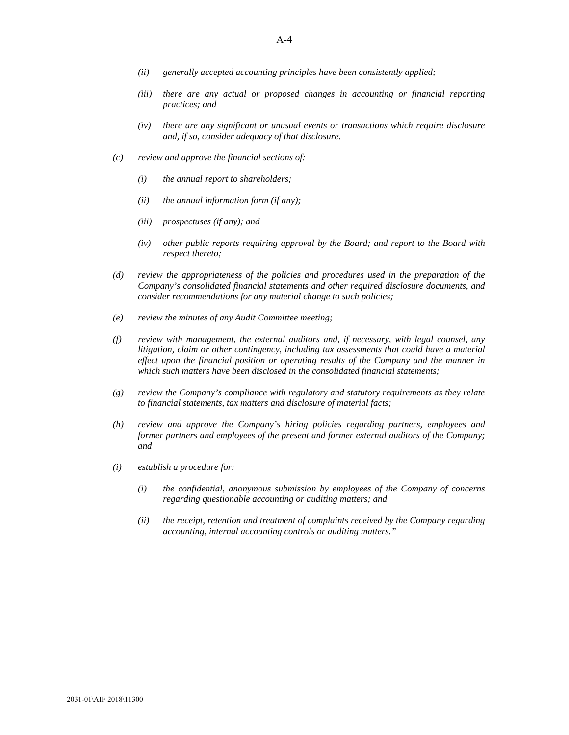*(ii) generally accepted accounting principles have been consistently applied;*

*(iii) there are any actual or proposed changes in accounting or financial reporting practices; and*

*(iv) there are any significant or unusual events or transactions which require disclosure and, if so, consider adequacy of that disclosure.*

*(c) review and approve the financial sections of:*

*(i) the annual report to shareholders;*

*(ii) the annual information form (if any);*

*(iii) prospectuses (if any); and*

*(iv) other public reports requiring approval by the Board; and report to the Board with respect thereto;*

*(d) review the appropriateness of the policies and procedures used in the preparation of the Company's consolidated financial statements and other required disclosure documents, and consider recommendations for any material change to such policies;*

*(e) review the minutes of any Audit Committee meeting;*

*(f) review with management, the external auditors and, if necessary, with legal counsel, any litigation, claim or other contingency, including tax assessments that could have a material effect upon the financial position or operating results of the Company and the manner in which such matters have been disclosed in the consolidated financial statements;*

*(g) review the Company's compliance with regulatory and statutory requirements as they relate to financial statements, tax matters and disclosure of material facts;*

*(h) review and approve the Company's hiring policies regarding partners, employees and former partners and employees of the present and former external auditors of the Company; and*

*(i) establish a procedure for:*

*(i) the confidential, anonymous submission by employees of the Company of concerns regarding questionable accounting or auditing matters; and*

*(ii) the receipt, retention and treatment of complaints received by the Company regarding accounting, internal accounting controls or auditing matters."*